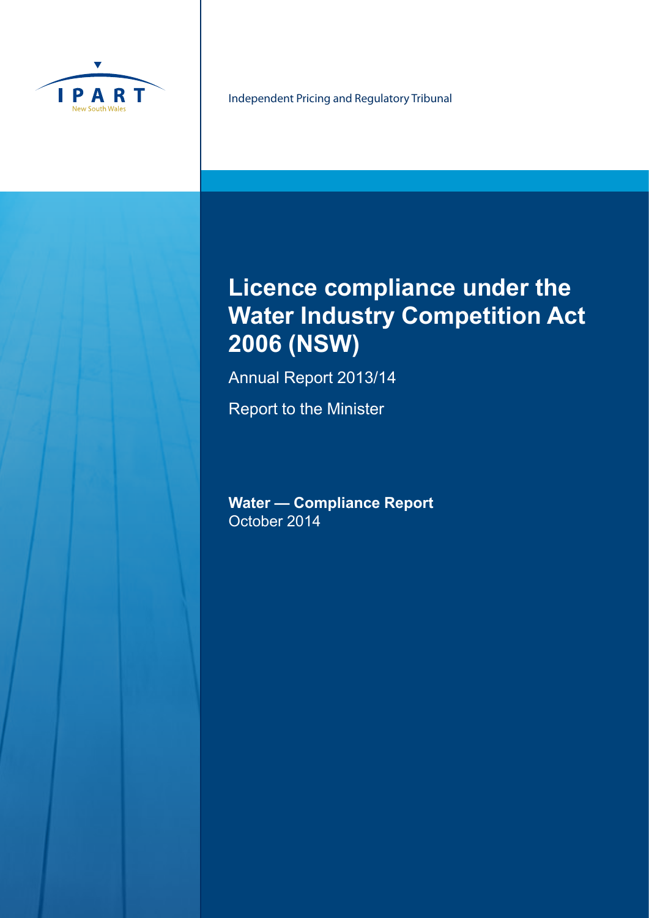IPART

New South Wales

Independent Pricing and Regulatory Tribunal

# Licence compliance under the Water Industry Competition Act 2006 (NSW)

Annual Report 2013/14

Report to the Minister

**Water — Compliance Report**
October 2014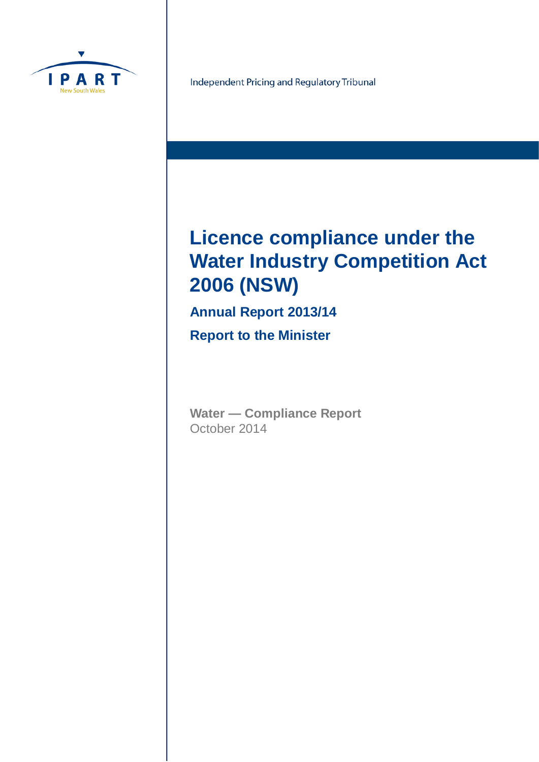IPART

New South Wales

Independent Pricing and Regulatory Tribunal

# Licence compliance under the Water Industry Competition Act 2006 (NSW)

## Annual Report 2013/14

## Report to the Minister

**Water — Compliance Report**

October 2014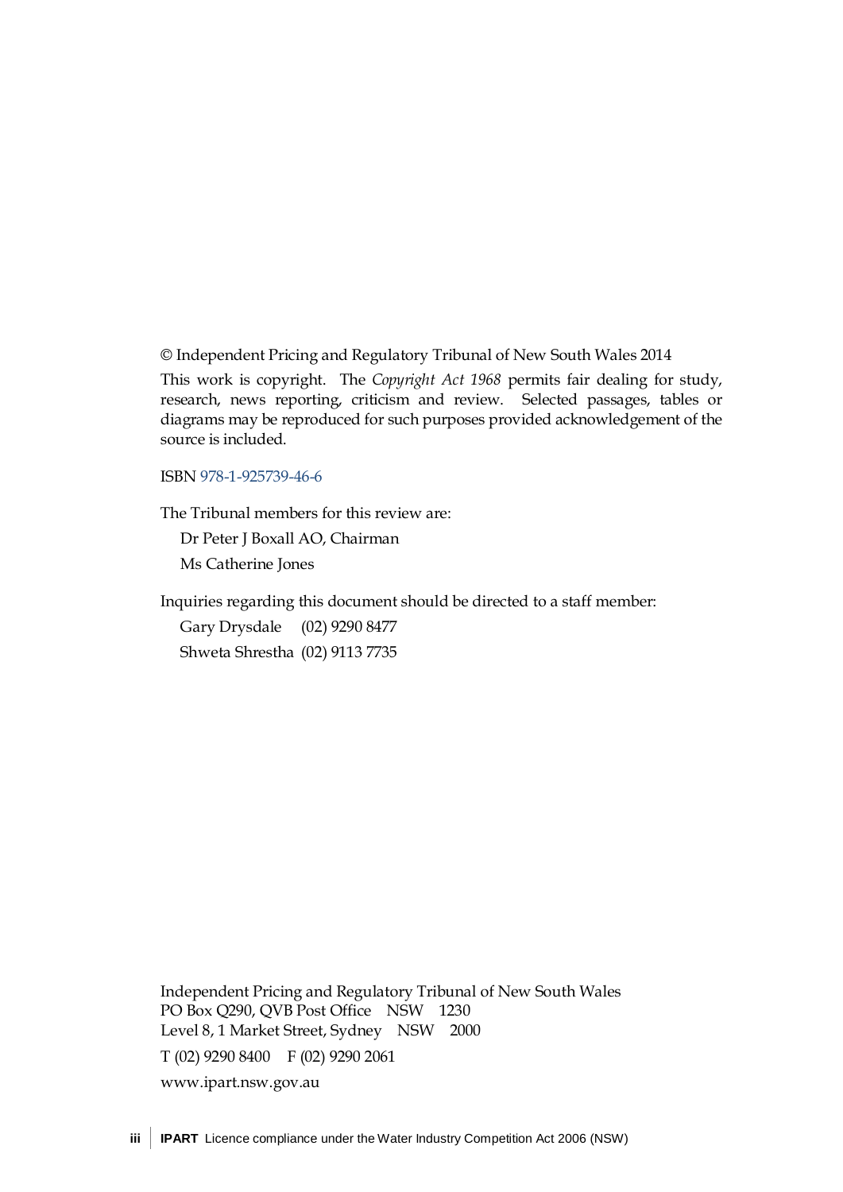© Independent Pricing and Regulatory Tribunal of New South Wales 2014

This work is copyright. The *Copyright Act 1968* permits fair dealing for study, research, news reporting, criticism and review. Selected passages, tables or diagrams may be reproduced for such purposes provided acknowledgement of the source is included.

ISBN 978-1-925739-46-6

The Tribunal members for this review are:

Dr Peter J Boxall AO, Chairman

Ms Catherine Jones

Inquiries regarding this document should be directed to a staff member:

Gary Drysdale (02) 9290 8477

Shweta Shrestha (02) 9113 7735

Independent Pricing and Regulatory Tribunal of New South Wales
PO Box Q290, QVB Post Office NSW 1230
Level 8, 1 Market Street, Sydney NSW 2000

T (02) 9290 8400 F (02) 9290 2061

www.ipart.nsw.gov.au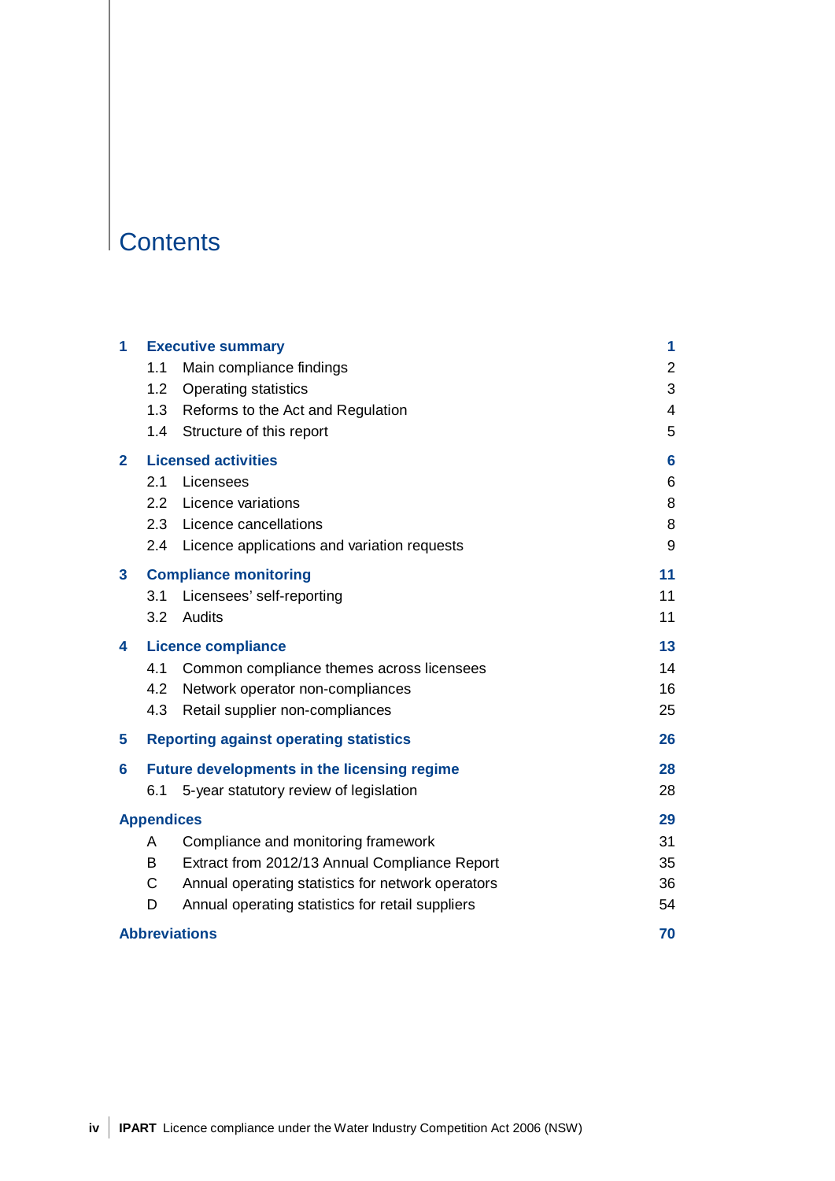# Contents

| | | |
|---|---|---|
| **1** | **Executive summary** | **1** |
| 1.1 | Main compliance findings | 2 |
| 1.2 | Operating statistics | 3 |
| 1.3 | Reforms to the Act and Regulation | 4 |
| 1.4 | Structure of this report | 5 |
| **2** | **Licensed activities** | **6** |
| 2.1 | Licensees | 6 |
| 2.2 | Licence variations | 8 |
| 2.3 | Licence cancellations | 8 |
| 2.4 | Licence applications and variation requests | 9 |
| **3** | **Compliance monitoring** | **11** |
| 3.1 | Licensees' self-reporting | 11 |
| 3.2 | Audits | 11 |
| **4** | **Licence compliance** | **13** |
| 4.1 | Common compliance themes across licensees | 14 |
| 4.2 | Network operator non-compliances | 16 |
| 4.3 | Retail supplier non-compliances | 25 |
| **5** | **Reporting against operating statistics** | **26** |
| **6** | **Future developments in the licensing regime** | **28** |
| 6.1 | 5-year statutory review of legislation | 28 |
| **Appendices** | | **29** |
| A | Compliance and monitoring framework | 31 |
| B | Extract from 2012/13 Annual Compliance Report | 35 |
| C | Annual operating statistics for network operators | 36 |
| D | Annual operating statistics for retail suppliers | 54 |
| **Abbreviations** | | **70** |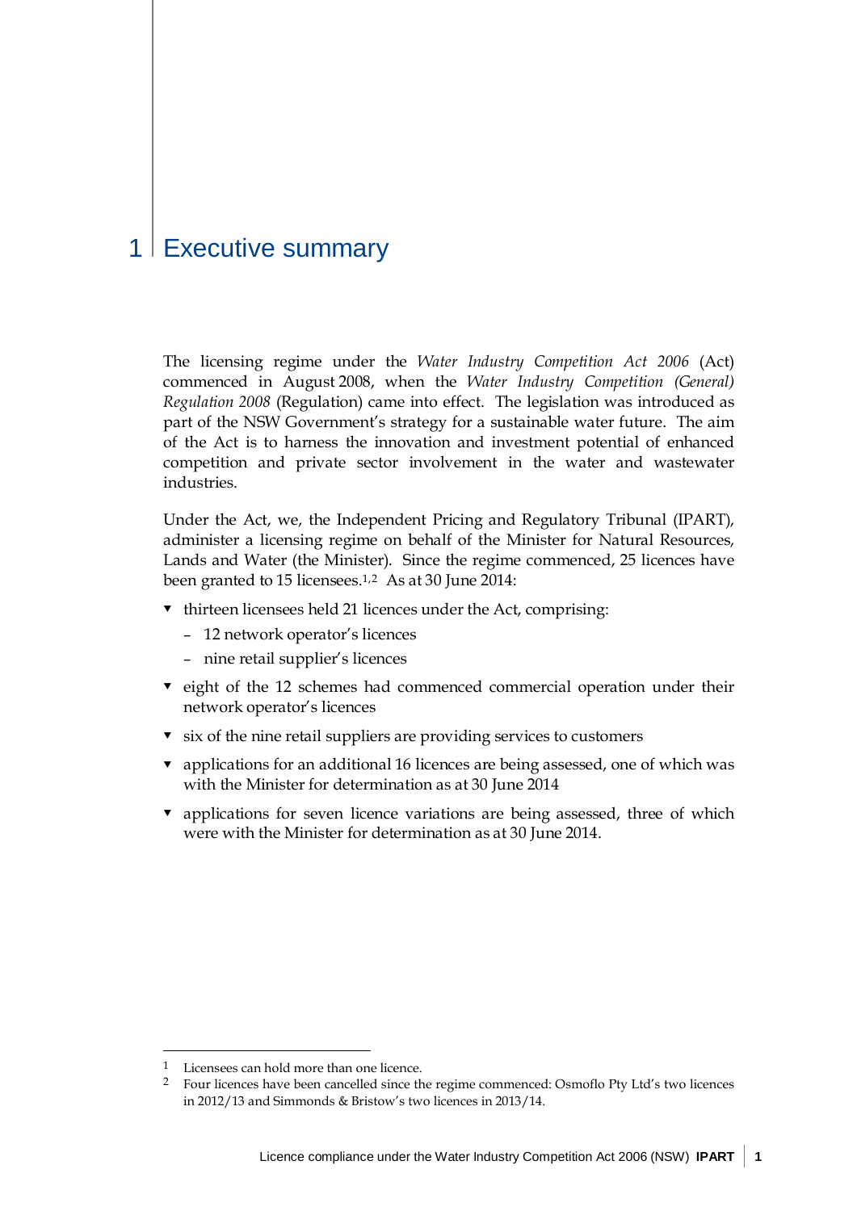# 1 Executive summary

The licensing regime under the *Water Industry Competition Act 2006* (Act) commenced in August 2008, when the *Water Industry Competition (General) Regulation 2008* (Regulation) came into effect. The legislation was introduced as part of the NSW Government's strategy for a sustainable water future. The aim of the Act is to harness the innovation and investment potential of enhanced competition and private sector involvement in the water and wastewater industries.

Under the Act, we, the Independent Pricing and Regulatory Tribunal (IPART), administer a licensing regime on behalf of the Minister for Natural Resources, Lands and Water (the Minister). Since the regime commenced, 25 licences have been granted to 15 licensees.[1,2] As at 30 June 2014:

- thirteen licensees held 21 licences under the Act, comprising:
  - 12 network operator's licences
  - nine retail supplier's licences
- eight of the 12 schemes had commenced commercial operation under their network operator's licences
- six of the nine retail suppliers are providing services to customers
- applications for an additional 16 licences are being assessed, one of which was with the Minister for determination as at 30 June 2014
- applications for seven licence variations are being assessed, three of which were with the Minister for determination as at 30 June 2014.

---

[1] Licensees can hold more than one licence.

[2] Four licences have been cancelled since the regime commenced: Osmoflo Pty Ltd's two licences in 2012/13 and Simmonds & Bristow's two licences in 2013/14.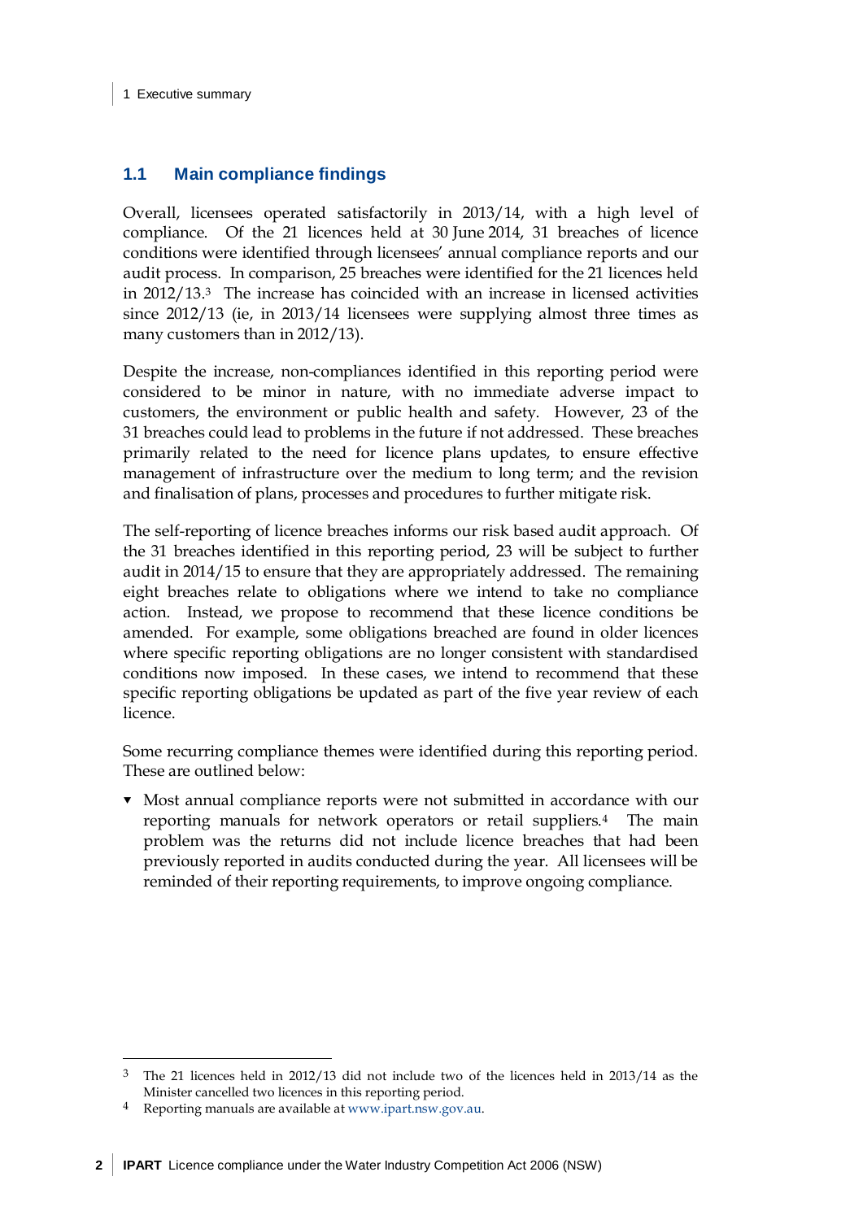## 1.1 Main compliance findings

Overall, licensees operated satisfactorily in 2013/14, with a high level of compliance. Of the 21 licences held at 30 June 2014, 31 breaches of licence conditions were identified through licensees' annual compliance reports and our audit process. In comparison, 25 breaches were identified for the 21 licences held in 2012/13.[3] The increase has coincided with an increase in licensed activities since 2012/13 (ie, in 2013/14 licensees were supplying almost three times as many customers than in 2012/13).

Despite the increase, non-compliances identified in this reporting period were considered to be minor in nature, with no immediate adverse impact to customers, the environment or public health and safety. However, 23 of the 31 breaches could lead to problems in the future if not addressed. These breaches primarily related to the need for licence plans updates, to ensure effective management of infrastructure over the medium to long term; and the revision and finalisation of plans, processes and procedures to further mitigate risk.

The self-reporting of licence breaches informs our risk based audit approach. Of the 31 breaches identified in this reporting period, 23 will be subject to further audit in 2014/15 to ensure that they are appropriately addressed. The remaining eight breaches relate to obligations where we intend to take no compliance action. Instead, we propose to recommend that these licence conditions be amended. For example, some obligations breached are found in older licences where specific reporting obligations are no longer consistent with standardised conditions now imposed. In these cases, we intend to recommend that these specific reporting obligations be updated as part of the five year review of each licence.

Some recurring compliance themes were identified during this reporting period. These are outlined below:

- Most annual compliance reports were not submitted in accordance with our reporting manuals for network operators or retail suppliers.[4] The main problem was the returns did not include licence breaches that had been previously reported in audits conducted during the year. All licensees will be reminded of their reporting requirements, to improve ongoing compliance.

---

[3] The 21 licences held in 2012/13 did not include two of the licences held in 2013/14 as the Minister cancelled two licences in this reporting period.

[4] Reporting manuals are available at www.ipart.nsw.gov.au.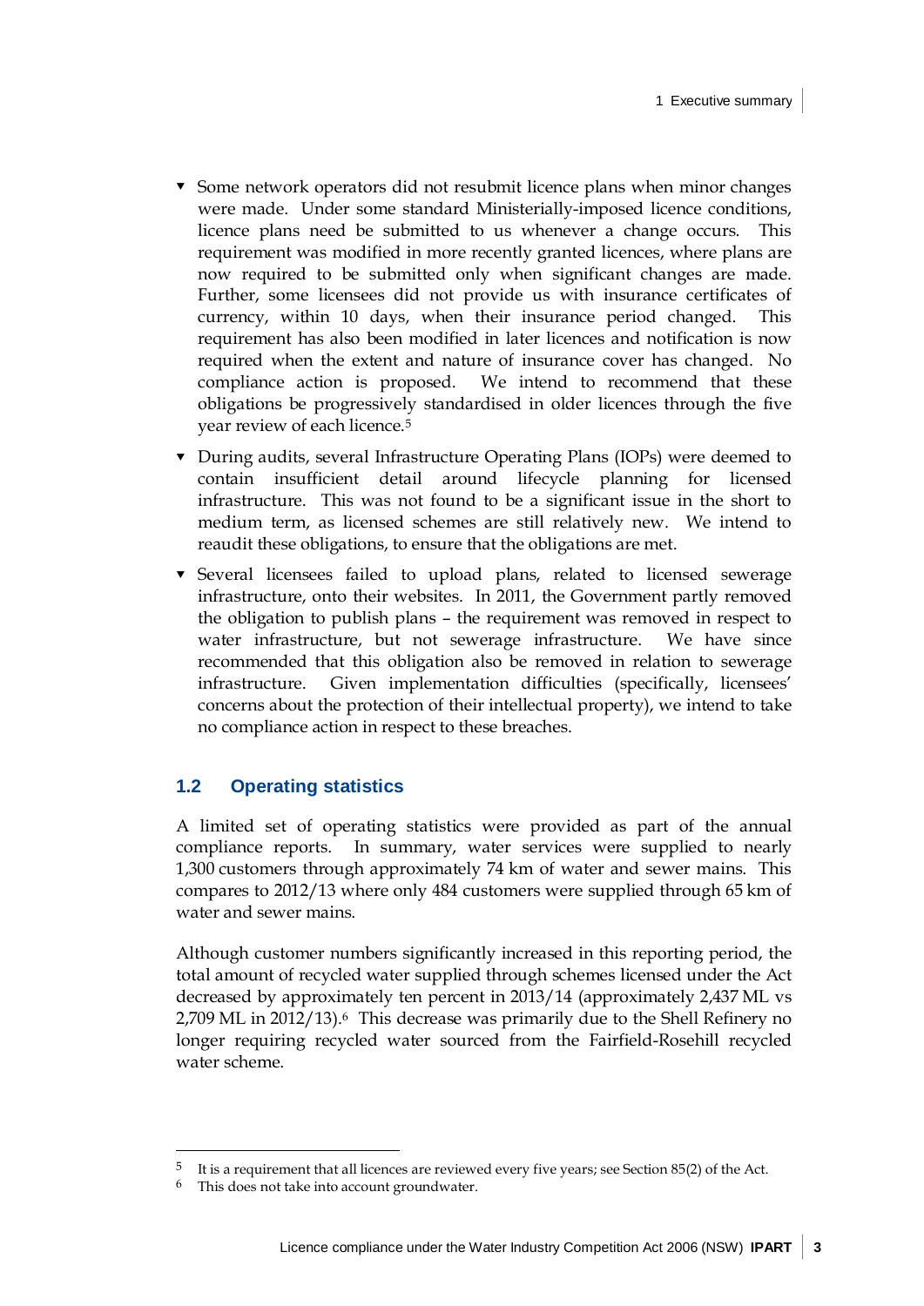- Some network operators did not resubmit licence plans when minor changes were made. Under some standard Ministerially-imposed licence conditions, licence plans need be submitted to us whenever a change occurs. This requirement was modified in more recently granted licences, where plans are now required to be submitted only when significant changes are made. Further, some licensees did not provide us with insurance certificates of currency, within 10 days, when their insurance period changed. This requirement has also been modified in later licences and notification is now required when the extent and nature of insurance cover has changed. No compliance action is proposed. We intend to recommend that these obligations be progressively standardised in older licences through the five year review of each licence.[5]
- During audits, several Infrastructure Operating Plans (IOPs) were deemed to contain insufficient detail around lifecycle planning for licensed infrastructure. This was not found to be a significant issue in the short to medium term, as licensed schemes are still relatively new. We intend to reaudit these obligations, to ensure that the obligations are met.
- Several licensees failed to upload plans, related to licensed sewerage infrastructure, onto their websites. In 2011, the Government partly removed the obligation to publish plans – the requirement was removed in respect to water infrastructure, but not sewerage infrastructure. We have since recommended that this obligation also be removed in relation to sewerage infrastructure. Given implementation difficulties (specifically, licensees' concerns about the protection of their intellectual property), we intend to take no compliance action in respect to these breaches.

## 1.2 Operating statistics

A limited set of operating statistics were provided as part of the annual compliance reports. In summary, water services were supplied to nearly 1,300 customers through approximately 74 km of water and sewer mains. This compares to 2012/13 where only 484 customers were supplied through 65 km of water and sewer mains.

Although customer numbers significantly increased in this reporting period, the total amount of recycled water supplied through schemes licensed under the Act decreased by approximately ten percent in 2013/14 (approximately 2,437 ML vs 2,709 ML in 2012/13).[6] This decrease was primarily due to the Shell Refinery no longer requiring recycled water sourced from the Fairfield-Rosehill recycled water scheme.

---

[5] It is a requirement that all licences are reviewed every five years; see Section 85(2) of the Act.

[6] This does not take into account groundwater.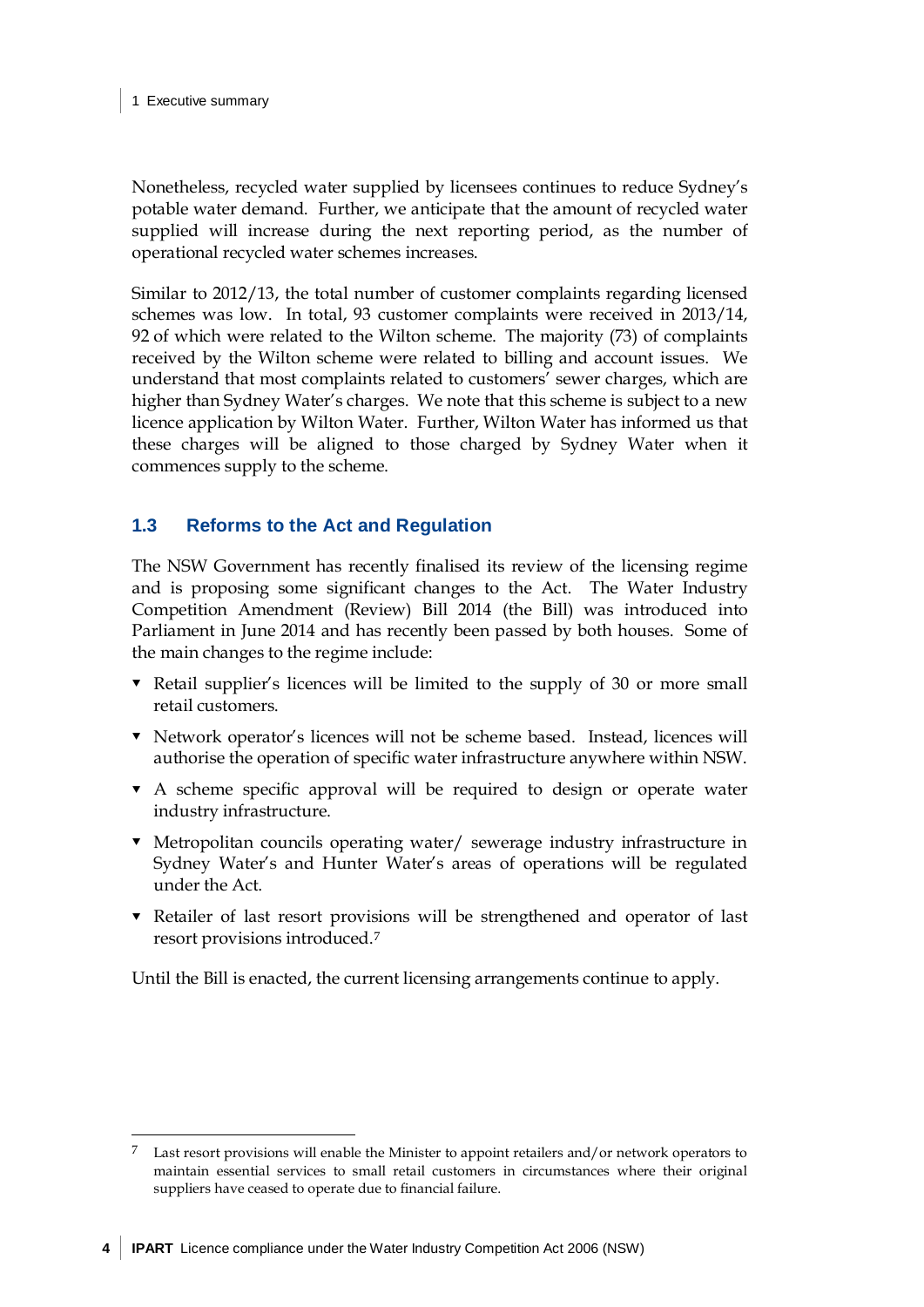Nonetheless, recycled water supplied by licensees continues to reduce Sydney's potable water demand. Further, we anticipate that the amount of recycled water supplied will increase during the next reporting period, as the number of operational recycled water schemes increases.

Similar to 2012/13, the total number of customer complaints regarding licensed schemes was low. In total, 93 customer complaints were received in 2013/14, 92 of which were related to the Wilton scheme. The majority (73) of complaints received by the Wilton scheme were related to billing and account issues. We understand that most complaints related to customers' sewer charges, which are higher than Sydney Water's charges. We note that this scheme is subject to a new licence application by Wilton Water. Further, Wilton Water has informed us that these charges will be aligned to those charged by Sydney Water when it commences supply to the scheme.

## 1.3 Reforms to the Act and Regulation

The NSW Government has recently finalised its review of the licensing regime and is proposing some significant changes to the Act. The Water Industry Competition Amendment (Review) Bill 2014 (the Bill) was introduced into Parliament in June 2014 and has recently been passed by both houses. Some of the main changes to the regime include:

- Retail supplier's licences will be limited to the supply of 30 or more small retail customers.
- Network operator's licences will not be scheme based. Instead, licences will authorise the operation of specific water infrastructure anywhere within NSW.
- A scheme specific approval will be required to design or operate water industry infrastructure.
- Metropolitan councils operating water/ sewerage industry infrastructure in Sydney Water's and Hunter Water's areas of operations will be regulated under the Act.
- Retailer of last resort provisions will be strengthened and operator of last resort provisions introduced.[7]

Until the Bill is enacted, the current licensing arrangements continue to apply.

[7] Last resort provisions will enable the Minister to appoint retailers and/or network operators to maintain essential services to small retail customers in circumstances where their original suppliers have ceased to operate due to financial failure.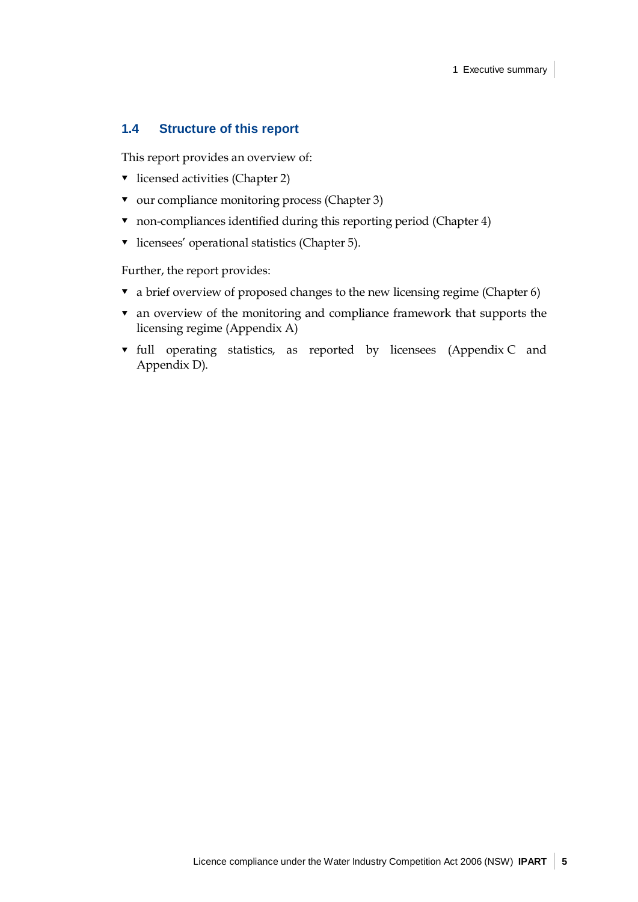## 1.4 Structure of this report

This report provides an overview of:

- licensed activities (Chapter 2)
- our compliance monitoring process (Chapter 3)
- non-compliances identified during this reporting period (Chapter 4)
- licensees' operational statistics (Chapter 5).

Further, the report provides:

- a brief overview of proposed changes to the new licensing regime (Chapter 6)
- an overview of the monitoring and compliance framework that supports the licensing regime (Appendix A)
- full operating statistics, as reported by licensees (Appendix C and Appendix D).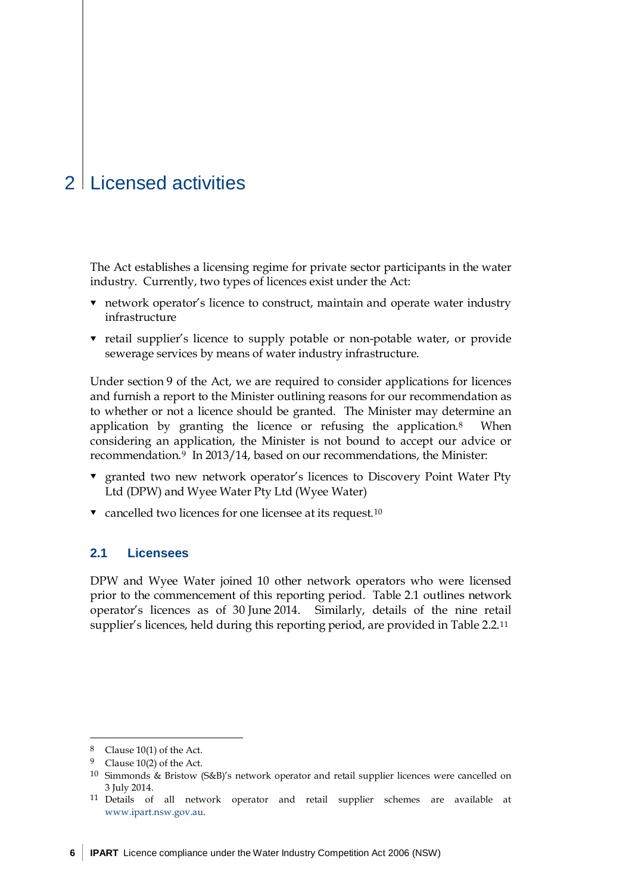# 2 Licensed activities

The Act establishes a licensing regime for private sector participants in the water industry. Currently, two types of licences exist under the Act:

- network operator's licence to construct, maintain and operate water industry infrastructure
- retail supplier's licence to supply potable or non-potable water, or provide sewerage services by means of water industry infrastructure.

Under section 9 of the Act, we are required to consider applications for licences and furnish a report to the Minister outlining reasons for our recommendation as to whether or not a licence should be granted. The Minister may determine an application by granting the licence or refusing the application.[8] When considering an application, the Minister is not bound to accept our advice or recommendation.[9] In 2013/14, based on our recommendations, the Minister:

- granted two new network operator's licences to Discovery Point Water Pty Ltd (DPW) and Wyee Water Pty Ltd (Wyee Water)
- cancelled two licences for one licensee at its request.[10]

## 2.1 Licensees

DPW and Wyee Water joined 10 other network operators who were licensed prior to the commencement of this reporting period. Table 2.1 outlines network operator's licences as of 30 June 2014. Similarly, details of the nine retail supplier's licences, held during this reporting period, are provided in Table 2.2.[11]

---

[8] Clause 10(1) of the Act.

[9] Clause 10(2) of the Act.

[10] Simmonds & Bristow (S&B)'s network operator and retail supplier licences were cancelled on 3 July 2014.

[11] Details of all network operator and retail supplier schemes are available at www.ipart.nsw.gov.au.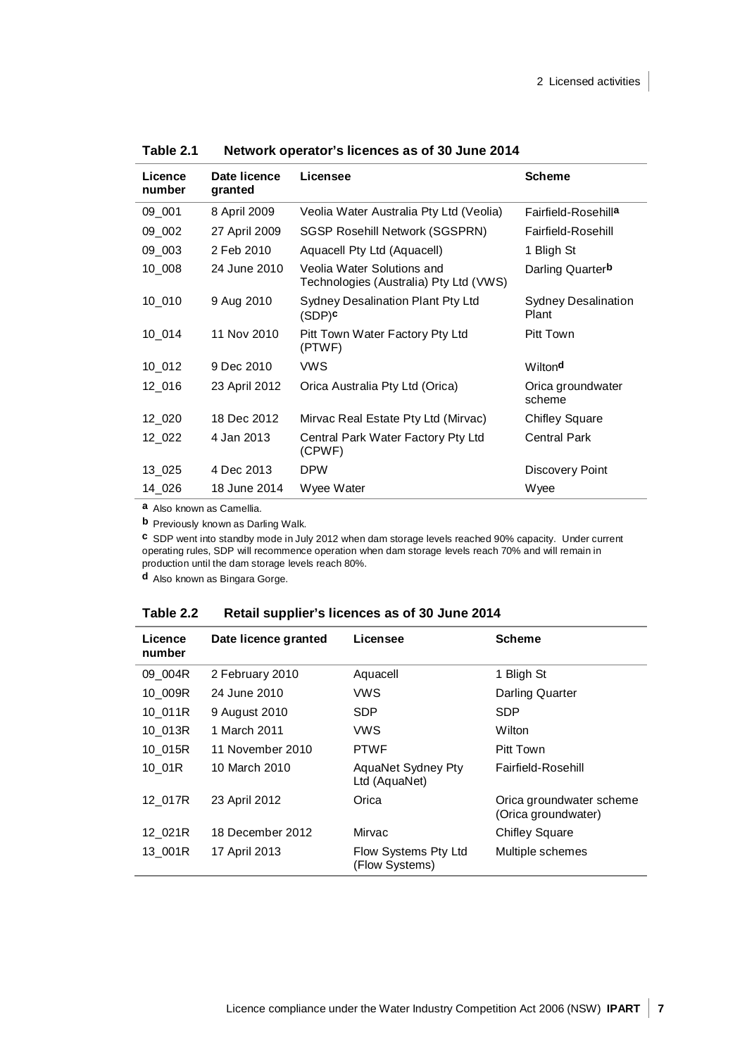**Table 2.1 Network operator's licences as of 30 June 2014**

| Licence number | Date licence granted | Licensee | Scheme |
|---|---|---|---|
| 09_001 | 8 April 2009 | Veolia Water Australia Pty Ltd (Veolia) | Fairfield-Rosehill[a] |
| 09_002 | 27 April 2009 | SGSP Rosehill Network (SGSPRN) | Fairfield-Rosehill |
| 09_003 | 2 Feb 2010 | Aquacell Pty Ltd (Aquacell) | 1 Bligh St |
| 10_008 | 24 June 2010 | Veolia Water Solutions and Technologies (Australia) Pty Ltd (VWS) | Darling Quarter[b] |
| 10_010 | 9 Aug 2010 | Sydney Desalination Plant Pty Ltd (SDP)[c] | Sydney Desalination Plant |
| 10_014 | 11 Nov 2010 | Pitt Town Water Factory Pty Ltd (PTWF) | Pitt Town |
| 10_012 | 9 Dec 2010 | VWS | Wilton[d] |
| 12_016 | 23 April 2012 | Orica Australia Pty Ltd (Orica) | Orica groundwater scheme |
| 12_020 | 18 Dec 2012 | Mirvac Real Estate Pty Ltd (Mirvac) | Chifley Square |
| 12_022 | 4 Jan 2013 | Central Park Water Factory Pty Ltd (CPWF) | Central Park |
| 13_025 | 4 Dec 2013 | DPW | Discovery Point |
| 14_026 | 18 June 2014 | Wyee Water | Wyee |

[a] Also known as Camellia.

[b] Previously known as Darling Walk.

[c] SDP went into standby mode in July 2012 when dam storage levels reached 90% capacity. Under current operating rules, SDP will recommence operation when dam storage levels reach 70% and will remain in production until the dam storage levels reach 80%.

[d] Also known as Bingara Gorge.

**Table 2.2 Retail supplier's licences as of 30 June 2014**

| Licence number | Date licence granted | Licensee | Scheme |
|---|---|---|---|
| 09_004R | 2 February 2010 | Aquacell | 1 Bligh St |
| 10_009R | 24 June 2010 | VWS | Darling Quarter |
| 10_011R | 9 August 2010 | SDP | SDP |
| 10_013R | 1 March 2011 | VWS | Wilton |
| 10_015R | 11 November 2010 | PTWF | Pitt Town |
| 10_01R | 10 March 2010 | AquaNet Sydney Pty Ltd (AquaNet) | Fairfield-Rosehill |
| 12_017R | 23 April 2012 | Orica | Orica groundwater scheme (Orica groundwater) |
| 12_021R | 18 December 2012 | Mirvac | Chifley Square |
| 13_001R | 17 April 2013 | Flow Systems Pty Ltd (Flow Systems) | Multiple schemes |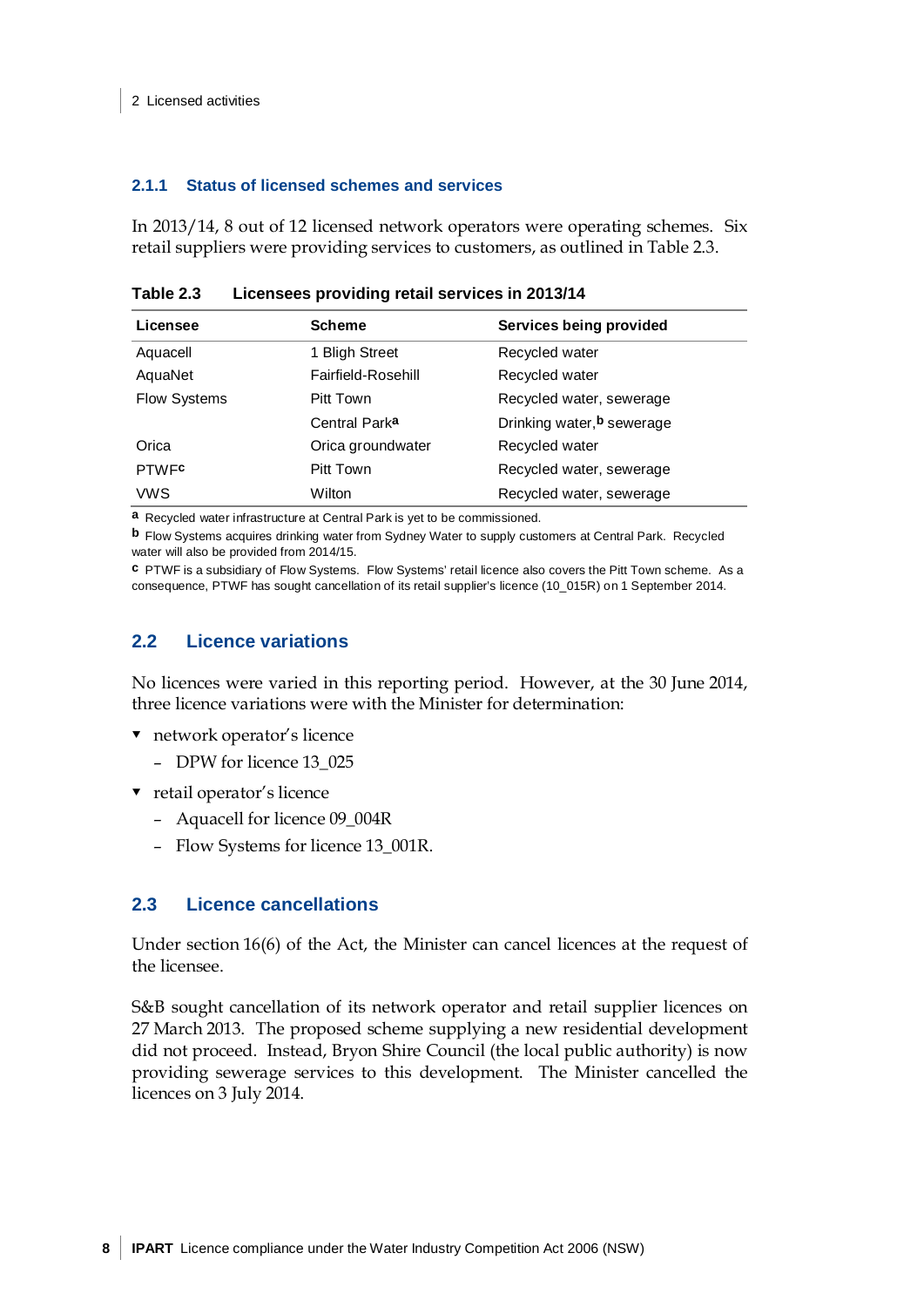### 2.1.1 Status of licensed schemes and services

In 2013/14, 8 out of 12 licensed network operators were operating schemes. Six retail suppliers were providing services to customers, as outlined in Table 2.3.

**Table 2.3 Licensees providing retail services in 2013/14**

| Licensee | Scheme | Services being provided |
|---|---|---|
| Aquacell | 1 Bligh Street | Recycled water |
| AquaNet | Fairfield-Rosehill | Recycled water |
| Flow Systems | Pitt Town | Recycled water, sewerage |
| | Central Park[a] | Drinking water,[b] sewerage |
| Orica | Orica groundwater | Recycled water |
| PTWF[c] | Pitt Town | Recycled water, sewerage |
| VWS | Wilton | Recycled water, sewerage |

[a] Recycled water infrastructure at Central Park is yet to be commissioned.

[b] Flow Systems acquires drinking water from Sydney Water to supply customers at Central Park. Recycled water will also be provided from 2014/15.

[c] PTWF is a subsidiary of Flow Systems. Flow Systems' retail licence also covers the Pitt Town scheme. As a consequence, PTWF has sought cancellation of its retail supplier's licence (10_015R) on 1 September 2014.

## 2.2 Licence variations

No licences were varied in this reporting period. However, at the 30 June 2014, three licence variations were with the Minister for determination:

- network operator's licence
  - DPW for licence 13_025
- retail operator's licence
  - Aquacell for licence 09_004R
  - Flow Systems for licence 13_001R.

## 2.3 Licence cancellations

Under section 16(6) of the Act, the Minister can cancel licences at the request of the licensee.

S&B sought cancellation of its network operator and retail supplier licences on 27 March 2013. The proposed scheme supplying a new residential development did not proceed. Instead, Bryon Shire Council (the local public authority) is now providing sewerage services to this development. The Minister cancelled the licences on 3 July 2014.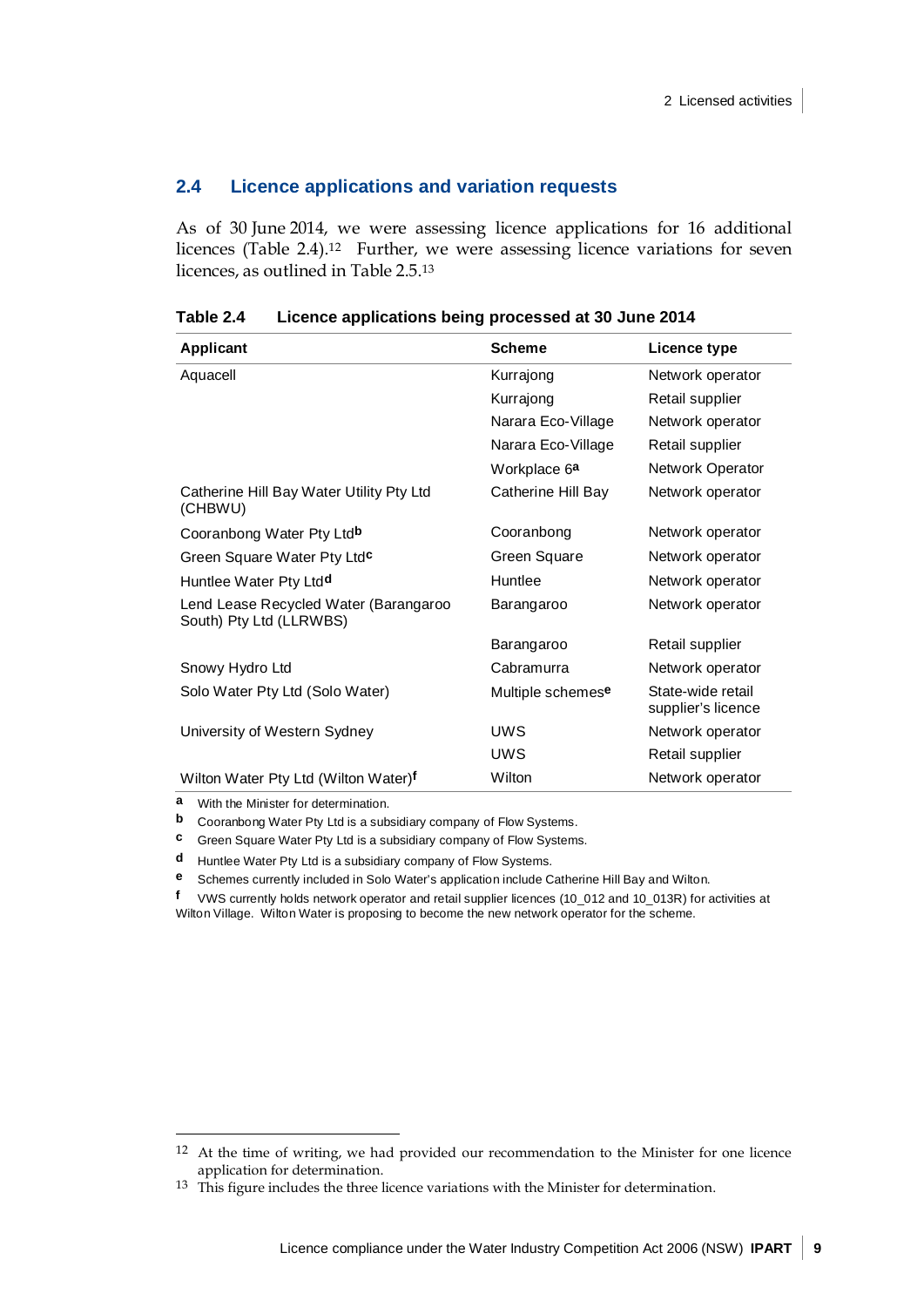## 2.4 Licence applications and variation requests

As of 30 June 2014, we were assessing licence applications for 16 additional licences (Table 2.4).[12] Further, we were assessing licence variations for seven licences, as outlined in Table 2.5.[13]

**Table 2.4 Licence applications being processed at 30 June 2014**

| Applicant | Scheme | Licence type |
|---|---|---|
| Aquacell | Kurrajong | Network operator |
| | Kurrajong | Retail supplier |
| | Narara Eco-Village | Network operator |
| | Narara Eco-Village | Retail supplier |
| | Workplace 6[a] | Network Operator |
| Catherine Hill Bay Water Utility Pty Ltd (CHBWU) | Catherine Hill Bay | Network operator |
| Cooranbong Water Pty Ltd[b] | Cooranbong | Network operator |
| Green Square Water Pty Ltd[c] | Green Square | Network operator |
| Huntlee Water Pty Ltd[d] | Huntlee | Network operator |
| Lend Lease Recycled Water (Barangaroo South) Pty Ltd (LLRWBS) | Barangaroo | Network operator |
| | Barangaroo | Retail supplier |
| Snowy Hydro Ltd | Cabramurra | Network operator |
| Solo Water Pty Ltd (Solo Water) | Multiple schemes[e] | State-wide retail supplier's licence |
| University of Western Sydney | UWS | Network operator |
| | UWS | Retail supplier |
| Wilton Water Pty Ltd (Wilton Water)[f] | Wilton | Network operator |

[a] With the Minister for determination.

[b] Cooranbong Water Pty Ltd is a subsidiary company of Flow Systems.

[c] Green Square Water Pty Ltd is a subsidiary company of Flow Systems.

[d] Huntlee Water Pty Ltd is a subsidiary company of Flow Systems.

[e] Schemes currently included in Solo Water's application include Catherine Hill Bay and Wilton.

[f] VWS currently holds network operator and retail supplier licences (10_012 and 10_013R) for activities at Wilton Village. Wilton Water is proposing to become the new network operator for the scheme.

---

[12] At the time of writing, we had provided our recommendation to the Minister for one licence application for determination.

[13] This figure includes the three licence variations with the Minister for determination.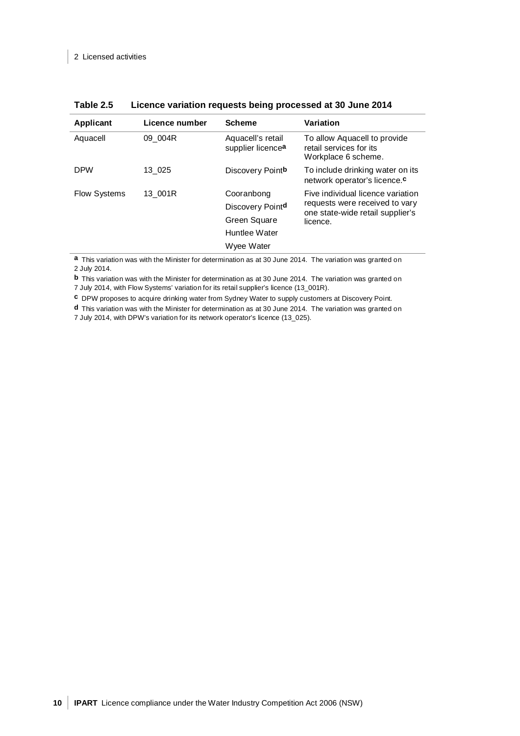**Table 2.5 Licence variation requests being processed at 30 June 2014**

| Applicant | Licence number | Scheme | Variation |
|---|---|---|---|
| Aquacell | 09_004R | Aquacell's retail supplier licence[a] | To allow Aquacell to provide retail services for its Workplace 6 scheme. |
| DPW | 13_025 | Discovery Point[b] | To include drinking water on its network operator's licence.[c] |
| Flow Systems | 13_001R | Cooranbong<br>Discovery Point[d]<br>Green Square<br>Huntlee Water<br>Wyee Water | Five individual licence variation requests were received to vary one state-wide retail supplier's licence. |

[a] This variation was with the Minister for determination as at 30 June 2014. The variation was granted on 2 July 2014.

[b] This variation was with the Minister for determination as at 30 June 2014. The variation was granted on 7 July 2014, with Flow Systems' variation for its retail supplier's licence (13_001R).

[c] DPW proposes to acquire drinking water from Sydney Water to supply customers at Discovery Point.

[d] This variation was with the Minister for determination as at 30 June 2014. The variation was granted on 7 July 2014, with DPW's variation for its network operator's licence (13_025).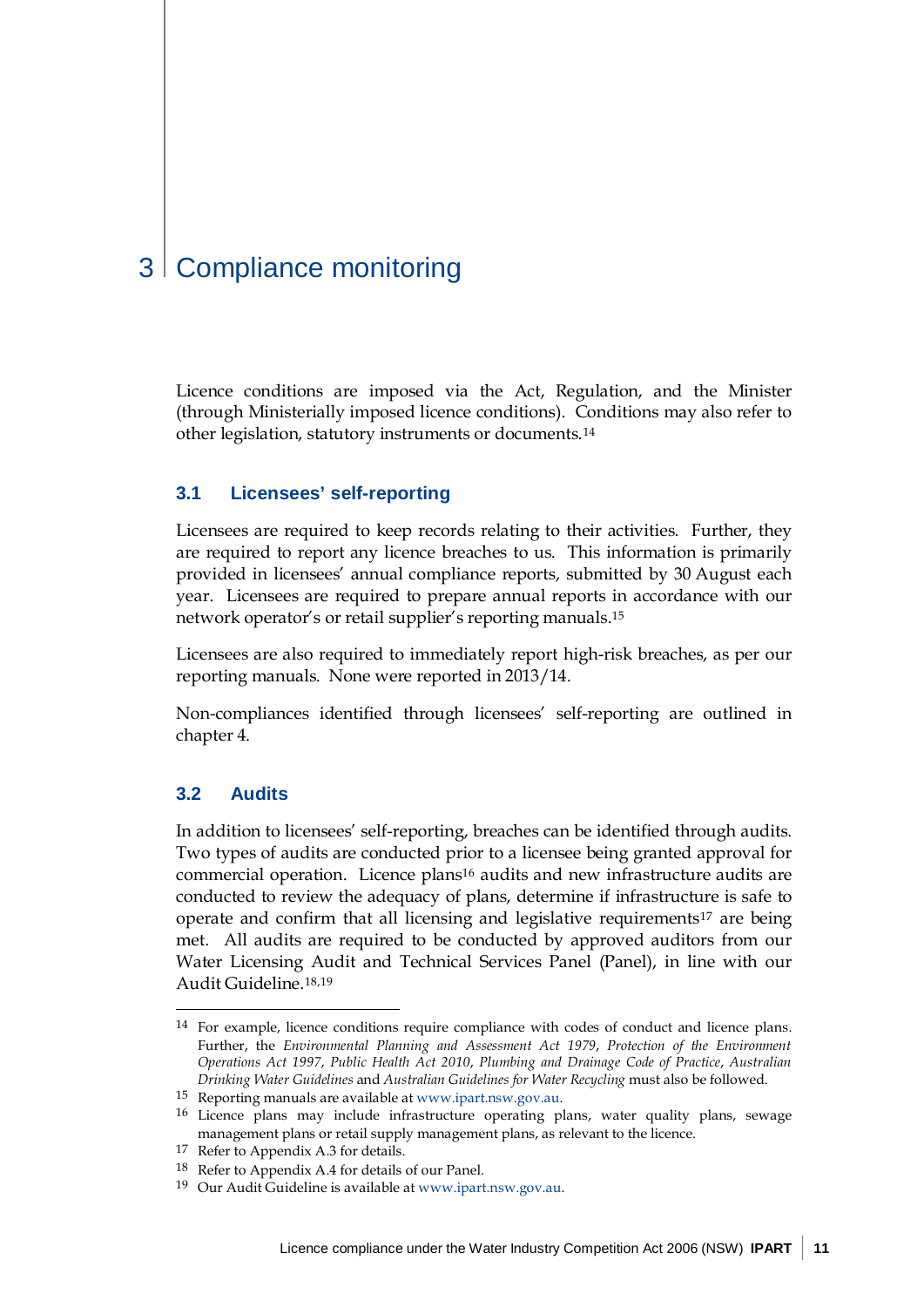# 3 Compliance monitoring

Licence conditions are imposed via the Act, Regulation, and the Minister (through Ministerially imposed licence conditions). Conditions may also refer to other legislation, statutory instruments or documents.[14]

## 3.1 Licensees' self-reporting

Licensees are required to keep records relating to their activities. Further, they are required to report any licence breaches to us. This information is primarily provided in licensees' annual compliance reports, submitted by 30 August each year. Licensees are required to prepare annual reports in accordance with our network operator's or retail supplier's reporting manuals.[15]

Licensees are also required to immediately report high-risk breaches, as per our reporting manuals. None were reported in 2013/14.

Non-compliances identified through licensees' self-reporting are outlined in chapter 4.

## 3.2 Audits

In addition to licensees' self-reporting, breaches can be identified through audits. Two types of audits are conducted prior to a licensee being granted approval for commercial operation. Licence plans[16] audits and new infrastructure audits are conducted to review the adequacy of plans, determine if infrastructure is safe to operate and confirm that all licensing and legislative requirements[17] are being met. All audits are required to be conducted by approved auditors from our Water Licensing Audit and Technical Services Panel (Panel), in line with our Audit Guideline.[18,19]

---

[14] For example, licence conditions require compliance with codes of conduct and licence plans. Further, the *Environmental Planning and Assessment Act 1979*, *Protection of the Environment Operations Act 1997*, *Public Health Act 2010*, *Plumbing and Drainage Code of Practice*, *Australian Drinking Water Guidelines* and *Australian Guidelines for Water Recycling* must also be followed.

[15] Reporting manuals are available at www.ipart.nsw.gov.au.

[16] Licence plans may include infrastructure operating plans, water quality plans, sewage management plans or retail supply management plans, as relevant to the licence.

[17] Refer to Appendix A.3 for details.

[18] Refer to Appendix A.4 for details of our Panel.

[19] Our Audit Guideline is available at www.ipart.nsw.gov.au.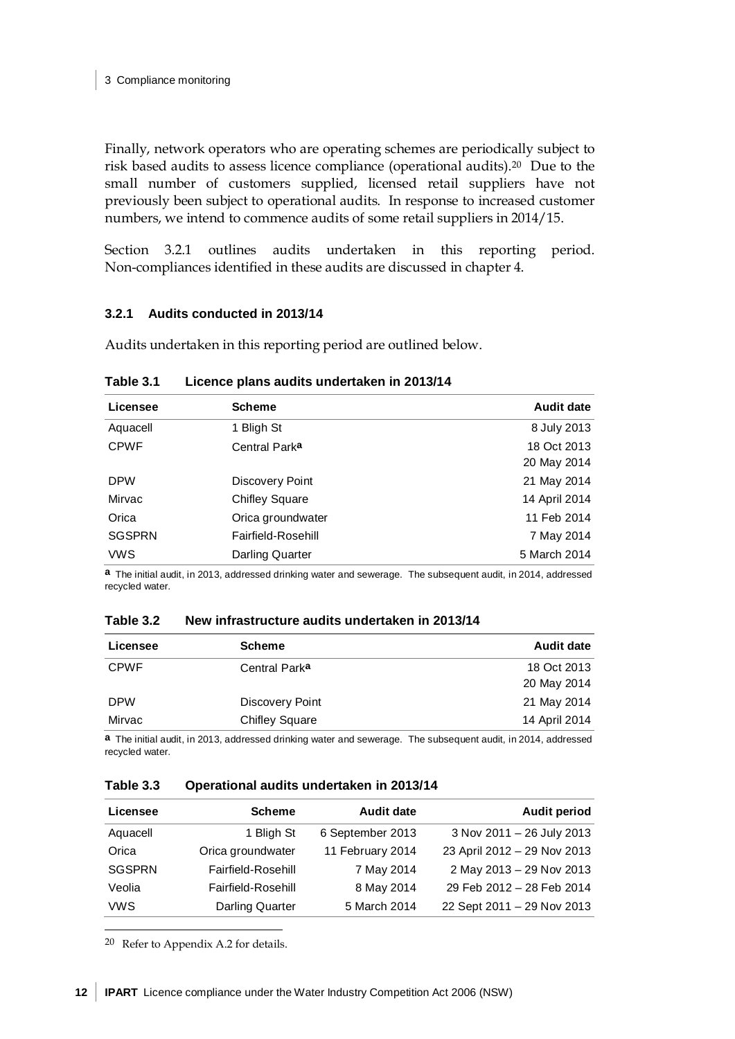Finally, network operators who are operating schemes are periodically subject to risk based audits to assess licence compliance (operational audits).[20] Due to the small number of customers supplied, licensed retail suppliers have not previously been subject to operational audits. In response to increased customer numbers, we intend to commence audits of some retail suppliers in 2014/15.

Section 3.2.1 outlines audits undertaken in this reporting period. Non-compliances identified in these audits are discussed in chapter 4.

### 3.2.1 Audits conducted in 2013/14

Audits undertaken in this reporting period are outlined below.

**Table 3.1 Licence plans audits undertaken in 2013/14**

| Licensee | Scheme | Audit date |
|---|---|---|
| Aquacell | 1 Bligh St | 8 July 2013 |
| CPWF | Central Park[a] | 18 Oct 2013<br>20 May 2014 |
| DPW | Discovery Point | 21 May 2014 |
| Mirvac | Chifley Square | 14 April 2014 |
| Orica | Orica groundwater | 11 Feb 2014 |
| SGSPRN | Fairfield-Rosehill | 7 May 2014 |
| VWS | Darling Quarter | 5 March 2014 |

[a] The initial audit, in 2013, addressed drinking water and sewerage. The subsequent audit, in 2014, addressed recycled water.

**Table 3.2 New infrastructure audits undertaken in 2013/14**

| Licensee | Scheme | Audit date |
|---|---|---|
| CPWF | Central Park[a] | 18 Oct 2013<br>20 May 2014 |
| DPW | Discovery Point | 21 May 2014 |
| Mirvac | Chifley Square | 14 April 2014 |

[a] The initial audit, in 2013, addressed drinking water and sewerage. The subsequent audit, in 2014, addressed recycled water.

**Table 3.3 Operational audits undertaken in 2013/14**

| Licensee | Scheme | Audit date | Audit period |
|---|---|---|---|
| Aquacell | 1 Bligh St | 6 September 2013 | 3 Nov 2011 – 26 July 2013 |
| Orica | Orica groundwater | 11 February 2014 | 23 April 2012 – 29 Nov 2013 |
| SGSPRN | Fairfield-Rosehill | 7 May 2014 | 2 May 2013 – 29 Nov 2013 |
| Veolia | Fairfield-Rosehill | 8 May 2014 | 29 Feb 2012 – 28 Feb 2014 |
| VWS | Darling Quarter | 5 March 2014 | 22 Sept 2011 – 29 Nov 2013 |

[20] Refer to Appendix A.2 for details.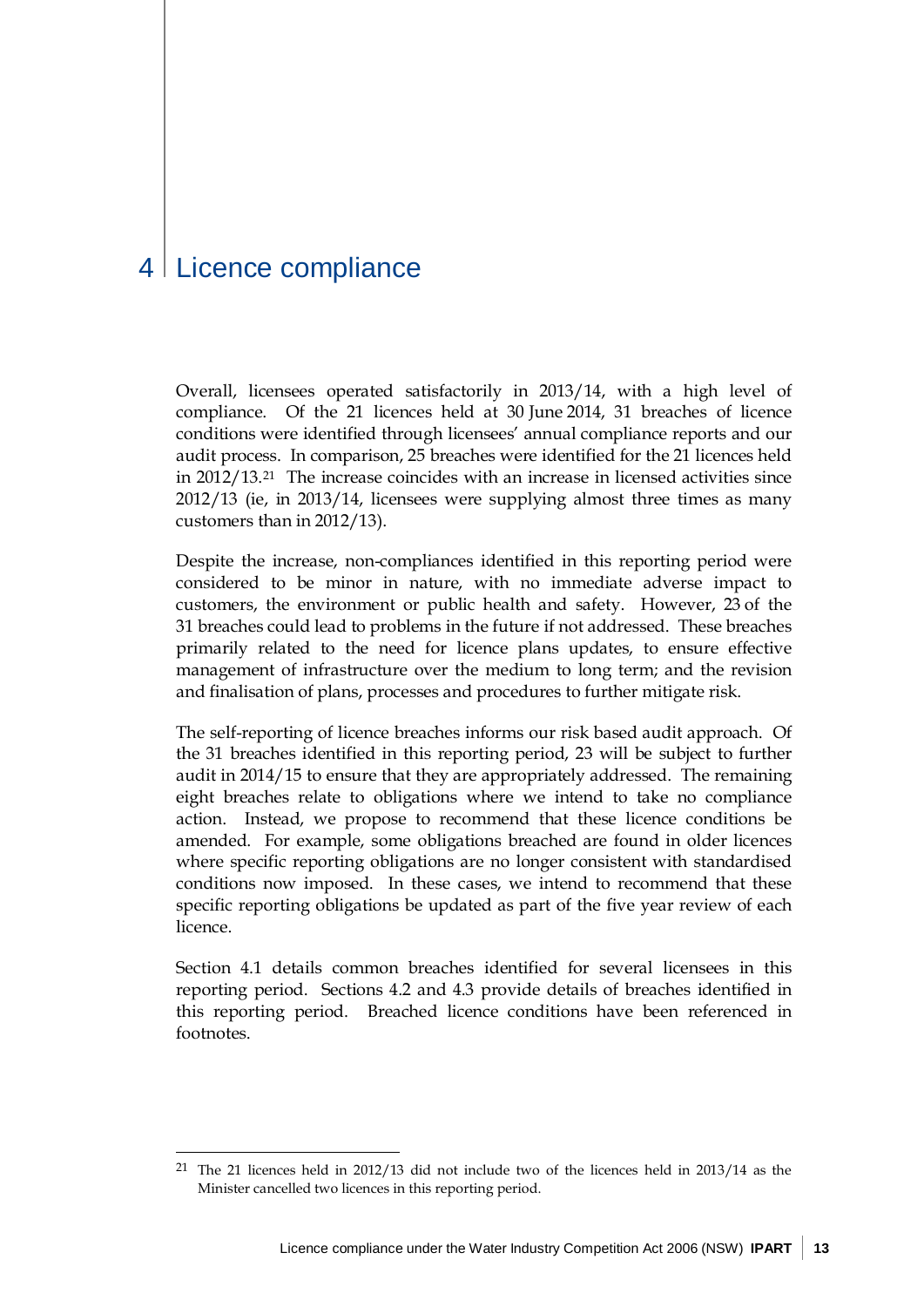# 4 Licence compliance

Overall, licensees operated satisfactorily in 2013/14, with a high level of compliance. Of the 21 licences held at 30 June 2014, 31 breaches of licence conditions were identified through licensees' annual compliance reports and our audit process. In comparison, 25 breaches were identified for the 21 licences held in 2012/13.[21] The increase coincides with an increase in licensed activities since 2012/13 (ie, in 2013/14, licensees were supplying almost three times as many customers than in 2012/13).

Despite the increase, non-compliances identified in this reporting period were considered to be minor in nature, with no immediate adverse impact to customers, the environment or public health and safety. However, 23 of the 31 breaches could lead to problems in the future if not addressed. These breaches primarily related to the need for licence plans updates, to ensure effective management of infrastructure over the medium to long term; and the revision and finalisation of plans, processes and procedures to further mitigate risk.

The self-reporting of licence breaches informs our risk based audit approach. Of the 31 breaches identified in this reporting period, 23 will be subject to further audit in 2014/15 to ensure that they are appropriately addressed. The remaining eight breaches relate to obligations where we intend to take no compliance action. Instead, we propose to recommend that these licence conditions be amended. For example, some obligations breached are found in older licences where specific reporting obligations are no longer consistent with standardised conditions now imposed. In these cases, we intend to recommend that these specific reporting obligations be updated as part of the five year review of each licence.

Section 4.1 details common breaches identified for several licensees in this reporting period. Sections 4.2 and 4.3 provide details of breaches identified in this reporting period. Breached licence conditions have been referenced in footnotes.

---

[21] The 21 licences held in 2012/13 did not include two of the licences held in 2013/14 as the Minister cancelled two licences in this reporting period.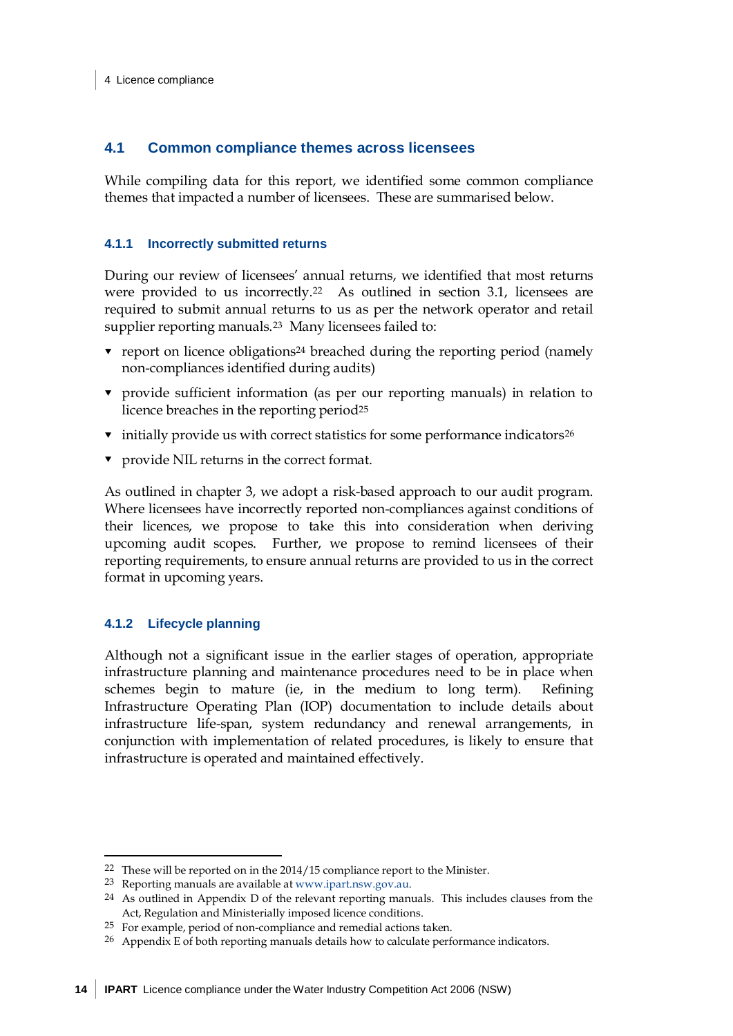## 4.1 Common compliance themes across licensees

While compiling data for this report, we identified some common compliance themes that impacted a number of licensees. These are summarised below.

### 4.1.1 Incorrectly submitted returns

During our review of licensees' annual returns, we identified that most returns were provided to us incorrectly.[22] As outlined in section 3.1, licensees are required to submit annual returns to us as per the network operator and retail supplier reporting manuals.[23] Many licensees failed to:

- report on licence obligations[24] breached during the reporting period (namely non-compliances identified during audits)
- provide sufficient information (as per our reporting manuals) in relation to licence breaches in the reporting period[25]
- initially provide us with correct statistics for some performance indicators[26]
- provide NIL returns in the correct format.

As outlined in chapter 3, we adopt a risk-based approach to our audit program. Where licensees have incorrectly reported non-compliances against conditions of their licences, we propose to take this into consideration when deriving upcoming audit scopes. Further, we propose to remind licensees of their reporting requirements, to ensure annual returns are provided to us in the correct format in upcoming years.

### 4.1.2 Lifecycle planning

Although not a significant issue in the earlier stages of operation, appropriate infrastructure planning and maintenance procedures need to be in place when schemes begin to mature (ie, in the medium to long term). Refining Infrastructure Operating Plan (IOP) documentation to include details about infrastructure life-span, system redundancy and renewal arrangements, in conjunction with implementation of related procedures, is likely to ensure that infrastructure is operated and maintained effectively.

---

[22] These will be reported on in the 2014/15 compliance report to the Minister.

[23] Reporting manuals are available at www.ipart.nsw.gov.au.

[24] As outlined in Appendix D of the relevant reporting manuals. This includes clauses from the Act, Regulation and Ministerially imposed licence conditions.

[25] For example, period of non-compliance and remedial actions taken.

[26] Appendix E of both reporting manuals details how to calculate performance indicators.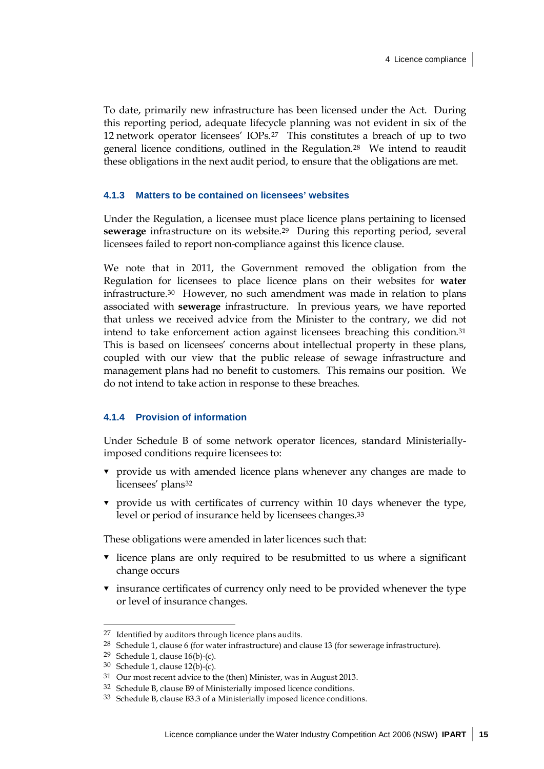To date, primarily new infrastructure has been licensed under the Act. During this reporting period, adequate lifecycle planning was not evident in six of the 12 network operator licensees' IOPs.[27] This constitutes a breach of up to two general licence conditions, outlined in the Regulation.[28] We intend to reaudit these obligations in the next audit period, to ensure that the obligations are met.

### 4.1.3 Matters to be contained on licensees' websites

Under the Regulation, a licensee must place licence plans pertaining to licensed **sewerage** infrastructure on its website.[29] During this reporting period, several licensees failed to report non-compliance against this licence clause.

We note that in 2011, the Government removed the obligation from the Regulation for licensees to place licence plans on their websites for **water** infrastructure.[30] However, no such amendment was made in relation to plans associated with **sewerage** infrastructure. In previous years, we have reported that unless we received advice from the Minister to the contrary, we did not intend to take enforcement action against licensees breaching this condition.[31] This is based on licensees' concerns about intellectual property in these plans, coupled with our view that the public release of sewage infrastructure and management plans had no benefit to customers. This remains our position. We do not intend to take action in response to these breaches.

### 4.1.4 Provision of information

Under Schedule B of some network operator licences, standard Ministerially-imposed conditions require licensees to:

- provide us with amended licence plans whenever any changes are made to licensees' plans[32]
- provide us with certificates of currency within 10 days whenever the type, level or period of insurance held by licensees changes.[33]

These obligations were amended in later licences such that:

- licence plans are only required to be resubmitted to us where a significant change occurs
- insurance certificates of currency only need to be provided whenever the type or level of insurance changes.

---

27 Identified by auditors through licence plans audits.

28 Schedule 1, clause 6 (for water infrastructure) and clause 13 (for sewerage infrastructure).

29 Schedule 1, clause 16(b)-(c).

30 Schedule 1, clause 12(b)-(c).

31 Our most recent advice to the (then) Minister, was in August 2013.

32 Schedule B, clause B9 of Ministerially imposed licence conditions.

33 Schedule B, clause B3.3 of a Ministerially imposed licence conditions.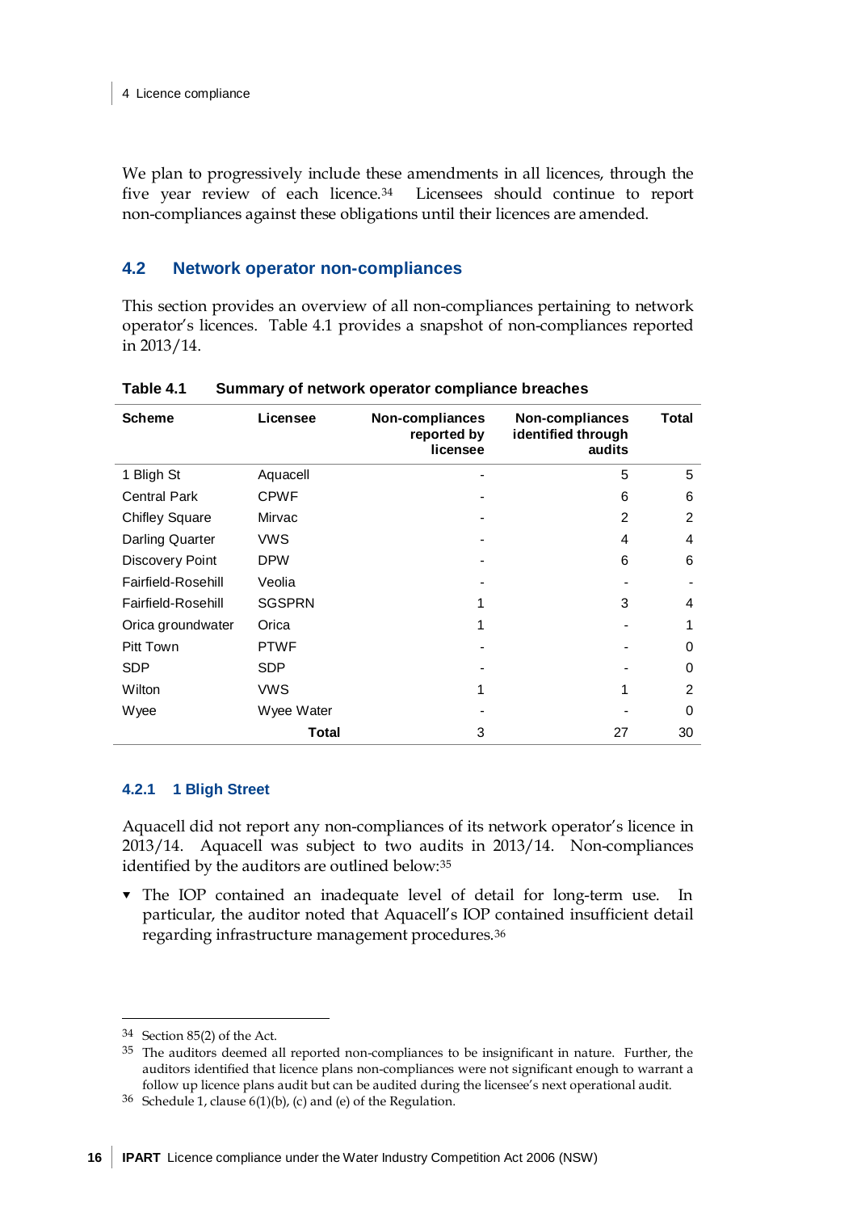We plan to progressively include these amendments in all licences, through the five year review of each licence.[34] Licensees should continue to report non-compliances against these obligations until their licences are amended.

## 4.2 Network operator non-compliances

This section provides an overview of all non-compliances pertaining to network operator's licences. Table 4.1 provides a snapshot of non-compliances reported in 2013/14.

**Table 4.1 Summary of network operator compliance breaches**

| Scheme | Licensee | Non-compliances reported by licensee | Non-compliances identified through audits | Total |
|---|---|---|---|---|
| 1 Bligh St | Aquacell | - | 5 | 5 |
| Central Park | CPWF | - | 6 | 6 |
| Chifley Square | Mirvac | - | 2 | 2 |
| Darling Quarter | VWS | - | 4 | 4 |
| Discovery Point | DPW | - | 6 | 6 |
| Fairfield-Rosehill | Veolia | - | - | - |
| Fairfield-Rosehill | SGSPRN | 1 | 3 | 4 |
| Orica groundwater | Orica | 1 | - | 1 |
| Pitt Town | PTWF | - | - | 0 |
| SDP | SDP | - | - | 0 |
| Wilton | VWS | 1 | 1 | 2 |
| Wyee | Wyee Water | - | - | 0 |
| | **Total** | 3 | 27 | 30 |

### 4.2.1 1 Bligh Street

Aquacell did not report any non-compliances of its network operator's licence in 2013/14. Aquacell was subject to two audits in 2013/14. Non-compliances identified by the auditors are outlined below:[35]

- The IOP contained an inadequate level of detail for long-term use. In particular, the auditor noted that Aquacell's IOP contained insufficient detail regarding infrastructure management procedures.[36]

---

[34] Section 85(2) of the Act.

[35] The auditors deemed all reported non-compliances to be insignificant in nature. Further, the auditors identified that licence plans non-compliances were not significant enough to warrant a follow up licence plans audit but can be audited during the licensee's next operational audit.

[36] Schedule 1, clause 6(1)(b), (c) and (e) of the Regulation.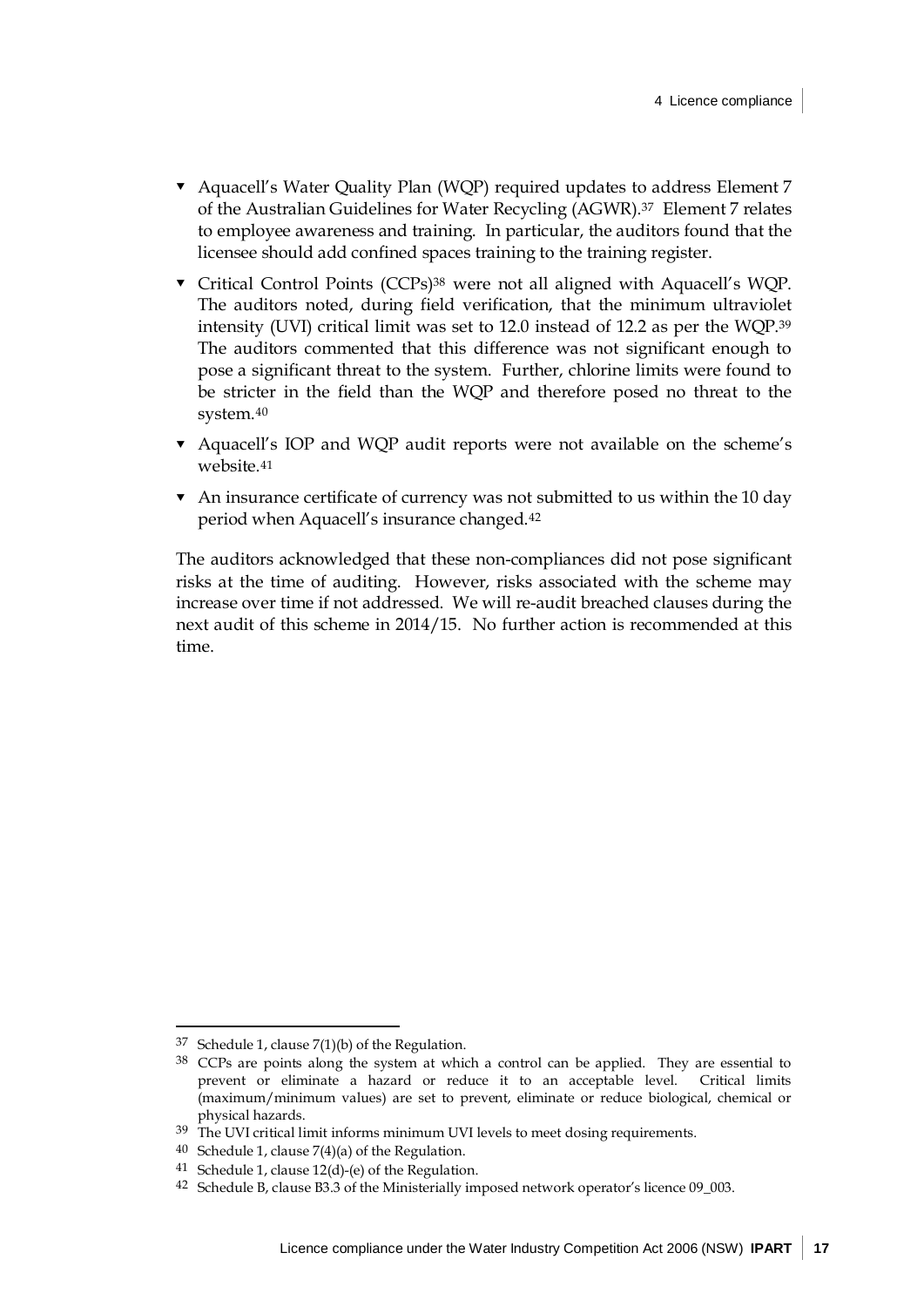- Aquacell's Water Quality Plan (WQP) required updates to address Element 7 of the Australian Guidelines for Water Recycling (AGWR).[37] Element 7 relates to employee awareness and training. In particular, the auditors found that the licensee should add confined spaces training to the training register.
- Critical Control Points (CCPs)[38] were not all aligned with Aquacell's WQP. The auditors noted, during field verification, that the minimum ultraviolet intensity (UVI) critical limit was set to 12.0 instead of 12.2 as per the WQP.[39] The auditors commented that this difference was not significant enough to pose a significant threat to the system. Further, chlorine limits were found to be stricter in the field than the WQP and therefore posed no threat to the system.[40]
- Aquacell's IOP and WQP audit reports were not available on the scheme's website.[41]
- An insurance certificate of currency was not submitted to us within the 10 day period when Aquacell's insurance changed.[42]

The auditors acknowledged that these non-compliances did not pose significant risks at the time of auditing. However, risks associated with the scheme may increase over time if not addressed. We will re-audit breached clauses during the next audit of this scheme in 2014/15. No further action is recommended at this time.

[37] Schedule 1, clause 7(1)(b) of the Regulation.

[38] CCPs are points along the system at which a control can be applied. They are essential to prevent or eliminate a hazard or reduce it to an acceptable level. Critical limits (maximum/minimum values) are set to prevent, eliminate or reduce biological, chemical or physical hazards.

[39] The UVI critical limit informs minimum UVI levels to meet dosing requirements.

[40] Schedule 1, clause 7(4)(a) of the Regulation.

[41] Schedule 1, clause 12(d)-(e) of the Regulation.

[42] Schedule B, clause B3.3 of the Ministerially imposed network operator's licence 09_003.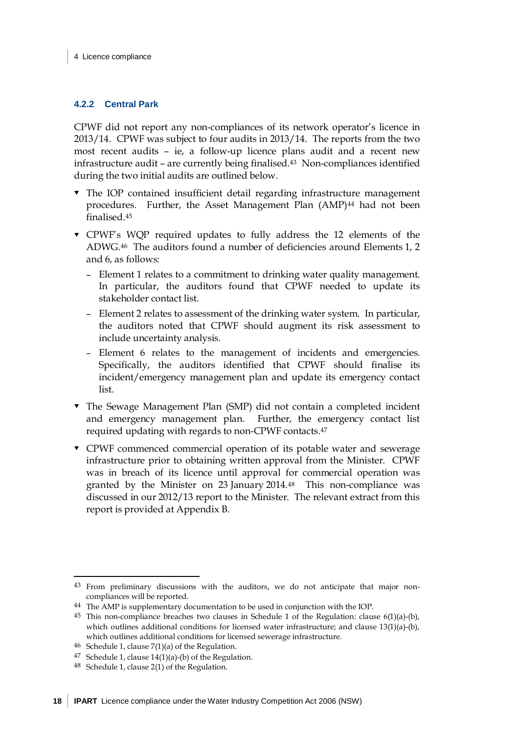### 4.2.2 Central Park

CPWF did not report any non-compliances of its network operator's licence in 2013/14. CPWF was subject to four audits in 2013/14. The reports from the two most recent audits – ie, a follow-up licence plans audit and a recent new infrastructure audit – are currently being finalised.[43] Non-compliances identified during the two initial audits are outlined below.

- The IOP contained insufficient detail regarding infrastructure management procedures. Further, the Asset Management Plan (AMP)[44] had not been finalised.[45]
- CPWF's WQP required updates to fully address the 12 elements of the ADWG.[46] The auditors found a number of deficiencies around Elements 1, 2 and 6, as follows:
  - Element 1 relates to a commitment to drinking water quality management. In particular, the auditors found that CPWF needed to update its stakeholder contact list.
  - Element 2 relates to assessment of the drinking water system. In particular, the auditors noted that CPWF should augment its risk assessment to include uncertainty analysis.
  - Element 6 relates to the management of incidents and emergencies. Specifically, the auditors identified that CPWF should finalise its incident/emergency management plan and update its emergency contact list.
- The Sewage Management Plan (SMP) did not contain a completed incident and emergency management plan. Further, the emergency contact list required updating with regards to non-CPWF contacts.[47]
- CPWF commenced commercial operation of its potable water and sewerage infrastructure prior to obtaining written approval from the Minister. CPWF was in breach of its licence until approval for commercial operation was granted by the Minister on 23 January 2014.[48] This non-compliance was discussed in our 2012/13 report to the Minister. The relevant extract from this report is provided at Appendix B.

---

[43] From preliminary discussions with the auditors, we do not anticipate that major non-compliances will be reported.

[44] The AMP is supplementary documentation to be used in conjunction with the IOP.

[45] This non-compliance breaches two clauses in Schedule 1 of the Regulation: clause 6(1)(a)-(b), which outlines additional conditions for licensed water infrastructure; and clause 13(1)(a)-(b), which outlines additional conditions for licensed sewerage infrastructure.

[46] Schedule 1, clause 7(1)(a) of the Regulation.

[47] Schedule 1, clause 14(1)(a)-(b) of the Regulation.

[48] Schedule 1, clause 2(1) of the Regulation.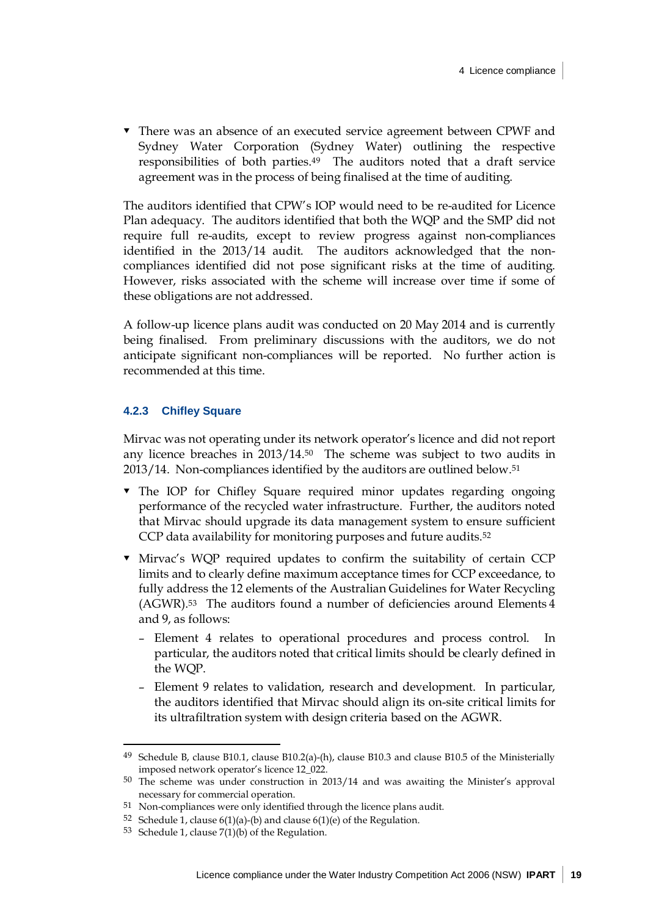- There was an absence of an executed service agreement between CPWF and Sydney Water Corporation (Sydney Water) outlining the respective responsibilities of both parties.[49] The auditors noted that a draft service agreement was in the process of being finalised at the time of auditing.

The auditors identified that CPW's IOP would need to be re-audited for Licence Plan adequacy. The auditors identified that both the WQP and the SMP did not require full re-audits, except to review progress against non-compliances identified in the 2013/14 audit. The auditors acknowledged that the non-compliances identified did not pose significant risks at the time of auditing. However, risks associated with the scheme will increase over time if some of these obligations are not addressed.

A follow-up licence plans audit was conducted on 20 May 2014 and is currently being finalised. From preliminary discussions with the auditors, we do not anticipate significant non-compliances will be reported. No further action is recommended at this time.

### 4.2.3 Chifley Square

Mirvac was not operating under its network operator's licence and did not report any licence breaches in 2013/14.[50] The scheme was subject to two audits in 2013/14. Non-compliances identified by the auditors are outlined below.[51]

- The IOP for Chifley Square required minor updates regarding ongoing performance of the recycled water infrastructure. Further, the auditors noted that Mirvac should upgrade its data management system to ensure sufficient CCP data availability for monitoring purposes and future audits.[52]
- Mirvac's WQP required updates to confirm the suitability of certain CCP limits and to clearly define maximum acceptance times for CCP exceedance, to fully address the 12 elements of the Australian Guidelines for Water Recycling (AGWR).[53] The auditors found a number of deficiencies around Elements 4 and 9, as follows:
  - Element 4 relates to operational procedures and process control. In particular, the auditors noted that critical limits should be clearly defined in the WQP.
  - Element 9 relates to validation, research and development. In particular, the auditors identified that Mirvac should align its on-site critical limits for its ultrafiltration system with design criteria based on the AGWR.

---

49 Schedule B, clause B10.1, clause B10.2(a)-(h), clause B10.3 and clause B10.5 of the Ministerially imposed network operator's licence 12_022.

50 The scheme was under construction in 2013/14 and was awaiting the Minister's approval necessary for commercial operation.

51 Non-compliances were only identified through the licence plans audit.

52 Schedule 1, clause 6(1)(a)-(b) and clause 6(1)(e) of the Regulation.

53 Schedule 1, clause 7(1)(b) of the Regulation.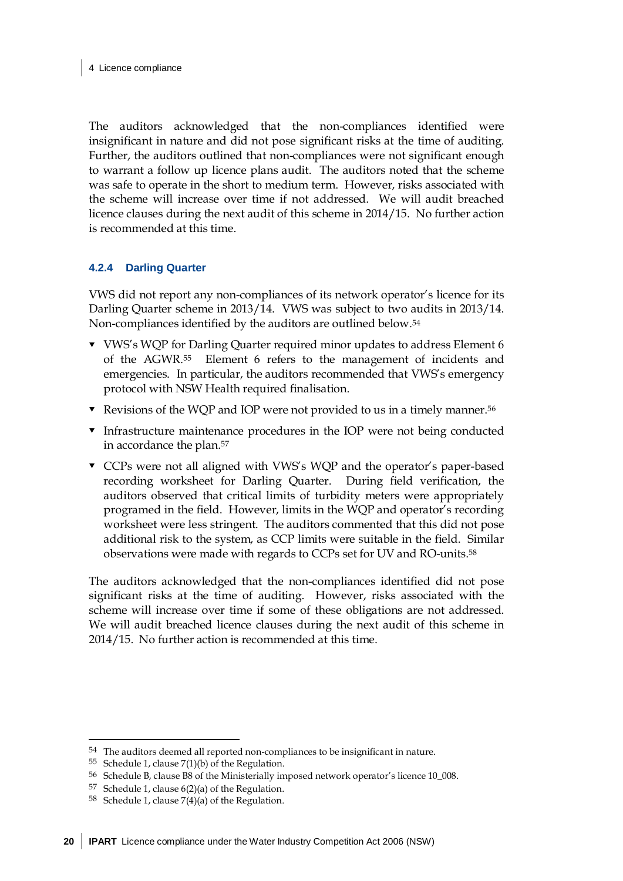The auditors acknowledged that the non-compliances identified were insignificant in nature and did not pose significant risks at the time of auditing. Further, the auditors outlined that non-compliances were not significant enough to warrant a follow up licence plans audit. The auditors noted that the scheme was safe to operate in the short to medium term. However, risks associated with the scheme will increase over time if not addressed. We will audit breached licence clauses during the next audit of this scheme in 2014/15. No further action is recommended at this time.

### 4.2.4 Darling Quarter

VWS did not report any non-compliances of its network operator's licence for its Darling Quarter scheme in 2013/14. VWS was subject to two audits in 2013/14. Non-compliances identified by the auditors are outlined below.[54]

- VWS's WQP for Darling Quarter required minor updates to address Element 6 of the AGWR.[55] Element 6 refers to the management of incidents and emergencies. In particular, the auditors recommended that VWS's emergency protocol with NSW Health required finalisation.
- Revisions of the WQP and IOP were not provided to us in a timely manner.[56]
- Infrastructure maintenance procedures in the IOP were not being conducted in accordance the plan.[57]
- CCPs were not all aligned with VWS's WQP and the operator's paper-based recording worksheet for Darling Quarter. During field verification, the auditors observed that critical limits of turbidity meters were appropriately programed in the field. However, limits in the WQP and operator's recording worksheet were less stringent. The auditors commented that this did not pose additional risk to the system, as CCP limits were suitable in the field. Similar observations were made with regards to CCPs set for UV and RO-units.[58]

The auditors acknowledged that the non-compliances identified did not pose significant risks at the time of auditing. However, risks associated with the scheme will increase over time if some of these obligations are not addressed. We will audit breached licence clauses during the next audit of this scheme in 2014/15. No further action is recommended at this time.

---

54 The auditors deemed all reported non-compliances to be insignificant in nature.

55 Schedule 1, clause 7(1)(b) of the Regulation.

56 Schedule B, clause B8 of the Ministerially imposed network operator's licence 10_008.

57 Schedule 1, clause 6(2)(a) of the Regulation.

58 Schedule 1, clause 7(4)(a) of the Regulation.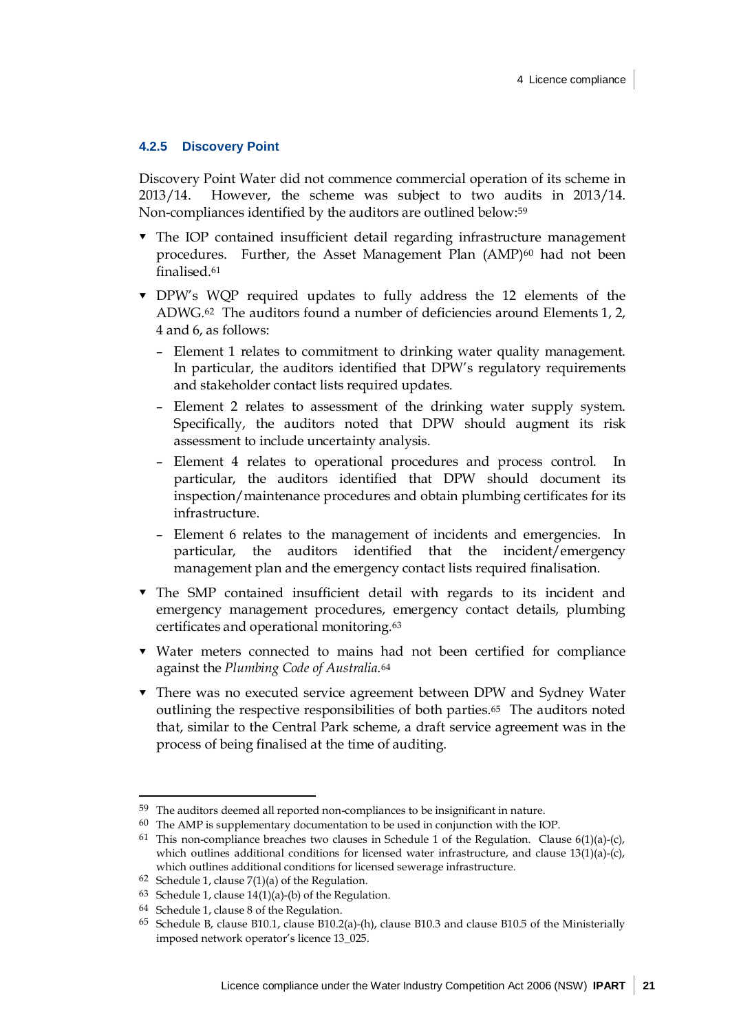### 4.2.5 Discovery Point

Discovery Point Water did not commence commercial operation of its scheme in 2013/14. However, the scheme was subject to two audits in 2013/14. Non-compliances identified by the auditors are outlined below:[59]

- The IOP contained insufficient detail regarding infrastructure management procedures. Further, the Asset Management Plan (AMP)[60] had not been finalised.[61]
- DPW's WQP required updates to fully address the 12 elements of the ADWG.[62] The auditors found a number of deficiencies around Elements 1, 2, 4 and 6, as follows:
  - Element 1 relates to commitment to drinking water quality management. In particular, the auditors identified that DPW's regulatory requirements and stakeholder contact lists required updates.
  - Element 2 relates to assessment of the drinking water supply system. Specifically, the auditors noted that DPW should augment its risk assessment to include uncertainty analysis.
  - Element 4 relates to operational procedures and process control. In particular, the auditors identified that DPW should document its inspection/maintenance procedures and obtain plumbing certificates for its infrastructure.
  - Element 6 relates to the management of incidents and emergencies. In particular, the auditors identified that the incident/emergency management plan and the emergency contact lists required finalisation.
- The SMP contained insufficient detail with regards to its incident and emergency management procedures, emergency contact details, plumbing certificates and operational monitoring.[63]
- Water meters connected to mains had not been certified for compliance against the *Plumbing Code of Australia*.[64]
- There was no executed service agreement between DPW and Sydney Water outlining the respective responsibilities of both parties.[65] The auditors noted that, similar to the Central Park scheme, a draft service agreement was in the process of being finalised at the time of auditing.

---

[59] The auditors deemed all reported non-compliances to be insignificant in nature.

[60] The AMP is supplementary documentation to be used in conjunction with the IOP.

[61] This non-compliance breaches two clauses in Schedule 1 of the Regulation. Clause 6(1)(a)-(c), which outlines additional conditions for licensed water infrastructure, and clause 13(1)(a)-(c), which outlines additional conditions for licensed sewerage infrastructure.

[62] Schedule 1, clause 7(1)(a) of the Regulation.

[63] Schedule 1, clause 14(1)(a)-(b) of the Regulation.

[64] Schedule 1, clause 8 of the Regulation.

[65] Schedule B, clause B10.1, clause B10.2(a)-(h), clause B10.3 and clause B10.5 of the Ministerially imposed network operator's licence 13_025.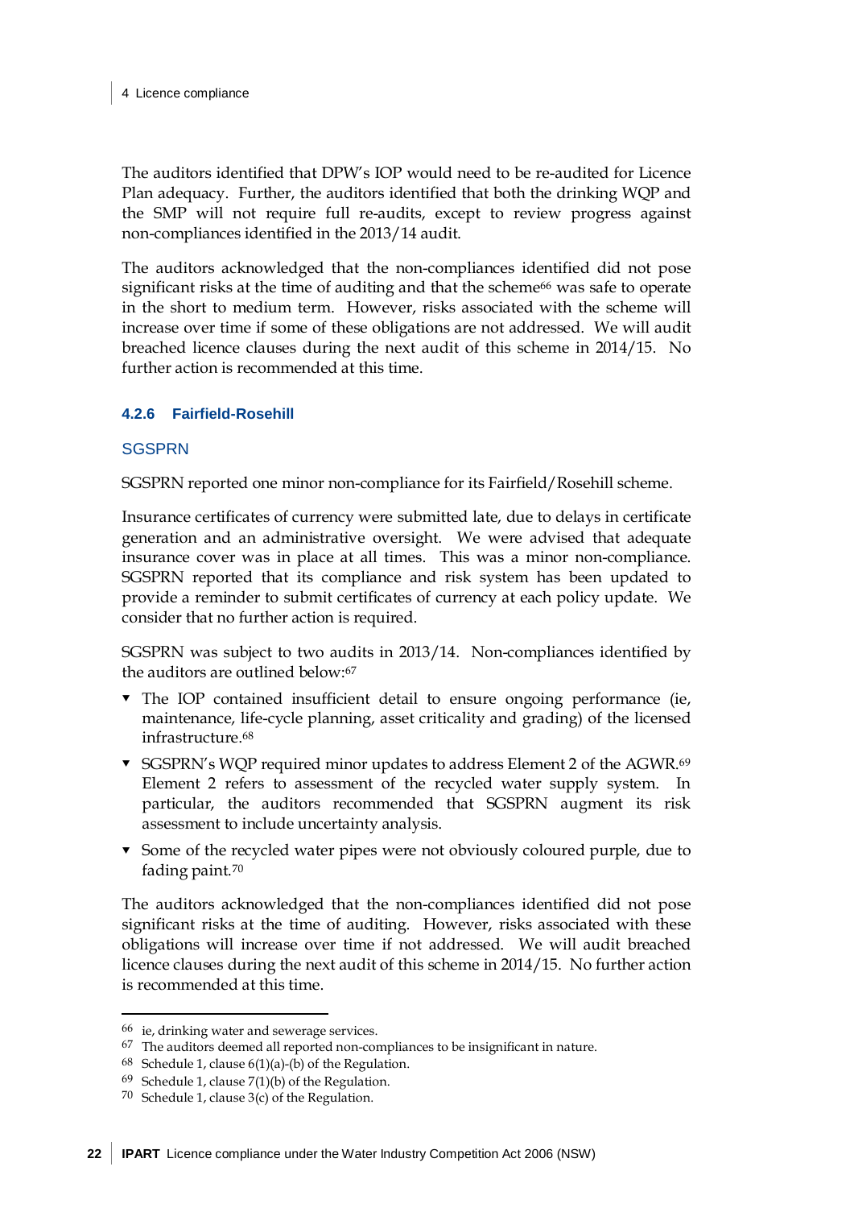The auditors identified that DPW's IOP would need to be re-audited for Licence Plan adequacy. Further, the auditors identified that both the drinking WQP and the SMP will not require full re-audits, except to review progress against non-compliances identified in the 2013/14 audit.

The auditors acknowledged that the non-compliances identified did not pose significant risks at the time of auditing and that the scheme[66] was safe to operate in the short to medium term. However, risks associated with the scheme will increase over time if some of these obligations are not addressed. We will audit breached licence clauses during the next audit of this scheme in 2014/15. No further action is recommended at this time.

### 4.2.6 Fairfield-Rosehill

#### SGSPRN

SGSPRN reported one minor non-compliance for its Fairfield/Rosehill scheme.

Insurance certificates of currency were submitted late, due to delays in certificate generation and an administrative oversight. We were advised that adequate insurance cover was in place at all times. This was a minor non-compliance. SGSPRN reported that its compliance and risk system has been updated to provide a reminder to submit certificates of currency at each policy update. We consider that no further action is required.

SGSPRN was subject to two audits in 2013/14. Non-compliances identified by the auditors are outlined below:[67]

- The IOP contained insufficient detail to ensure ongoing performance (ie, maintenance, life-cycle planning, asset criticality and grading) of the licensed infrastructure.[68]
- SGSPRN's WQP required minor updates to address Element 2 of the AGWR.[69] Element 2 refers to assessment of the recycled water supply system. In particular, the auditors recommended that SGSPRN augment its risk assessment to include uncertainty analysis.
- Some of the recycled water pipes were not obviously coloured purple, due to fading paint.[70]

The auditors acknowledged that the non-compliances identified did not pose significant risks at the time of auditing. However, risks associated with these obligations will increase over time if not addressed. We will audit breached licence clauses during the next audit of this scheme in 2014/15. No further action is recommended at this time.

---

[66] ie, drinking water and sewerage services.

[67] The auditors deemed all reported non-compliances to be insignificant in nature.

[68] Schedule 1, clause 6(1)(a)-(b) of the Regulation.

[69] Schedule 1, clause 7(1)(b) of the Regulation.

[70] Schedule 1, clause 3(c) of the Regulation.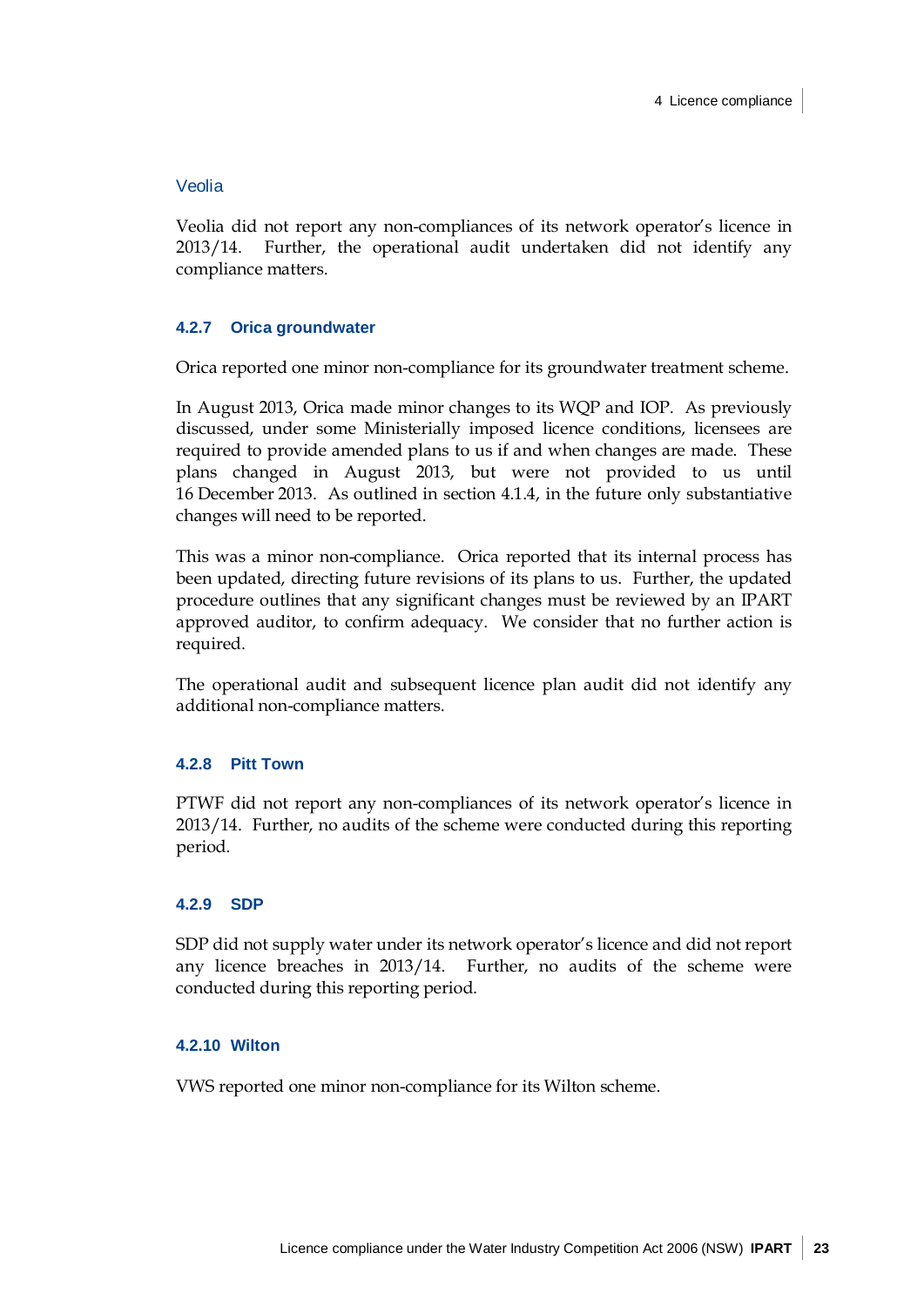#### Veolia

Veolia did not report any non-compliances of its network operator's licence in 2013/14. Further, the operational audit undertaken did not identify any compliance matters.

### 4.2.7 Orica groundwater

Orica reported one minor non-compliance for its groundwater treatment scheme.

In August 2013, Orica made minor changes to its WQP and IOP. As previously discussed, under some Ministerially imposed licence conditions, licensees are required to provide amended plans to us if and when changes are made. These plans changed in August 2013, but were not provided to us until 16 December 2013. As outlined in section 4.1.4, in the future only substantiative changes will need to be reported.

This was a minor non-compliance. Orica reported that its internal process has been updated, directing future revisions of its plans to us. Further, the updated procedure outlines that any significant changes must be reviewed by an IPART approved auditor, to confirm adequacy. We consider that no further action is required.

The operational audit and subsequent licence plan audit did not identify any additional non-compliance matters.

### 4.2.8 Pitt Town

PTWF did not report any non-compliances of its network operator's licence in 2013/14. Further, no audits of the scheme were conducted during this reporting period.

### 4.2.9 SDP

SDP did not supply water under its network operator's licence and did not report any licence breaches in 2013/14. Further, no audits of the scheme were conducted during this reporting period.

### 4.2.10 Wilton

VWS reported one minor non-compliance for its Wilton scheme.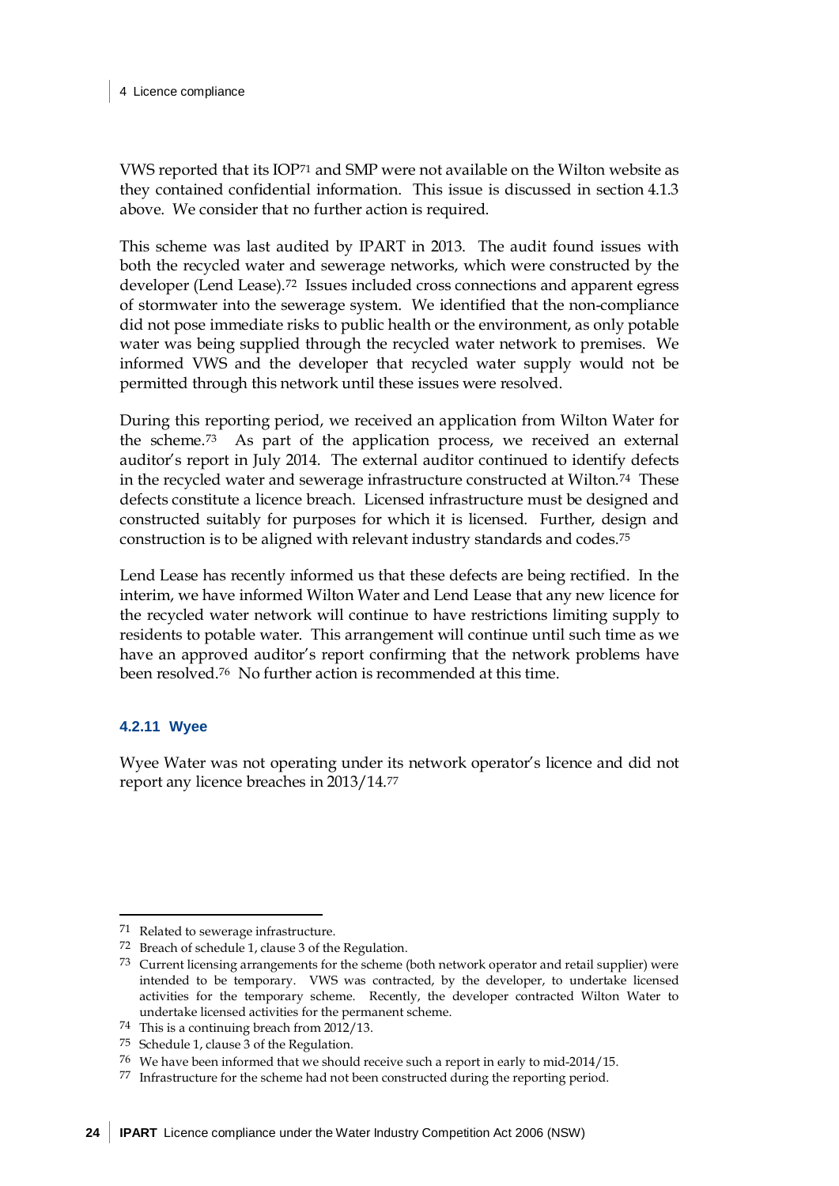VWS reported that its IOP[71] and SMP were not available on the Wilton website as they contained confidential information. This issue is discussed in section 4.1.3 above. We consider that no further action is required.

This scheme was last audited by IPART in 2013. The audit found issues with both the recycled water and sewerage networks, which were constructed by the developer (Lend Lease).[72] Issues included cross connections and apparent egress of stormwater into the sewerage system. We identified that the non-compliance did not pose immediate risks to public health or the environment, as only potable water was being supplied through the recycled water network to premises. We informed VWS and the developer that recycled water supply would not be permitted through this network until these issues were resolved.

During this reporting period, we received an application from Wilton Water for the scheme.[73] As part of the application process, we received an external auditor's report in July 2014. The external auditor continued to identify defects in the recycled water and sewerage infrastructure constructed at Wilton.[74] These defects constitute a licence breach. Licensed infrastructure must be designed and constructed suitably for purposes for which it is licensed. Further, design and construction is to be aligned with relevant industry standards and codes.[75]

Lend Lease has recently informed us that these defects are being rectified. In the interim, we have informed Wilton Water and Lend Lease that any new licence for the recycled water network will continue to have restrictions limiting supply to residents to potable water. This arrangement will continue until such time as we have an approved auditor's report confirming that the network problems have been resolved.[76] No further action is recommended at this time.

### 4.2.11 Wyee

Wyee Water was not operating under its network operator's licence and did not report any licence breaches in 2013/14.[77]

---

71 Related to sewerage infrastructure.

72 Breach of schedule 1, clause 3 of the Regulation.

73 Current licensing arrangements for the scheme (both network operator and retail supplier) were intended to be temporary. VWS was contracted, by the developer, to undertake licensed activities for the temporary scheme. Recently, the developer contracted Wilton Water to undertake licensed activities for the permanent scheme.

74 This is a continuing breach from 2012/13.

75 Schedule 1, clause 3 of the Regulation.

76 We have been informed that we should receive such a report in early to mid-2014/15.

77 Infrastructure for the scheme had not been constructed during the reporting period.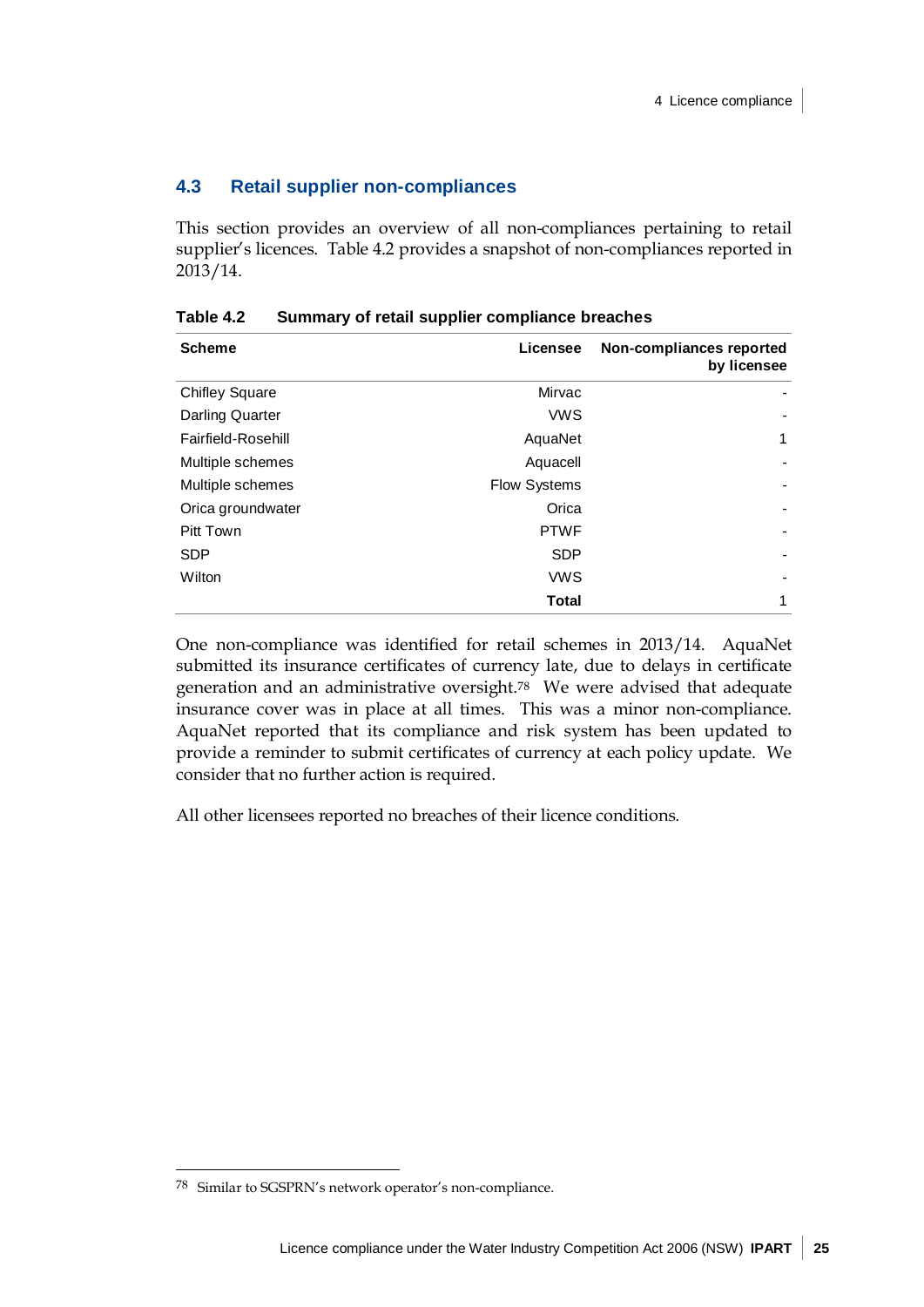## 4.3 Retail supplier non-compliances

This section provides an overview of all non-compliances pertaining to retail supplier's licences. Table 4.2 provides a snapshot of non-compliances reported in 2013/14.

**Table 4.2 Summary of retail supplier compliance breaches**

| Scheme | Licensee | Non-compliances reported by licensee |
|---|---|---|
| Chifley Square | Mirvac | - |
| Darling Quarter | VWS | - |
| Fairfield-Rosehill | AquaNet | 1 |
| Multiple schemes | Aquacell | - |
| Multiple schemes | Flow Systems | - |
| Orica groundwater | Orica | - |
| Pitt Town | PTWF | - |
| SDP | SDP | - |
| Wilton | VWS | - |
| | **Total** | 1 |

One non-compliance was identified for retail schemes in 2013/14. AquaNet submitted its insurance certificates of currency late, due to delays in certificate generation and an administrative oversight.[78] We were advised that adequate insurance cover was in place at all times. This was a minor non-compliance. AquaNet reported that its compliance and risk system has been updated to provide a reminder to submit certificates of currency at each policy update. We consider that no further action is required.

All other licensees reported no breaches of their licence conditions.

[78] Similar to SGSPRN's network operator's non-compliance.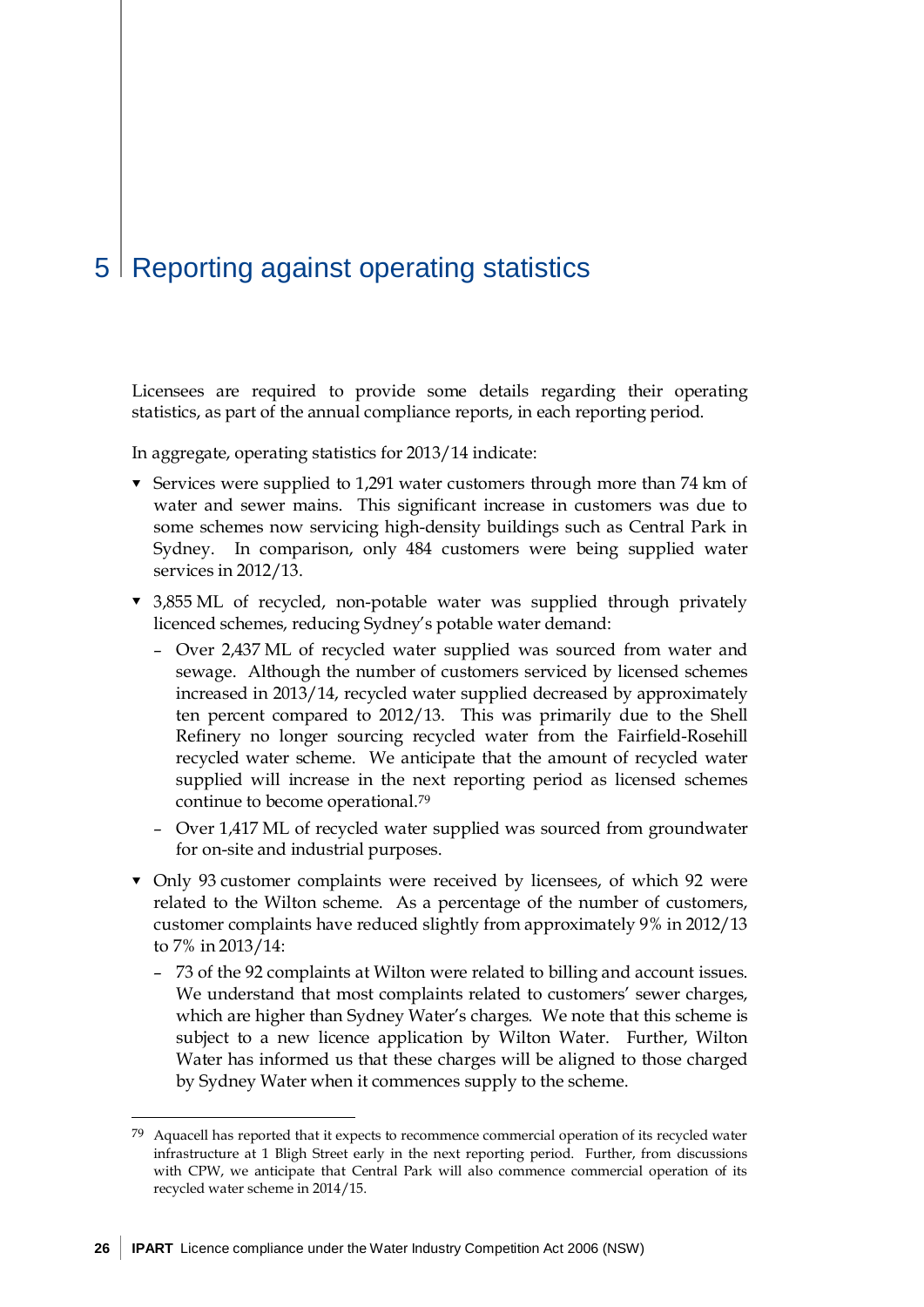# 5 Reporting against operating statistics

Licensees are required to provide some details regarding their operating statistics, as part of the annual compliance reports, in each reporting period.

In aggregate, operating statistics for 2013/14 indicate:

- Services were supplied to 1,291 water customers through more than 74 km of water and sewer mains. This significant increase in customers was due to some schemes now servicing high-density buildings such as Central Park in Sydney. In comparison, only 484 customers were being supplied water services in 2012/13.
- 3,855 ML of recycled, non-potable water was supplied through privately licenced schemes, reducing Sydney's potable water demand:
  - Over 2,437 ML of recycled water supplied was sourced from water and sewage. Although the number of customers serviced by licensed schemes increased in 2013/14, recycled water supplied decreased by approximately ten percent compared to 2012/13. This was primarily due to the Shell Refinery no longer sourcing recycled water from the Fairfield-Rosehill recycled water scheme. We anticipate that the amount of recycled water supplied will increase in the next reporting period as licensed schemes continue to become operational.[79]
  - Over 1,417 ML of recycled water supplied was sourced from groundwater for on-site and industrial purposes.
- Only 93 customer complaints were received by licensees, of which 92 were related to the Wilton scheme. As a percentage of the number of customers, customer complaints have reduced slightly from approximately 9% in 2012/13 to 7% in 2013/14:
  - 73 of the 92 complaints at Wilton were related to billing and account issues. We understand that most complaints related to customers' sewer charges, which are higher than Sydney Water's charges. We note that this scheme is subject to a new licence application by Wilton Water. Further, Wilton Water has informed us that these charges will be aligned to those charged by Sydney Water when it commences supply to the scheme.

[79] Aquacell has reported that it expects to recommence commercial operation of its recycled water infrastructure at 1 Bligh Street early in the next reporting period. Further, from discussions with CPW, we anticipate that Central Park will also commence commercial operation of its recycled water scheme in 2014/15.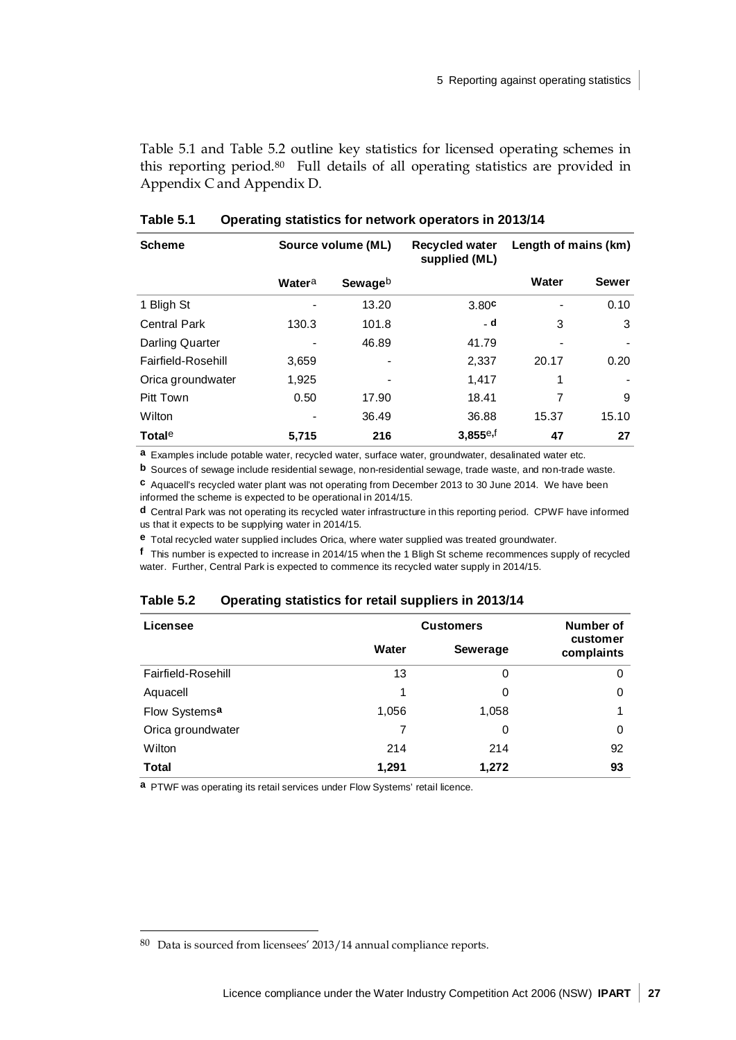Table 5.1 and Table 5.2 outline key statistics for licensed operating schemes in this reporting period.[80] Full details of all operating statistics are provided in Appendix C and Appendix D.

**Table 5.1 Operating statistics for network operators in 2013/14**

| Scheme | Source volume (ML) | | Recycled water supplied (ML) | Length of mains (km) | |
|---|---|---|---|---|---|
| | Water[a] | Sewage[b] | | Water | Sewer |
| 1 Bligh St | - | 13.20 | 3.80[c] | - | 0.10 |
| Central Park | 130.3 | 101.8 | - [d] | 3 | 3 |
| Darling Quarter | - | 46.89 | 41.79 | - | - |
| Fairfield-Rosehill | 3,659 | - | 2,337 | 20.17 | 0.20 |
| Orica groundwater | 1,925 | - | 1,417 | 1 | - |
| Pitt Town | 0.50 | 17.90 | 18.41 | 7 | 9 |
| Wilton | - | 36.49 | 36.88 | 15.37 | 15.10 |
| **Total[e]** | **5,715** | **216** | **3,855[e,f]** | **47** | **27** |

**a** Examples include potable water, recycled water, surface water, groundwater, desalinated water etc.

**b** Sources of sewage include residential sewage, non-residential sewage, trade waste, and non-trade waste.

**c** Aquacell's recycled water plant was not operating from December 2013 to 30 June 2014. We have been informed the scheme is expected to be operational in 2014/15.

**d** Central Park was not operating its recycled water infrastructure in this reporting period. CPWF have informed us that it expects to be supplying water in 2014/15.

**e** Total recycled water supplied includes Orica, where water supplied was treated groundwater.

**f** This number is expected to increase in 2014/15 when the 1 Bligh St scheme recommences supply of recycled water. Further, Central Park is expected to commence its recycled water supply in 2014/15.

**Table 5.2 Operating statistics for retail suppliers in 2013/14**

| Licensee | Customers | | Number of customer complaints |
|---|---|---|---|
| | Water | Sewerage | |
| Fairfield-Rosehill | 13 | 0 | 0 |
| Aquacell | 1 | 0 | 0 |
| Flow Systems[a] | 1,056 | 1,058 | 1 |
| Orica groundwater | 7 | 0 | 0 |
| Wilton | 214 | 214 | 92 |
| **Total** | **1,291** | **1,272** | **93** |

**a** PTWF was operating its retail services under Flow Systems' retail licence.

[80] Data is sourced from licensees' 2013/14 annual compliance reports.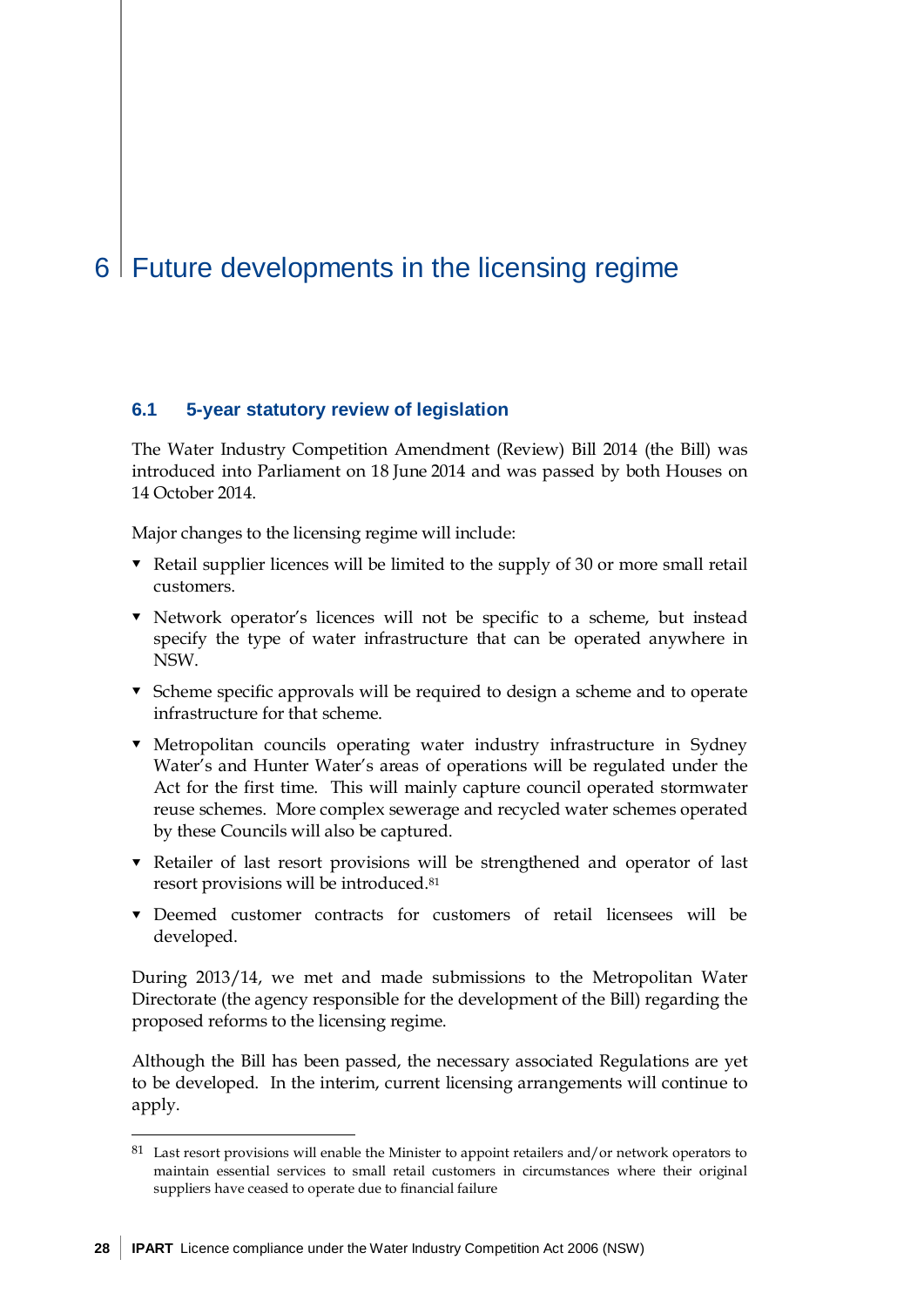# 6 Future developments in the licensing regime

## 6.1 5-year statutory review of legislation

The Water Industry Competition Amendment (Review) Bill 2014 (the Bill) was introduced into Parliament on 18 June 2014 and was passed by both Houses on 14 October 2014.

Major changes to the licensing regime will include:

- Retail supplier licences will be limited to the supply of 30 or more small retail customers.
- Network operator's licences will not be specific to a scheme, but instead specify the type of water infrastructure that can be operated anywhere in NSW.
- Scheme specific approvals will be required to design a scheme and to operate infrastructure for that scheme.
- Metropolitan councils operating water industry infrastructure in Sydney Water's and Hunter Water's areas of operations will be regulated under the Act for the first time. This will mainly capture council operated stormwater reuse schemes. More complex sewerage and recycled water schemes operated by these Councils will also be captured.
- Retailer of last resort provisions will be strengthened and operator of last resort provisions will be introduced.[81]
- Deemed customer contracts for customers of retail licensees will be developed.

During 2013/14, we met and made submissions to the Metropolitan Water Directorate (the agency responsible for the development of the Bill) regarding the proposed reforms to the licensing regime.

Although the Bill has been passed, the necessary associated Regulations are yet to be developed. In the interim, current licensing arrangements will continue to apply.

---

[81] Last resort provisions will enable the Minister to appoint retailers and/or network operators to maintain essential services to small retail customers in circumstances where their original suppliers have ceased to operate due to financial failure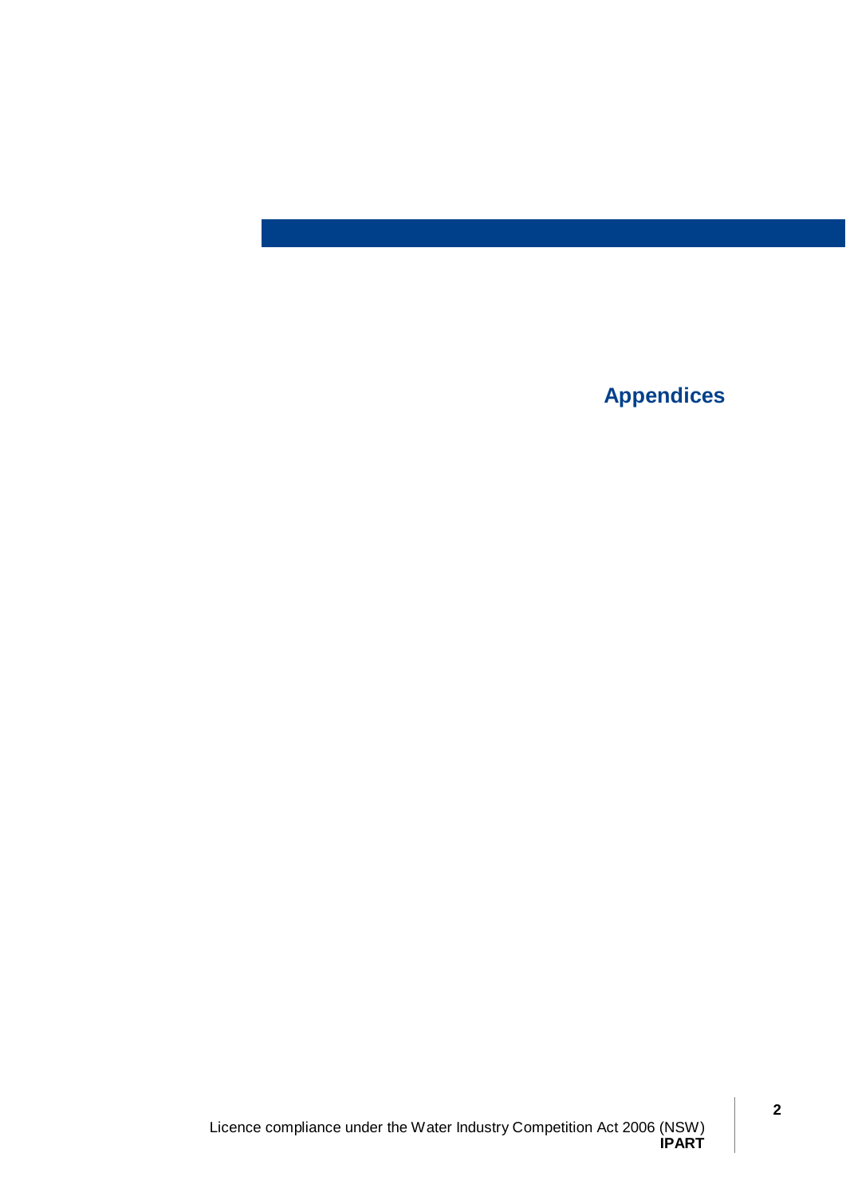# Appendices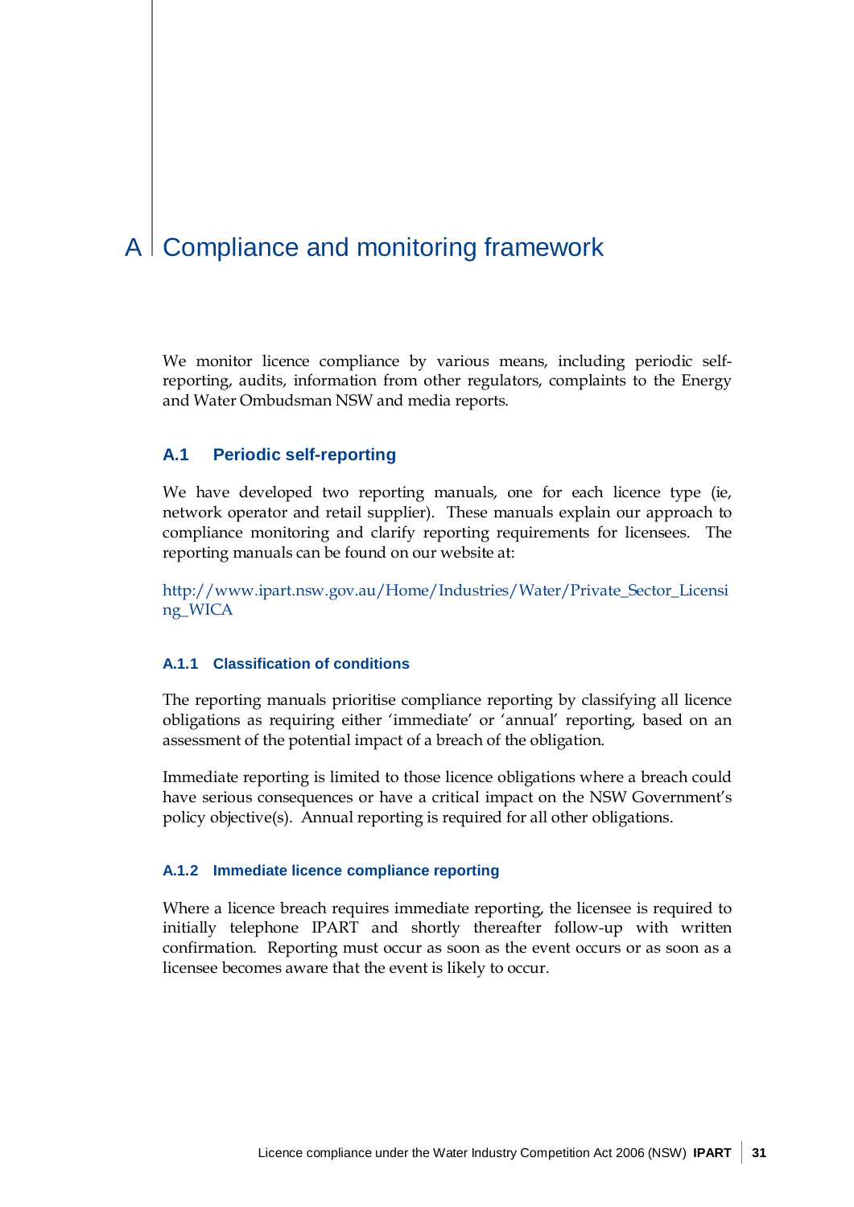# A Compliance and monitoring framework

We monitor licence compliance by various means, including periodic self-reporting, audits, information from other regulators, complaints to the Energy and Water Ombudsman NSW and media reports.

## A.1 Periodic self-reporting

We have developed two reporting manuals, one for each licence type (ie, network operator and retail supplier). These manuals explain our approach to compliance monitoring and clarify reporting requirements for licensees. The reporting manuals can be found on our website at:

http://www.ipart.nsw.gov.au/Home/Industries/Water/Private_Sector_Licensing_WICA

### A.1.1 Classification of conditions

The reporting manuals prioritise compliance reporting by classifying all licence obligations as requiring either 'immediate' or 'annual' reporting, based on an assessment of the potential impact of a breach of the obligation.

Immediate reporting is limited to those licence obligations where a breach could have serious consequences or have a critical impact on the NSW Government's policy objective(s). Annual reporting is required for all other obligations.

### A.1.2 Immediate licence compliance reporting

Where a licence breach requires immediate reporting, the licensee is required to initially telephone IPART and shortly thereafter follow-up with written confirmation. Reporting must occur as soon as the event occurs or as soon as a licensee becomes aware that the event is likely to occur.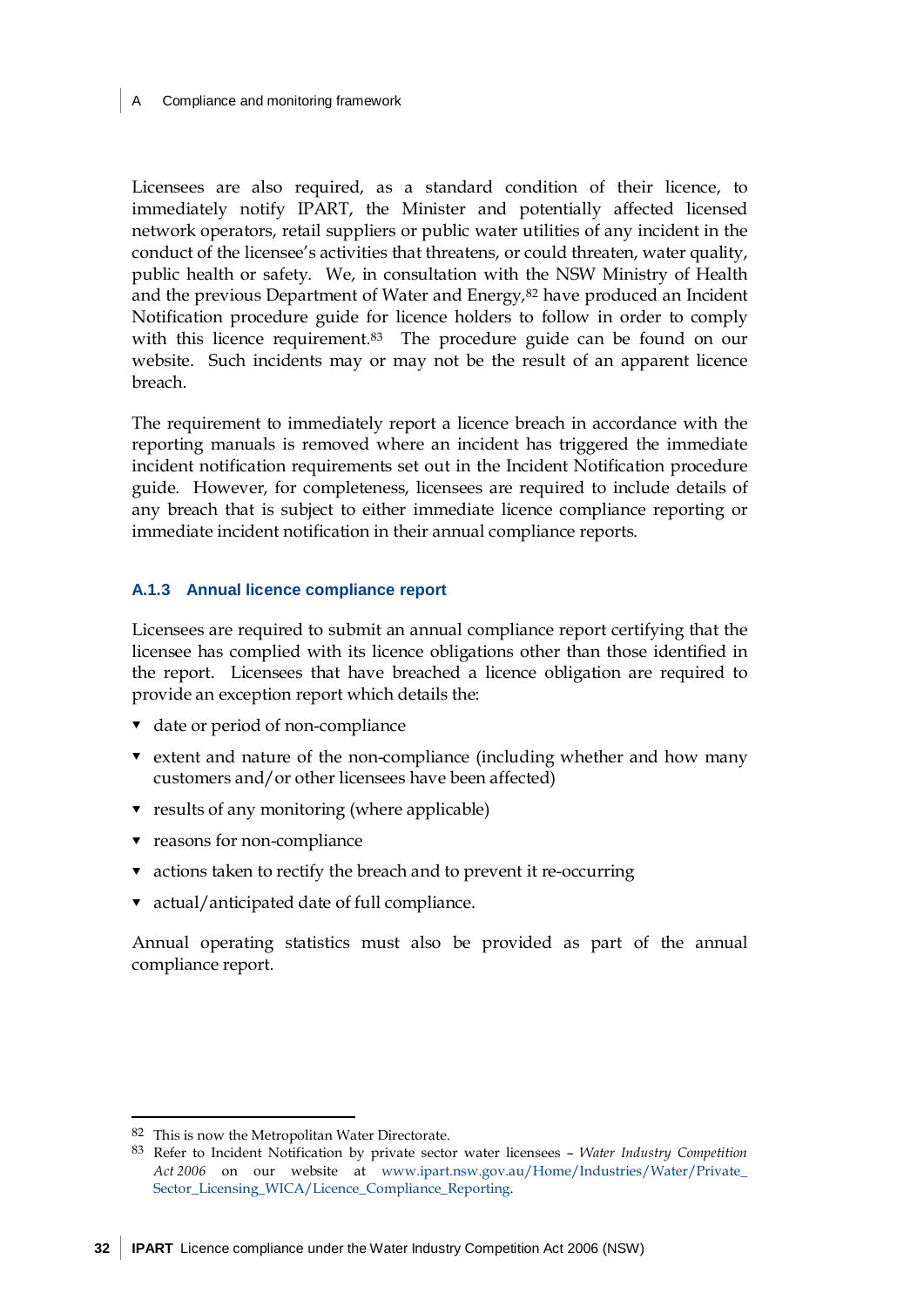Licensees are also required, as a standard condition of their licence, to immediately notify IPART, the Minister and potentially affected licensed network operators, retail suppliers or public water utilities of any incident in the conduct of the licensee's activities that threatens, or could threaten, water quality, public health or safety. We, in consultation with the NSW Ministry of Health and the previous Department of Water and Energy,[82] have produced an Incident Notification procedure guide for licence holders to follow in order to comply with this licence requirement.[83] The procedure guide can be found on our website. Such incidents may or may not be the result of an apparent licence breach.

The requirement to immediately report a licence breach in accordance with the reporting manuals is removed where an incident has triggered the immediate incident notification requirements set out in the Incident Notification procedure guide. However, for completeness, licensees are required to include details of any breach that is subject to either immediate licence compliance reporting or immediate incident notification in their annual compliance reports.

### A.1.3 Annual licence compliance report

Licensees are required to submit an annual compliance report certifying that the licensee has complied with its licence obligations other than those identified in the report. Licensees that have breached a licence obligation are required to provide an exception report which details the:

- date or period of non-compliance
- extent and nature of the non-compliance (including whether and how many customers and/or other licensees have been affected)
- results of any monitoring (where applicable)
- reasons for non-compliance
- actions taken to rectify the breach and to prevent it re-occurring
- actual/anticipated date of full compliance.

Annual operating statistics must also be provided as part of the annual compliance report.

---

[82] This is now the Metropolitan Water Directorate.

[83] Refer to Incident Notification by private sector water licensees – *Water Industry Competition Act 2006* on our website at www.ipart.nsw.gov.au/Home/Industries/Water/Private_Sector_Licensing_WICA/Licence_Compliance_Reporting.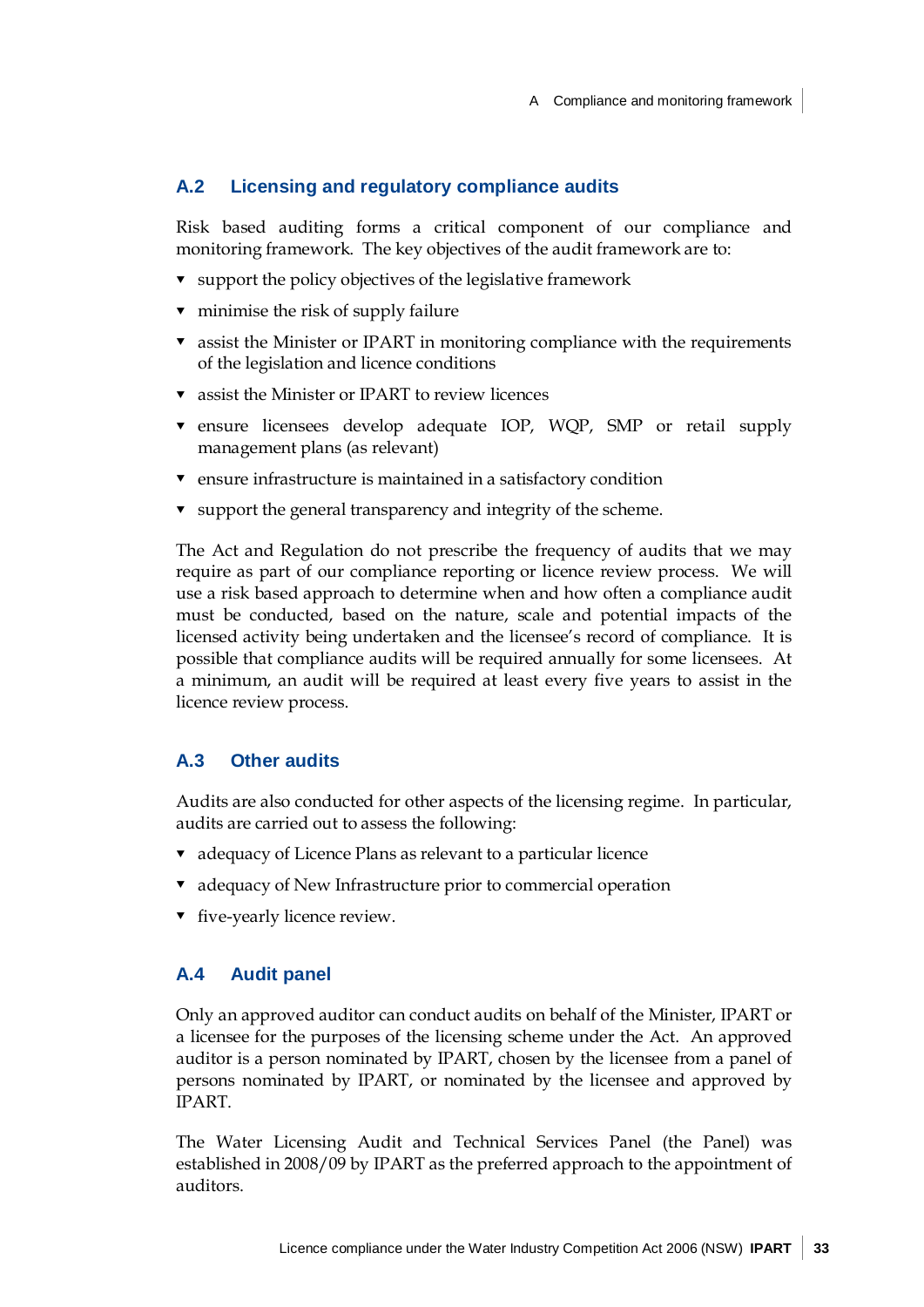## A.2 Licensing and regulatory compliance audits

Risk based auditing forms a critical component of our compliance and monitoring framework. The key objectives of the audit framework are to:

- support the policy objectives of the legislative framework
- minimise the risk of supply failure
- assist the Minister or IPART in monitoring compliance with the requirements of the legislation and licence conditions
- assist the Minister or IPART to review licences
- ensure licensees develop adequate IOP, WQP, SMP or retail supply management plans (as relevant)
- ensure infrastructure is maintained in a satisfactory condition
- support the general transparency and integrity of the scheme.

The Act and Regulation do not prescribe the frequency of audits that we may require as part of our compliance reporting or licence review process. We will use a risk based approach to determine when and how often a compliance audit must be conducted, based on the nature, scale and potential impacts of the licensed activity being undertaken and the licensee's record of compliance. It is possible that compliance audits will be required annually for some licensees. At a minimum, an audit will be required at least every five years to assist in the licence review process.

## A.3 Other audits

Audits are also conducted for other aspects of the licensing regime. In particular, audits are carried out to assess the following:

- adequacy of Licence Plans as relevant to a particular licence
- adequacy of New Infrastructure prior to commercial operation
- five-yearly licence review.

## A.4 Audit panel

Only an approved auditor can conduct audits on behalf of the Minister, IPART or a licensee for the purposes of the licensing scheme under the Act. An approved auditor is a person nominated by IPART, chosen by the licensee from a panel of persons nominated by IPART, or nominated by the licensee and approved by IPART.

The Water Licensing Audit and Technical Services Panel (the Panel) was established in 2008/09 by IPART as the preferred approach to the appointment of auditors.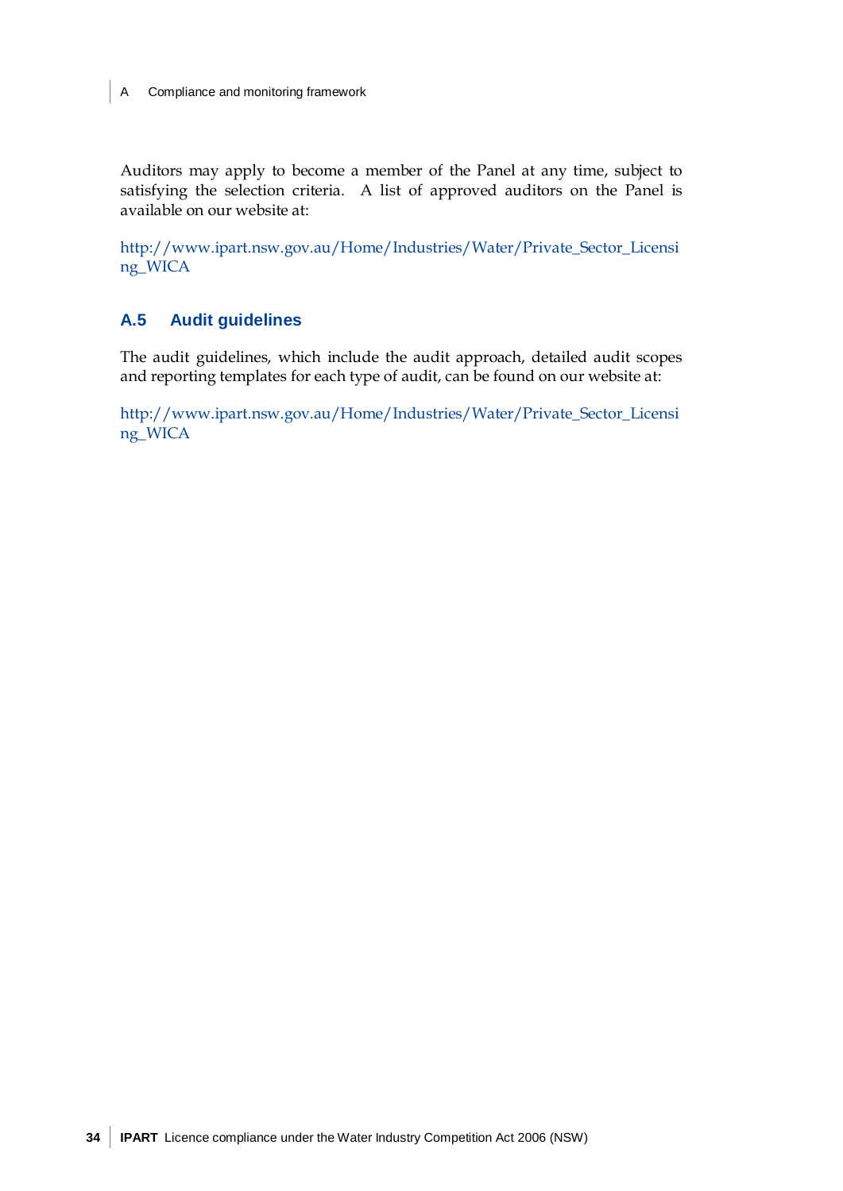Auditors may apply to become a member of the Panel at any time, subject to satisfying the selection criteria. A list of approved auditors on the Panel is available on our website at:

http://www.ipart.nsw.gov.au/Home/Industries/Water/Private_Sector_Licensing_WICA

## A.5 Audit guidelines

The audit guidelines, which include the audit approach, detailed audit scopes and reporting templates for each type of audit, can be found on our website at:

http://www.ipart.nsw.gov.au/Home/Industries/Water/Private_Sector_Licensing_WICA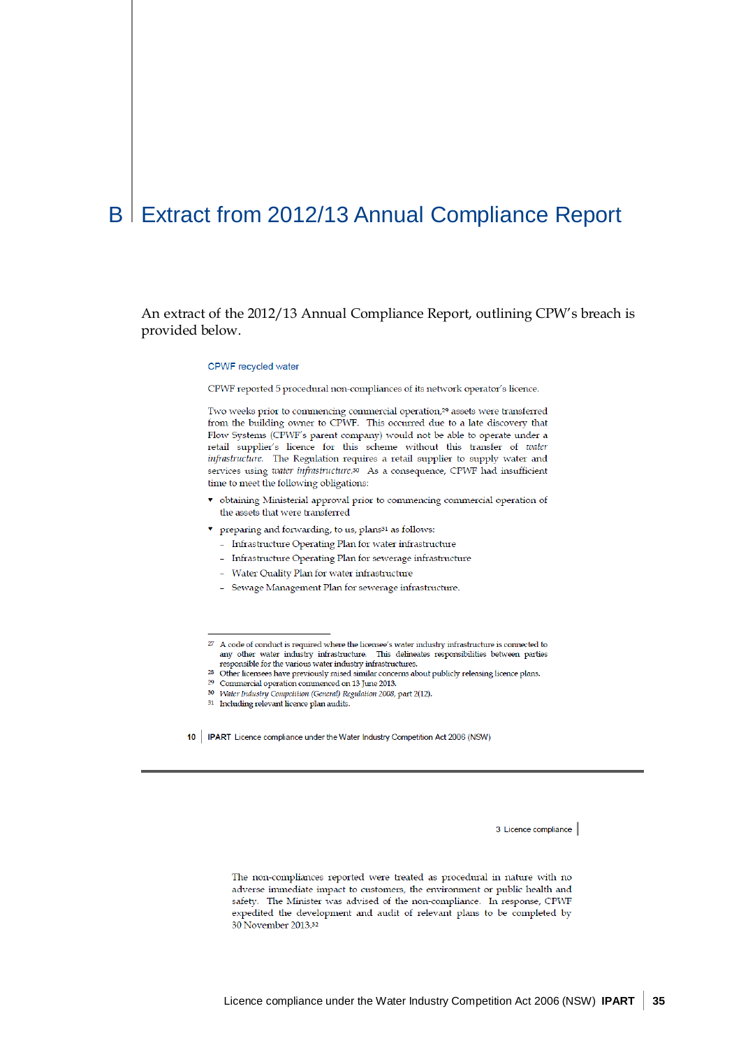# B Extract from 2012/13 Annual Compliance Report

An extract of the 2012/13 Annual Compliance Report, outlining CPW's breach is provided below.

### CPWF recycled water

CPWF reported 5 procedural non-compliances of its network operator's licence.

Two weeks prior to commencing commercial operation,[29] assets were transferred from the building owner to CPWF. This occurred due to a late discovery that Flow Systems (CPWF's parent company) would not be able to operate under a retail supplier's licence for this scheme without this transfer of *water infrastructure*. The Regulation requires a retail supplier to supply water and services using *water infrastructure*.[30] As a consequence, CPWF had insufficient time to meet the following obligations:

- obtaining Ministerial approval prior to commencing commercial operation of the assets that were transferred
- preparing and forwarding, to us, plans[31] as follows:
  - Infrastructure Operating Plan for water infrastructure
  - Infrastructure Operating Plan for sewerage infrastructure
  - Water Quality Plan for water infrastructure
  - Sewage Management Plan for sewerage infrastructure.

---

27 A code of conduct is required where the licensee's water industry infrastructure is connected to any other water industry infrastructure. This delineates responsibilities between parties responsible for the various water industry infrastructures.

28 Other licensees have previously raised similar concerns about publicly releasing licence plans.

29 Commercial operation commenced on 13 June 2013.

30 *Water Industry Competition (General) Regulation 2008*, part 2(12).

31 Including relevant licence plan audits.

10 | IPART Licence compliance under the Water Industry Competition Act 2006 (NSW)

---

3 Licence compliance | 

The non-compliances reported were treated as procedural in nature with no adverse immediate impact to customers, the environment or public health and safety. The Minister was advised of the non-compliance. In response, CPWF expedited the development and audit of relevant plans to be completed by 30 November 2013.[32]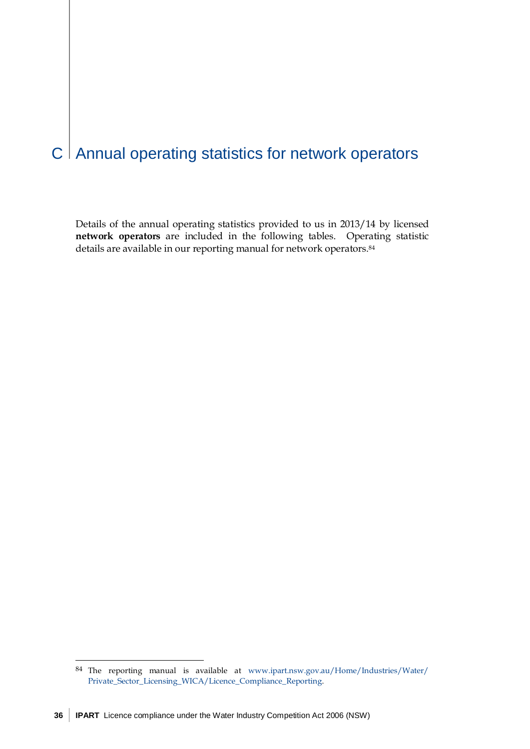# C Annual operating statistics for network operators

Details of the annual operating statistics provided to us in 2013/14 by licensed **network operators** are included in the following tables. Operating statistic details are available in our reporting manual for network operators.[84]

---

[84] The reporting manual is available at www.ipart.nsw.gov.au/Home/Industries/Water/Private_Sector_Licensing_WICA/Licence_Compliance_Reporting.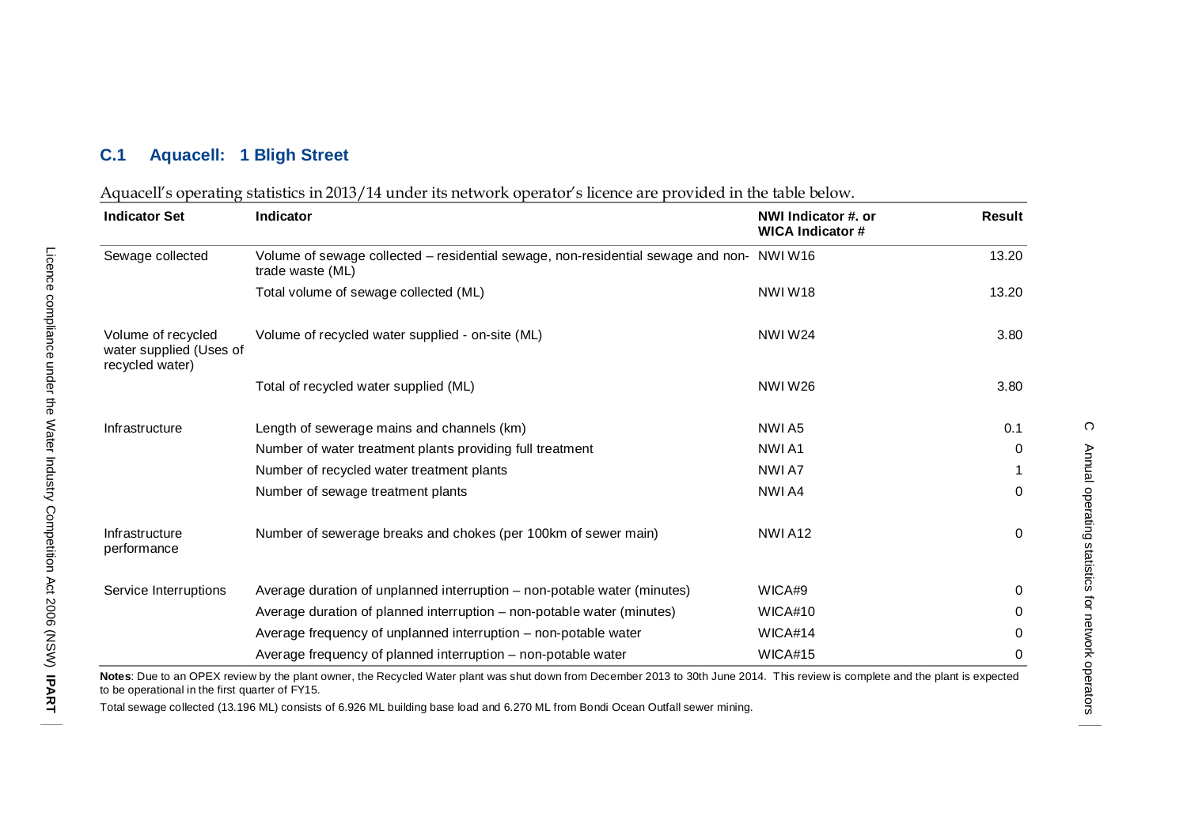## C.1 Aquacell: 1 Bligh Street

Aquacell's operating statistics in 2013/14 under its network operator's licence are provided in the table below.

| Indicator Set | Indicator | NWI Indicator #. or WICA Indicator # | Result |
|---|---|---|---|
| Sewage collected | Volume of sewage collected – residential sewage, non-residential sewage and non-trade waste (ML) | NWI W16 | 13.20 |
| | Total volume of sewage collected (ML) | NWI W18 | 13.20 |
| Volume of recycled water supplied (Uses of recycled water) | Volume of recycled water supplied - on-site (ML) | NWI W24 | 3.80 |
| | Total of recycled water supplied (ML) | NWI W26 | 3.80 |
| Infrastructure | Length of sewerage mains and channels (km) | NWI A5 | 0.1 |
| | Number of water treatment plants providing full treatment | NWI A1 | 0 |
| | Number of recycled water treatment plants | NWI A7 | 1 |
| | Number of sewage treatment plants | NWI A4 | 0 |
| Infrastructure performance | Number of sewerage breaks and chokes (per 100km of sewer main) | NWI A12 | 0 |
| Service Interruptions | Average duration of unplanned interruption – non-potable water (minutes) | WICA#9 | 0 |
| | Average duration of planned interruption – non-potable water (minutes) | WICA#10 | 0 |
| | Average frequency of unplanned interruption – non-potable water | WICA#14 | 0 |
| | Average frequency of planned interruption – non-potable water | WICA#15 | 0 |

**Notes**: Due to an OPEX review by the plant owner, the Recycled Water plant was shut down from December 2013 to 30th June 2014. This review is complete and the plant is expected to be operational in the first quarter of FY15.

Total sewage collected (13.196 ML) consists of 6.926 ML building base load and 6.270 ML from Bondi Ocean Outfall sewer mining.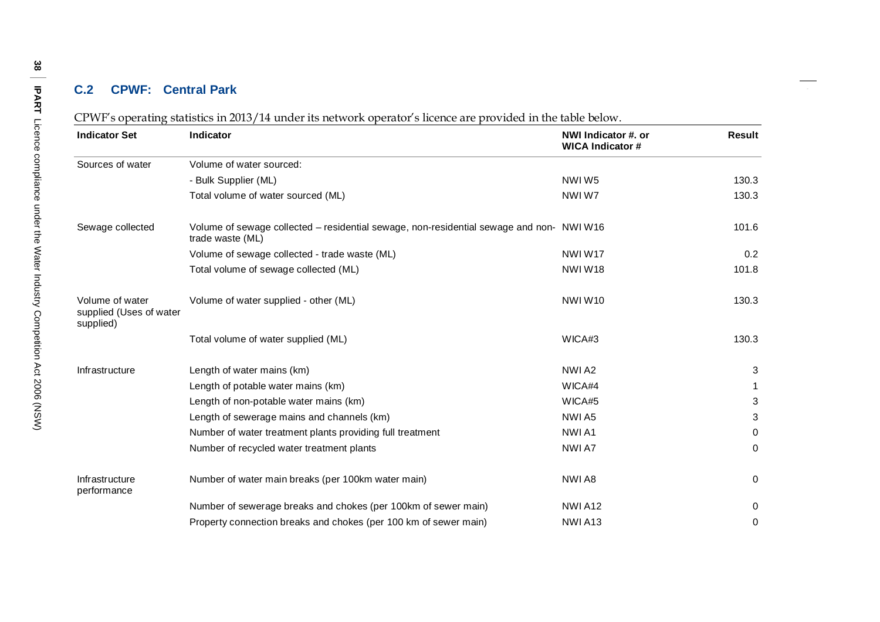### C.2 CPWF: Central Park

CPWF's operating statistics in 2013/14 under its network operator's licence are provided in the table below.

| Indicator Set | Indicator | NWI Indicator #. or WICA Indicator # | Result |
|---|---|---|---|
| Sources of water | Volume of water sourced: | | |
| | - Bulk Supplier (ML) | NWI W5 | 130.3 |
| | Total volume of water sourced (ML) | NWI W7 | 130.3 |
| Sewage collected | Volume of sewage collected – residential sewage, non-residential sewage and non-trade waste (ML) | NWI W16 | 101.6 |
| | Volume of sewage collected - trade waste (ML) | NWI W17 | 0.2 |
| | Total volume of sewage collected (ML) | NWI W18 | 101.8 |
| Volume of water supplied (Uses of water supplied) | Volume of water supplied - other (ML) | NWI W10 | 130.3 |
| | Total volume of water supplied (ML) | WICA#3 | 130.3 |
| Infrastructure | Length of water mains (km) | NWI A2 | 3 |
| | Length of potable water mains (km) | WICA#4 | 1 |
| | Length of non-potable water mains (km) | WICA#5 | 3 |
| | Length of sewerage mains and channels (km) | NWI A5 | 3 |
| | Number of water treatment plants providing full treatment | NWI A1 | 0 |
| | Number of recycled water treatment plants | NWI A7 | 0 |
| Infrastructure performance | Number of water main breaks (per 100km water main) | NWI A8 | 0 |
| | Number of sewerage breaks and chokes (per 100km of sewer main) | NWI A12 | 0 |
| | Property connection breaks and chokes (per 100 km of sewer main) | NWI A13 | 0 |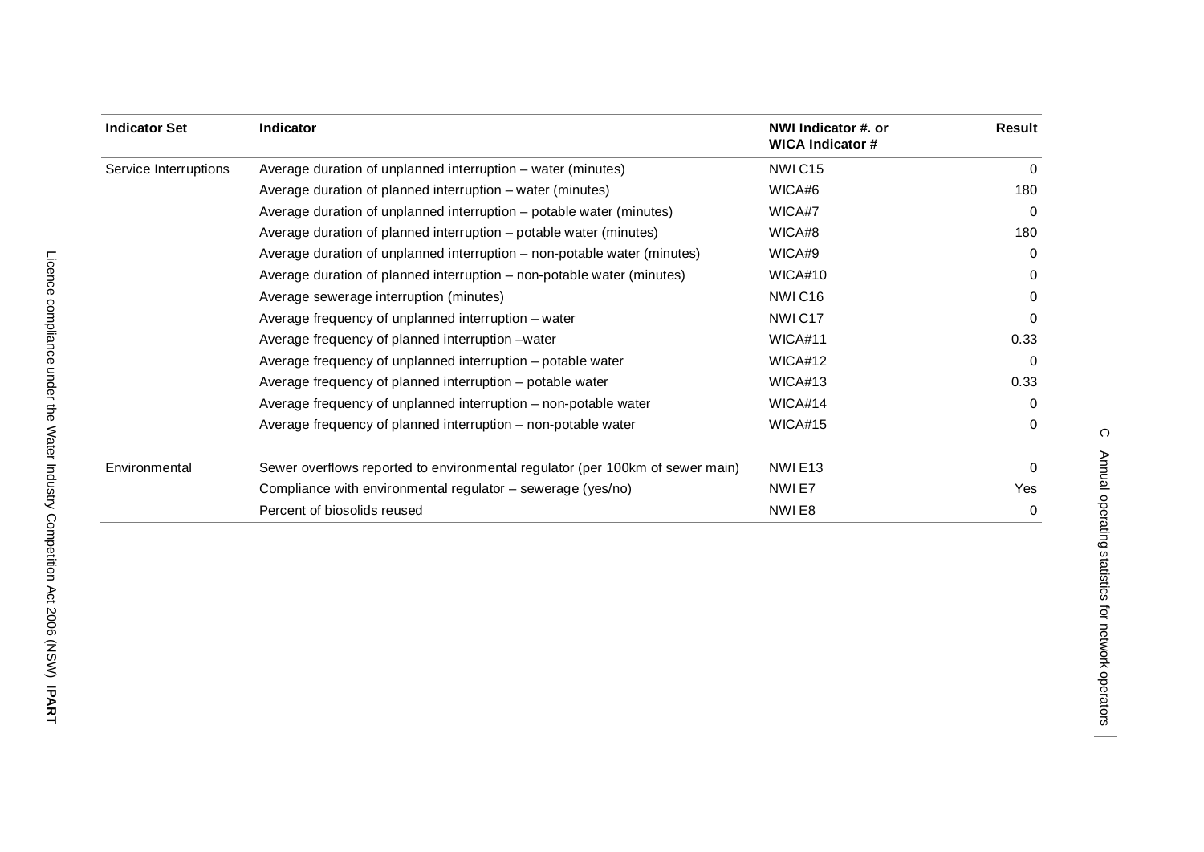| Indicator Set | Indicator | NWI Indicator #. or WICA Indicator # | Result |
|---|---|---|---|
| Service Interruptions | Average duration of unplanned interruption – water (minutes) | NWI C15 | 0 |
| | Average duration of planned interruption – water (minutes) | WICA#6 | 180 |
| | Average duration of unplanned interruption – potable water (minutes) | WICA#7 | 0 |
| | Average duration of planned interruption – potable water (minutes) | WICA#8 | 180 |
| | Average duration of unplanned interruption – non-potable water (minutes) | WICA#9 | 0 |
| | Average duration of planned interruption – non-potable water (minutes) | WICA#10 | 0 |
| | Average sewerage interruption (minutes) | NWI C16 | 0 |
| | Average frequency of unplanned interruption – water | NWI C17 | 0 |
| | Average frequency of planned interruption –water | WICA#11 | 0.33 |
| | Average frequency of unplanned interruption – potable water | WICA#12 | 0 |
| | Average frequency of planned interruption – potable water | WICA#13 | 0.33 |
| | Average frequency of unplanned interruption – non-potable water | WICA#14 | 0 |
| | Average frequency of planned interruption – non-potable water | WICA#15 | 0 |
| Environmental | Sewer overflows reported to environmental regulator (per 100km of sewer main) | NWI E13 | 0 |
| | Compliance with environmental regulator – sewerage (yes/no) | NWI E7 | Yes |
| | Percent of biosolids reused | NWI E8 | 0 |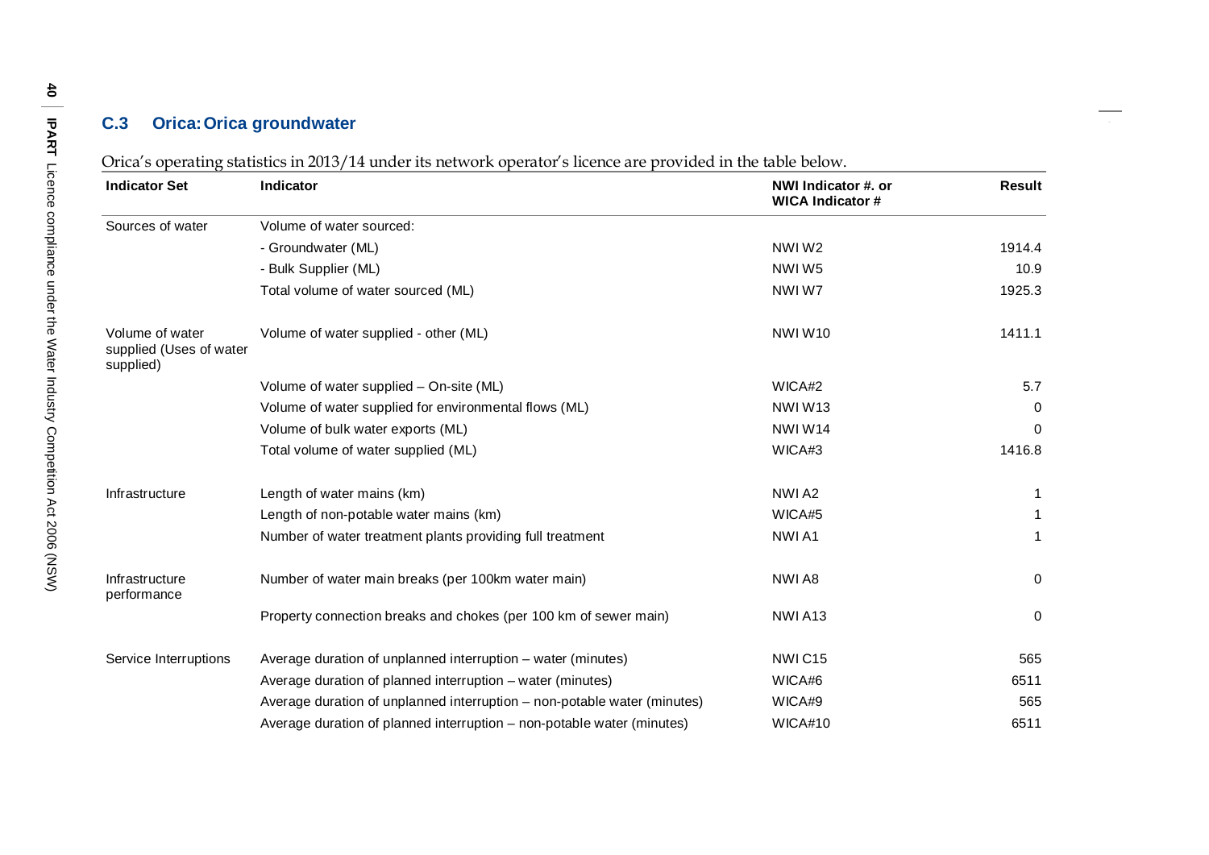## C.3 Orica: Orica groundwater

Orica's operating statistics in 2013/14 under its network operator's licence are provided in the table below.

| Indicator Set | Indicator | NWI Indicator #. or WICA Indicator # | Result |
|---|---|---|---|
| Sources of water | Volume of water sourced: | | |
| | - Groundwater (ML) | NWI W2 | 1914.4 |
| | - Bulk Supplier (ML) | NWI W5 | 10.9 |
| | Total volume of water sourced (ML) | NWI W7 | 1925.3 |
| Volume of water supplied (Uses of water supplied) | Volume of water supplied - other (ML) | NWI W10 | 1411.1 |
| | Volume of water supplied – On-site (ML) | WICA#2 | 5.7 |
| | Volume of water supplied for environmental flows (ML) | NWI W13 | 0 |
| | Volume of bulk water exports (ML) | NWI W14 | 0 |
| | Total volume of water supplied (ML) | WICA#3 | 1416.8 |
| Infrastructure | Length of water mains (km) | NWI A2 | 1 |
| | Length of non-potable water mains (km) | WICA#5 | 1 |
| | Number of water treatment plants providing full treatment | NWI A1 | 1 |
| Infrastructure performance | Number of water main breaks (per 100km water main) | NWI A8 | 0 |
| | Property connection breaks and chokes (per 100 km of sewer main) | NWI A13 | 0 |
| Service Interruptions | Average duration of unplanned interruption – water (minutes) | NWI C15 | 565 |
| | Average duration of planned interruption – water (minutes) | WICA#6 | 6511 |
| | Average duration of unplanned interruption – non-potable water (minutes) | WICA#9 | 565 |
| | Average duration of planned interruption – non-potable water (minutes) | WICA#10 | 6511 |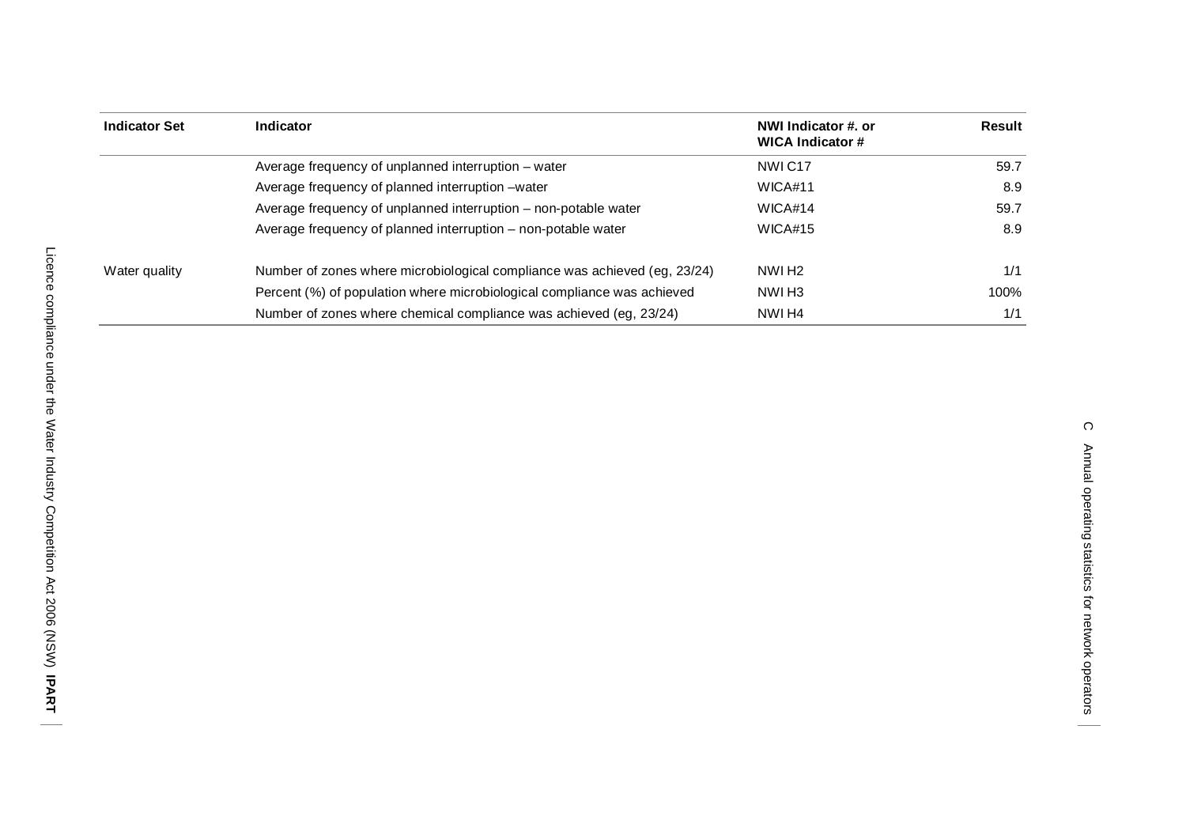| Indicator Set | Indicator | NWI Indicator #. or WICA Indicator # | Result |
|---|---|---|---|
| | Average frequency of unplanned interruption – water | NWI C17 | 59.7 |
| | Average frequency of planned interruption –water | WICA#11 | 8.9 |
| | Average frequency of unplanned interruption – non-potable water | WICA#14 | 59.7 |
| | Average frequency of planned interruption – non-potable water | WICA#15 | 8.9 |
| Water quality | Number of zones where microbiological compliance was achieved (eg, 23/24) | NWI H2 | 1/1 |
| | Percent (%) of population where microbiological compliance was achieved | NWI H3 | 100% |
| | Number of zones where chemical compliance was achieved (eg, 23/24) | NWI H4 | 1/1 |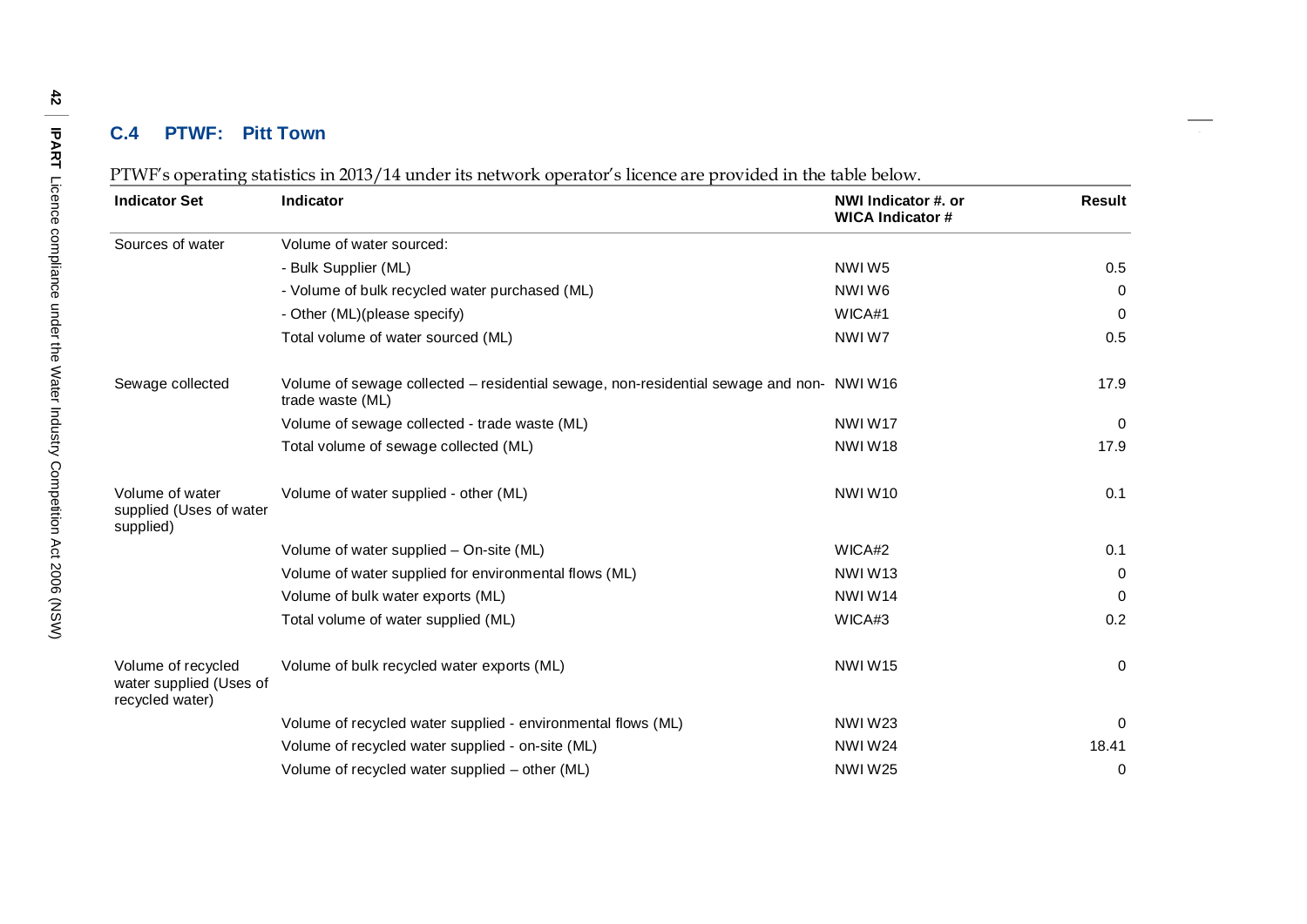## C.4 PTWF: Pitt Town

PTWF's operating statistics in 2013/14 under its network operator's licence are provided in the table below.

| Indicator Set | Indicator | NWI Indicator #. or WICA Indicator # | Result |
|---|---|---|---|
| Sources of water | Volume of water sourced: | | |
| | - Bulk Supplier (ML) | NWI W5 | 0.5 |
| | - Volume of bulk recycled water purchased (ML) | NWI W6 | 0 |
| | - Other (ML)(please specify) | WICA#1 | 0 |
| | Total volume of water sourced (ML) | NWI W7 | 0.5 |
| Sewage collected | Volume of sewage collected – residential sewage, non-residential sewage and non-trade waste (ML) | NWI W16 | 17.9 |
| | Volume of sewage collected - trade waste (ML) | NWI W17 | 0 |
| | Total volume of sewage collected (ML) | NWI W18 | 17.9 |
| Volume of water supplied (Uses of water supplied) | Volume of water supplied - other (ML) | NWI W10 | 0.1 |
| | Volume of water supplied – On-site (ML) | WICA#2 | 0.1 |
| | Volume of water supplied for environmental flows (ML) | NWI W13 | 0 |
| | Volume of bulk water exports (ML) | NWI W14 | 0 |
| | Total volume of water supplied (ML) | WICA#3 | 0.2 |
| Volume of recycled water supplied (Uses of recycled water) | Volume of bulk recycled water exports (ML) | NWI W15 | 0 |
| | Volume of recycled water supplied - environmental flows (ML) | NWI W23 | 0 |
| | Volume of recycled water supplied - on-site (ML) | NWI W24 | 18.41 |
| | Volume of recycled water supplied – other (ML) | NWI W25 | 0 |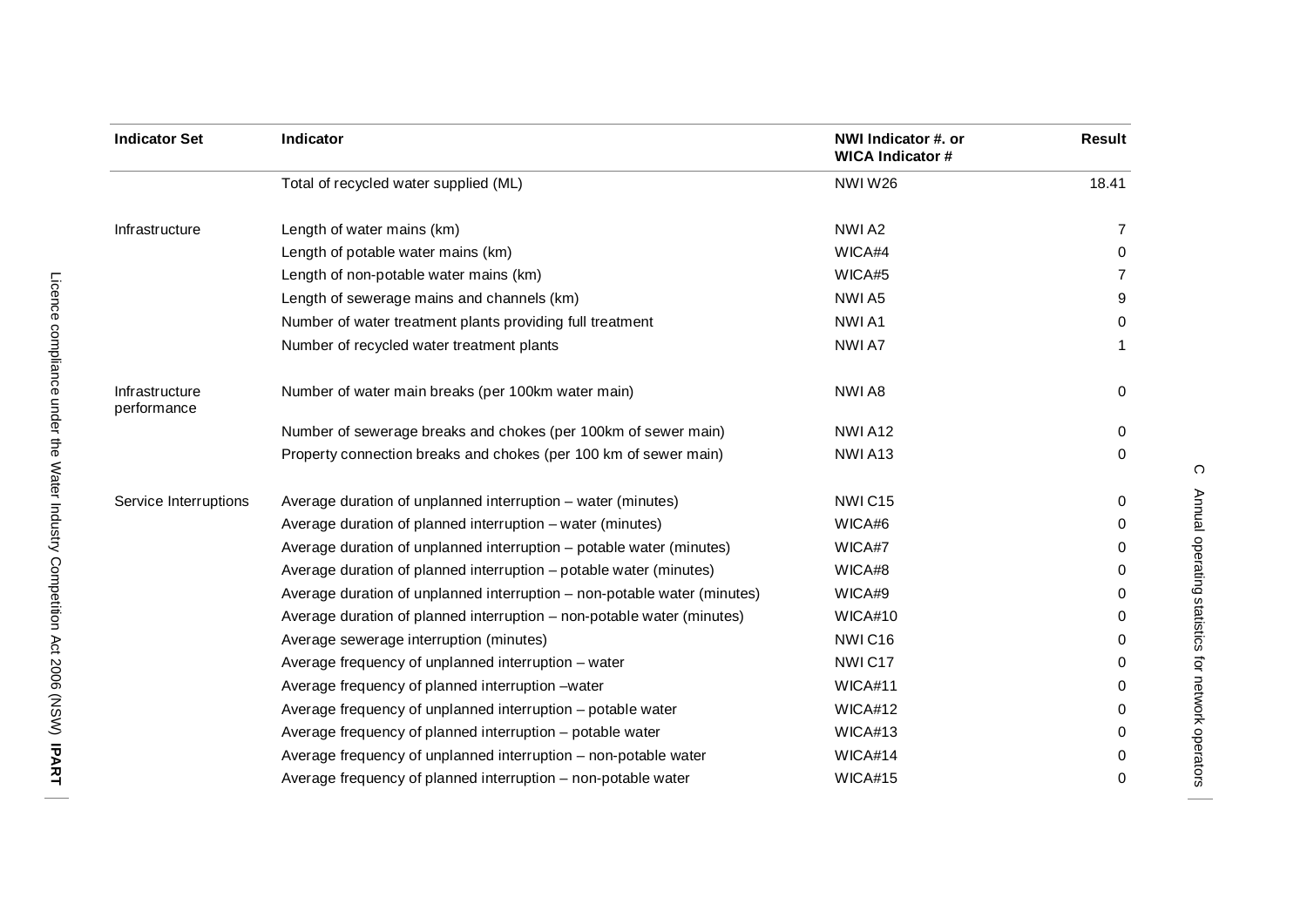| Indicator Set | Indicator | NWI Indicator #. or WICA Indicator # | Result |
|---|---|---|---|
| | Total of recycled water supplied (ML) | NWI W26 | 18.41 |
| Infrastructure | Length of water mains (km) | NWI A2 | 7 |
| | Length of potable water mains (km) | WICA#4 | 0 |
| | Length of non-potable water mains (km) | WICA#5 | 7 |
| | Length of sewerage mains and channels (km) | NWI A5 | 9 |
| | Number of water treatment plants providing full treatment | NWI A1 | 0 |
| | Number of recycled water treatment plants | NWI A7 | 1 |
| Infrastructure performance | Number of water main breaks (per 100km water main) | NWI A8 | 0 |
| | Number of sewerage breaks and chokes (per 100km of sewer main) | NWI A12 | 0 |
| | Property connection breaks and chokes (per 100 km of sewer main) | NWI A13 | 0 |
| Service Interruptions | Average duration of unplanned interruption – water (minutes) | NWI C15 | 0 |
| | Average duration of planned interruption – water (minutes) | WICA#6 | 0 |
| | Average duration of unplanned interruption – potable water (minutes) | WICA#7 | 0 |
| | Average duration of planned interruption – potable water (minutes) | WICA#8 | 0 |
| | Average duration of unplanned interruption – non-potable water (minutes) | WICA#9 | 0 |
| | Average duration of planned interruption – non-potable water (minutes) | WICA#10 | 0 |
| | Average sewerage interruption (minutes) | NWI C16 | 0 |
| | Average frequency of unplanned interruption – water | NWI C17 | 0 |
| | Average frequency of planned interruption –water | WICA#11 | 0 |
| | Average frequency of unplanned interruption – potable water | WICA#12 | 0 |
| | Average frequency of planned interruption – potable water | WICA#13 | 0 |
| | Average frequency of unplanned interruption – non-potable water | WICA#14 | 0 |
| | Average frequency of planned interruption – non-potable water | WICA#15 | 0 |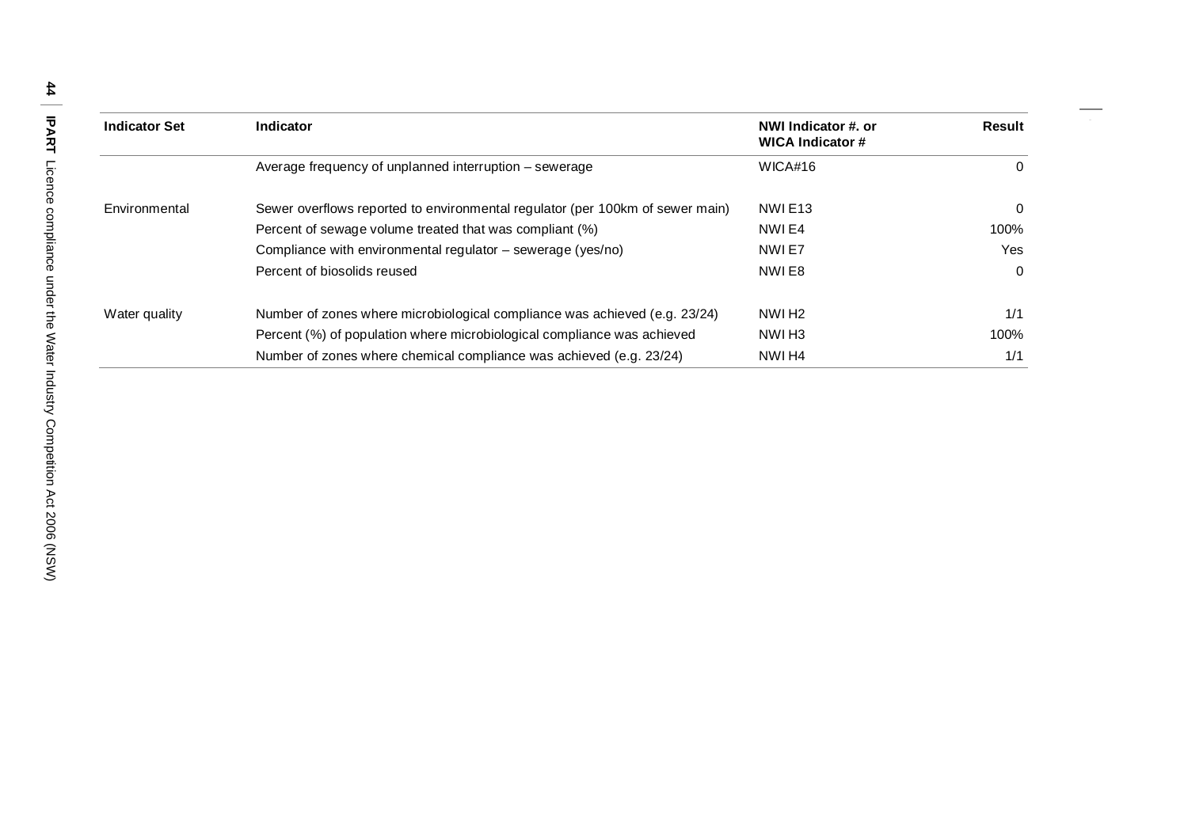| Indicator Set | Indicator | NWI Indicator #. or WICA Indicator # | Result |
|---|---|---|---|
| | Average frequency of unplanned interruption – sewerage | WICA#16 | 0 |
| Environmental | Sewer overflows reported to environmental regulator (per 100km of sewer main) | NWI E13 | 0 |
| | Percent of sewage volume treated that was compliant (%) | NWI E4 | 100% |
| | Compliance with environmental regulator – sewerage (yes/no) | NWI E7 | Yes |
| | Percent of biosolids reused | NWI E8 | 0 |
| Water quality | Number of zones where microbiological compliance was achieved (e.g. 23/24) | NWI H2 | 1/1 |
| | Percent (%) of population where microbiological compliance was achieved | NWI H3 | 100% |
| | Number of zones where chemical compliance was achieved (e.g. 23/24) | NWI H4 | 1/1 |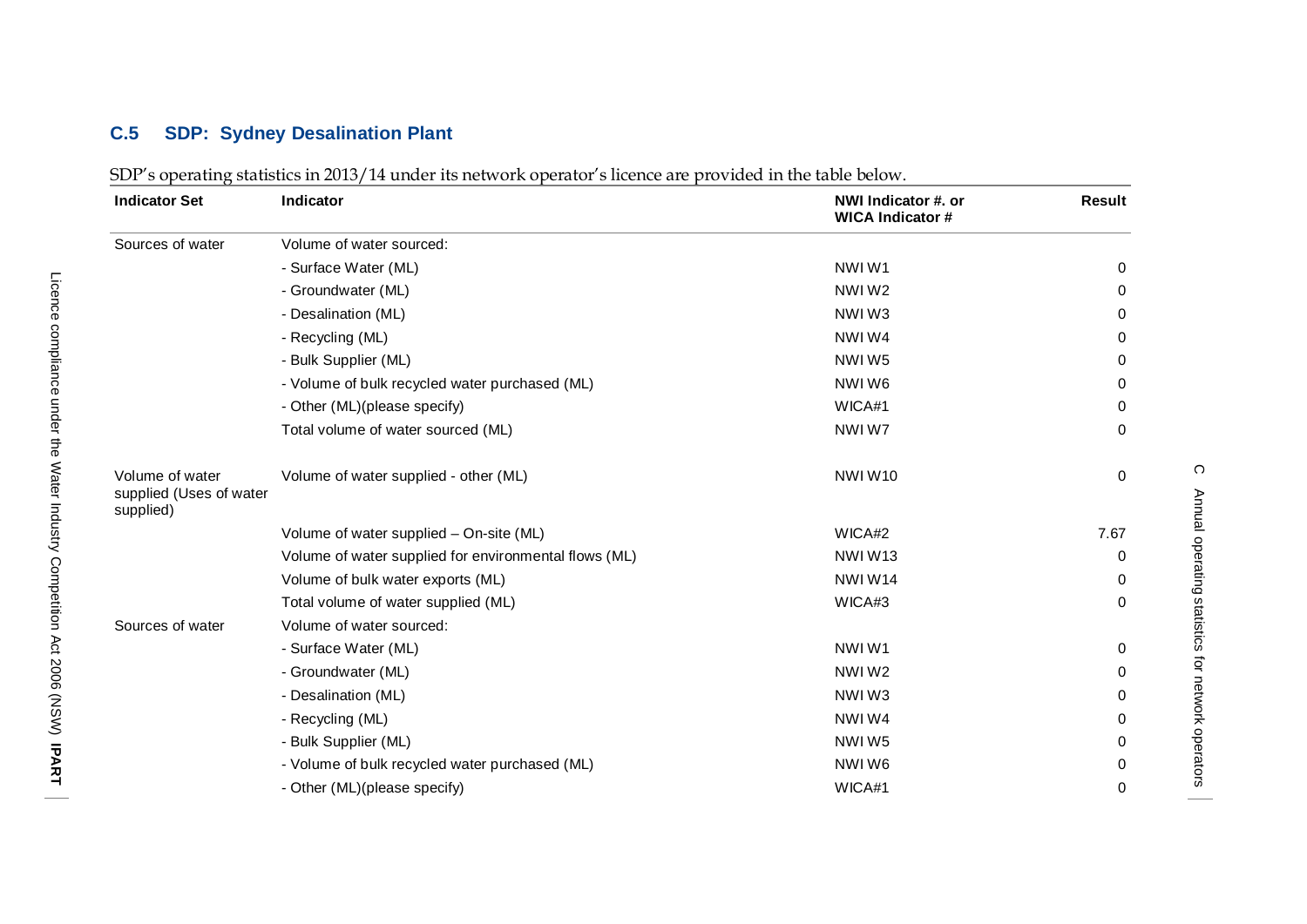### C.5 SDP: Sydney Desalination Plant

SDP's operating statistics in 2013/14 under its network operator's licence are provided in the table below.

| Indicator Set | Indicator | NWI Indicator #. or WICA Indicator # | Result |
|---|---|---|---|
| Sources of water | Volume of water sourced: | | |
| | - Surface Water (ML) | NWI W1 | 0 |
| | - Groundwater (ML) | NWI W2 | 0 |
| | - Desalination (ML) | NWI W3 | 0 |
| | - Recycling (ML) | NWI W4 | 0 |
| | - Bulk Supplier (ML) | NWI W5 | 0 |
| | - Volume of bulk recycled water purchased (ML) | NWI W6 | 0 |
| | - Other (ML)(please specify) | WICA#1 | 0 |
| | Total volume of water sourced (ML) | NWI W7 | 0 |
| Volume of water supplied (Uses of water supplied) | Volume of water supplied - other (ML) | NWI W10 | 0 |
| | Volume of water supplied – On-site (ML) | WICA#2 | 7.67 |
| | Volume of water supplied for environmental flows (ML) | NWI W13 | 0 |
| | Volume of bulk water exports (ML) | NWI W14 | 0 |
| | Total volume of water supplied (ML) | WICA#3 | 0 |
| Sources of water | Volume of water sourced: | | |
| | - Surface Water (ML) | NWI W1 | 0 |
| | - Groundwater (ML) | NWI W2 | 0 |
| | - Desalination (ML) | NWI W3 | 0 |
| | - Recycling (ML) | NWI W4 | 0 |
| | - Bulk Supplier (ML) | NWI W5 | 0 |
| | - Volume of bulk recycled water purchased (ML) | NWI W6 | 0 |
| | - Other (ML)(please specify) | WICA#1 | 0 |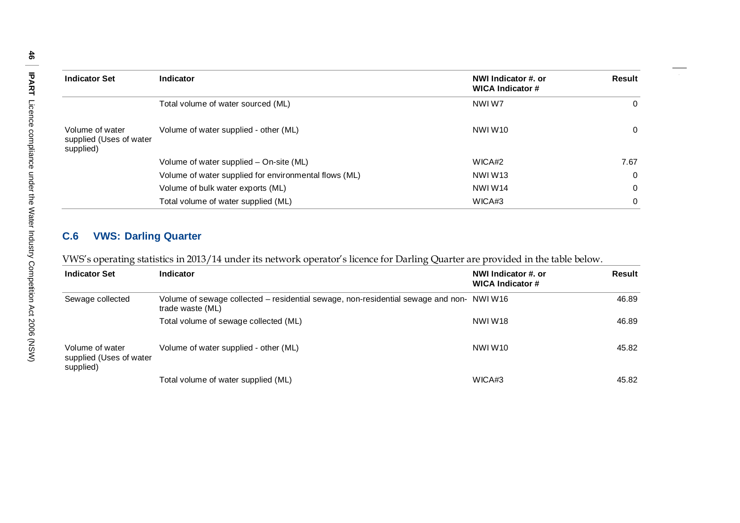| Indicator Set | Indicator | NWI Indicator #. or WICA Indicator # | Result |
|---|---|---|---|
| | Total volume of water sourced (ML) | NWI W7 | 0 |
| Volume of water supplied (Uses of water supplied) | Volume of water supplied - other (ML) | NWI W10 | 0 |
| | Volume of water supplied – On-site (ML) | WICA#2 | 7.67 |
| | Volume of water supplied for environmental flows (ML) | NWI W13 | 0 |
| | Volume of bulk water exports (ML) | NWI W14 | 0 |
| | Total volume of water supplied (ML) | WICA#3 | 0 |

## C.6 VWS: Darling Quarter

VWS's operating statistics in 2013/14 under its network operator's licence for Darling Quarter are provided in the table below.

| Indicator Set | Indicator | NWI Indicator #. or WICA Indicator # | Result |
|---|---|---|---|
| Sewage collected | Volume of sewage collected – residential sewage, non-residential sewage and non-trade waste (ML) | NWI W16 | 46.89 |
| | Total volume of sewage collected (ML) | NWI W18 | 46.89 |
| Volume of water supplied (Uses of water supplied) | Volume of water supplied - other (ML) | NWI W10 | 45.82 |
| | Total volume of water supplied (ML) | WICA#3 | 45.82 |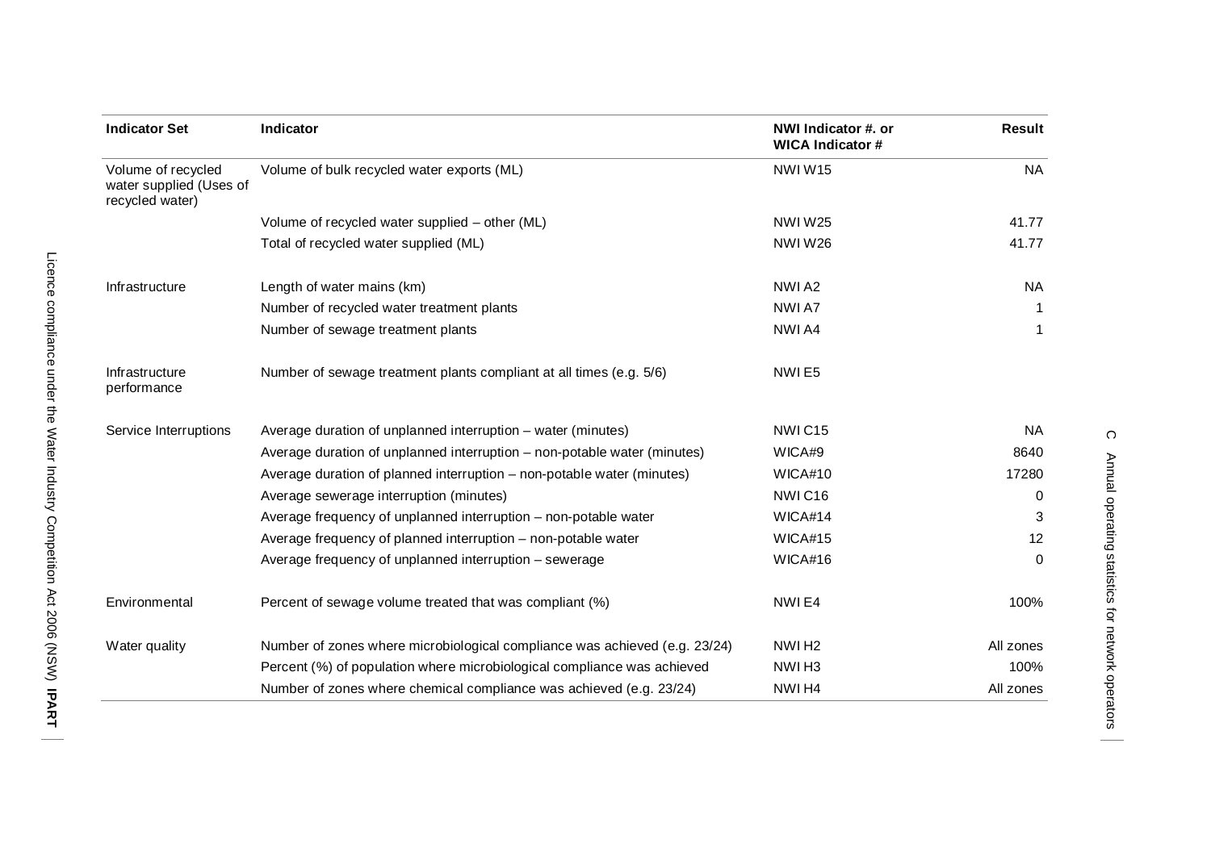| Indicator Set | Indicator | NWI Indicator #. or WICA Indicator # | Result |
|---|---|---|---|
| Volume of recycled water supplied (Uses of recycled water) | Volume of bulk recycled water exports (ML) | NWI W15 | NA |
| | Volume of recycled water supplied – other (ML) | NWI W25 | 41.77 |
| | Total of recycled water supplied (ML) | NWI W26 | 41.77 |
| Infrastructure | Length of water mains (km) | NWI A2 | NA |
| | Number of recycled water treatment plants | NWI A7 | 1 |
| | Number of sewage treatment plants | NWI A4 | 1 |
| Infrastructure performance | Number of sewage treatment plants compliant at all times (e.g. 5/6) | NWI E5 | |
| Service Interruptions | Average duration of unplanned interruption – water (minutes) | NWI C15 | NA |
| | Average duration of unplanned interruption – non-potable water (minutes) | WICA#9 | 8640 |
| | Average duration of planned interruption – non-potable water (minutes) | WICA#10 | 17280 |
| | Average sewerage interruption (minutes) | NWI C16 | 0 |
| | Average frequency of unplanned interruption – non-potable water | WICA#14 | 3 |
| | Average frequency of planned interruption – non-potable water | WICA#15 | 12 |
| | Average frequency of unplanned interruption – sewerage | WICA#16 | 0 |
| Environmental | Percent of sewage volume treated that was compliant (%) | NWI E4 | 100% |
| Water quality | Number of zones where microbiological compliance was achieved (e.g. 23/24) | NWI H2 | All zones |
| | Percent (%) of population where microbiological compliance was achieved | NWI H3 | 100% |
| | Number of zones where chemical compliance was achieved (e.g. 23/24) | NWI H4 | All zones |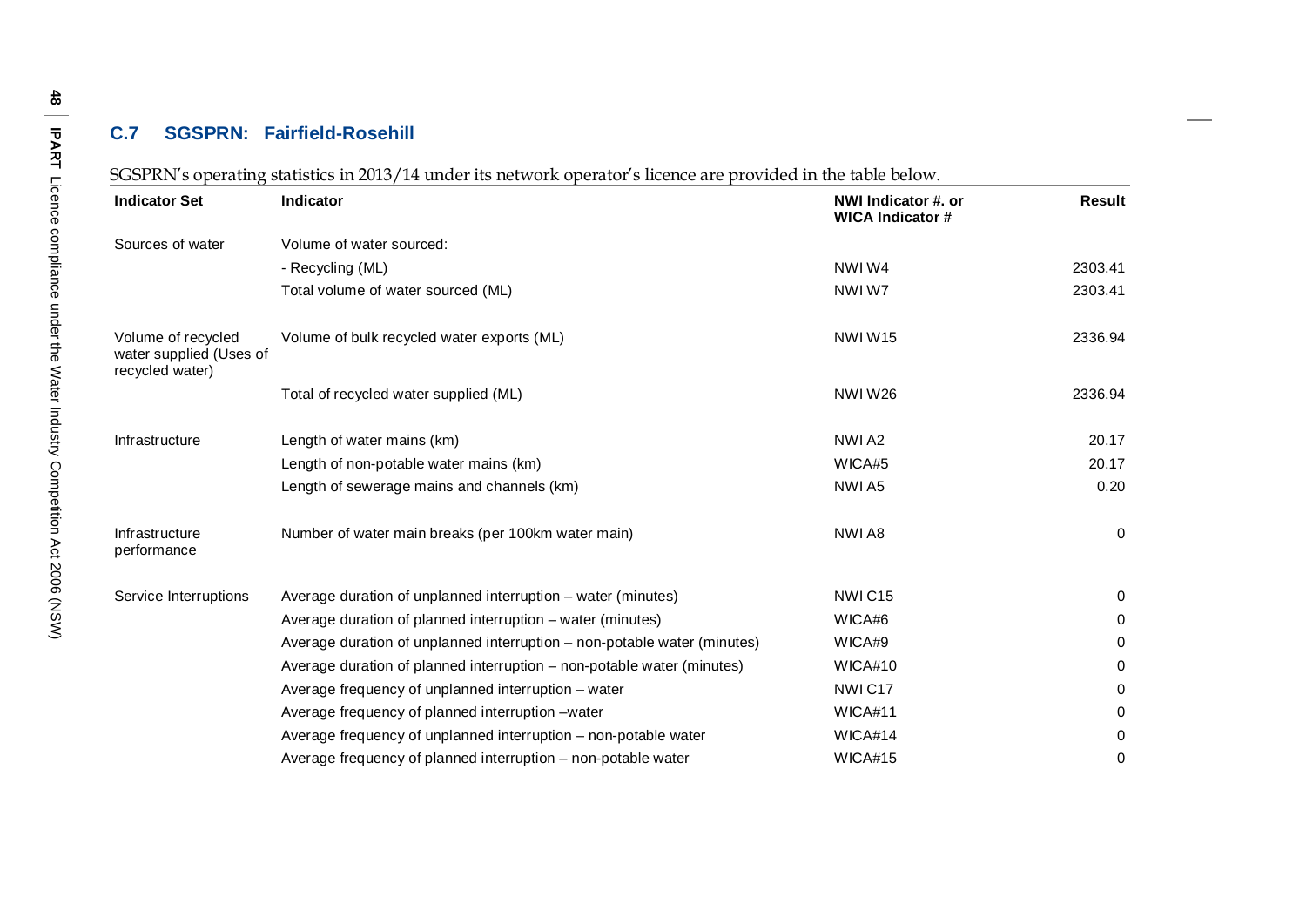## C.7 SGSPRN: Fairfield-Rosehill

SGSPRN's operating statistics in 2013/14 under its network operator's licence are provided in the table below.

| Indicator Set | Indicator | NWI Indicator #. or WICA Indicator # | Result |
|---|---|---|---|
| Sources of water | Volume of water sourced: | | |
| | - Recycling (ML) | NWI W4 | 2303.41 |
| | Total volume of water sourced (ML) | NWI W7 | 2303.41 |
| Volume of recycled water supplied (Uses of recycled water) | Volume of bulk recycled water exports (ML) | NWI W15 | 2336.94 |
| | Total of recycled water supplied (ML) | NWI W26 | 2336.94 |
| Infrastructure | Length of water mains (km) | NWI A2 | 20.17 |
| | Length of non-potable water mains (km) | WICA#5 | 20.17 |
| | Length of sewerage mains and channels (km) | NWI A5 | 0.20 |
| Infrastructure performance | Number of water main breaks (per 100km water main) | NWI A8 | 0 |
| Service Interruptions | Average duration of unplanned interruption – water (minutes) | NWI C15 | 0 |
| | Average duration of planned interruption – water (minutes) | WICA#6 | 0 |
| | Average duration of unplanned interruption – non-potable water (minutes) | WICA#9 | 0 |
| | Average duration of planned interruption – non-potable water (minutes) | WICA#10 | 0 |
| | Average frequency of unplanned interruption – water | NWI C17 | 0 |
| | Average frequency of planned interruption –water | WICA#11 | 0 |
| | Average frequency of unplanned interruption – non-potable water | WICA#14 | 0 |
| | Average frequency of planned interruption – non-potable water | WICA#15 | 0 |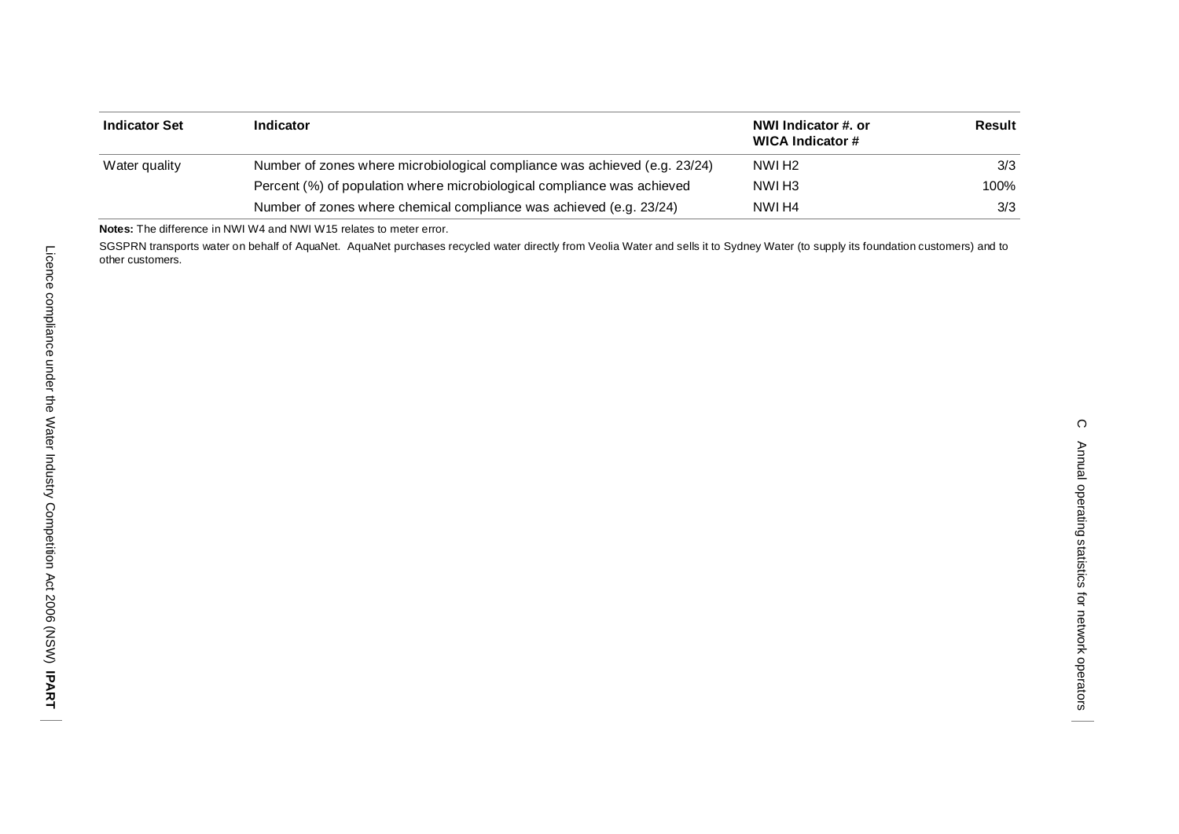| Indicator Set | Indicator | NWI Indicator #. or WICA Indicator # | Result |
|---|---|---|---|
| Water quality | Number of zones where microbiological compliance was achieved (e.g. 23/24) | NWI H2 | 3/3 |
| | Percent (%) of population where microbiological compliance was achieved | NWI H3 | 100% |
| | Number of zones where chemical compliance was achieved (e.g. 23/24) | NWI H4 | 3/3 |

**Notes:** The difference in NWI W4 and NWI W15 relates to meter error.

SGSPRN transports water on behalf of AquaNet. AquaNet purchases recycled water directly from Veolia Water and sells it to Sydney Water (to supply its foundation customers) and to other customers.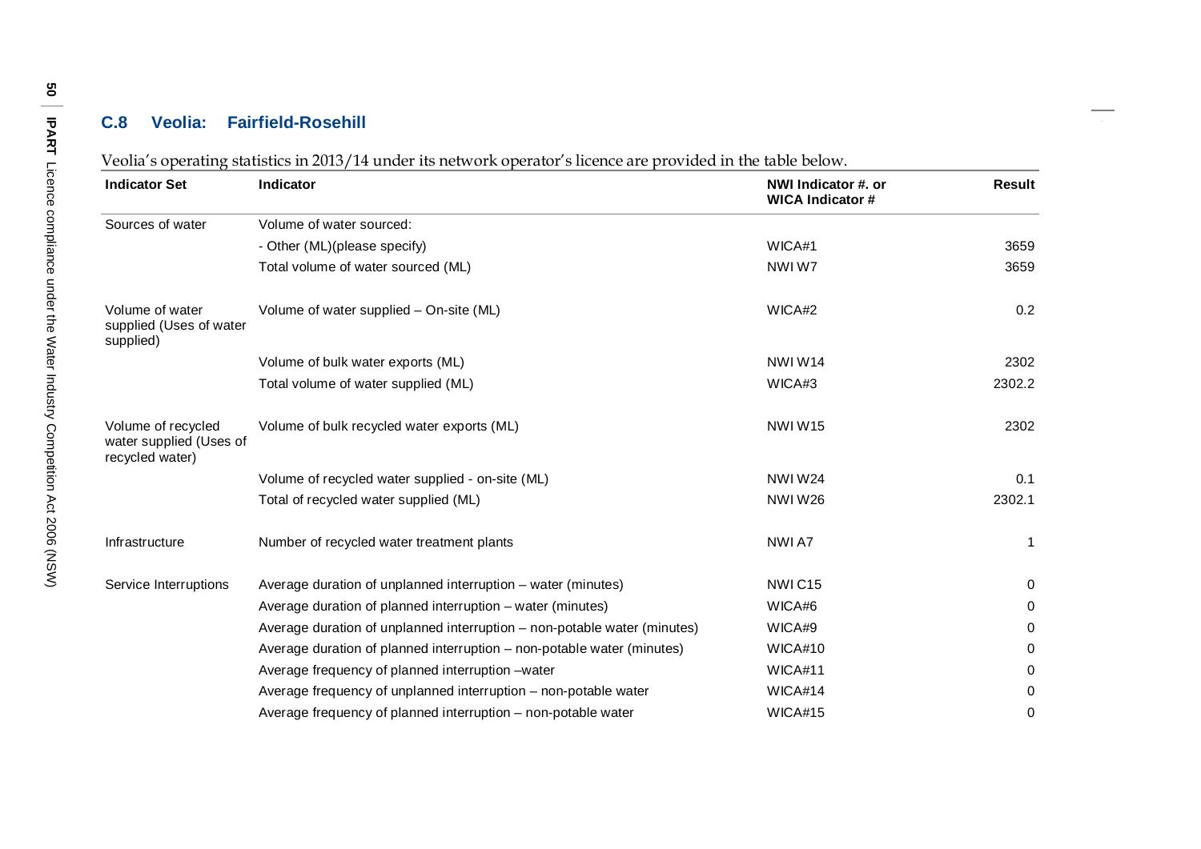### C.8 Veolia: Fairfield-Rosehill

Veolia's operating statistics in 2013/14 under its network operator's licence are provided in the table below.

| Indicator Set | Indicator | NWI Indicator #. or WICA Indicator # | Result |
|---|---|---|---|
| Sources of water | Volume of water sourced: | | |
| | - Other (ML)(please specify) | WICA#1 | 3659 |
| | Total volume of water sourced (ML) | NWI W7 | 3659 |
| Volume of water supplied (Uses of water supplied) | Volume of water supplied – On-site (ML) | WICA#2 | 0.2 |
| | Volume of bulk water exports (ML) | NWI W14 | 2302 |
| | Total volume of water supplied (ML) | WICA#3 | 2302.2 |
| Volume of recycled water supplied (Uses of recycled water) | Volume of bulk recycled water exports (ML) | NWI W15 | 2302 |
| | Volume of recycled water supplied - on-site (ML) | NWI W24 | 0.1 |
| | Total of recycled water supplied (ML) | NWI W26 | 2302.1 |
| Infrastructure | Number of recycled water treatment plants | NWI A7 | 1 |
| Service Interruptions | Average duration of unplanned interruption – water (minutes) | NWI C15 | 0 |
| | Average duration of planned interruption – water (minutes) | WICA#6 | 0 |
| | Average duration of unplanned interruption – non-potable water (minutes) | WICA#9 | 0 |
| | Average duration of planned interruption – non-potable water (minutes) | WICA#10 | 0 |
| | Average frequency of planned interruption –water | WICA#11 | 0 |
| | Average frequency of unplanned interruption – non-potable water | WICA#14 | 0 |
| | Average frequency of planned interruption – non-potable water | WICA#15 | 0 |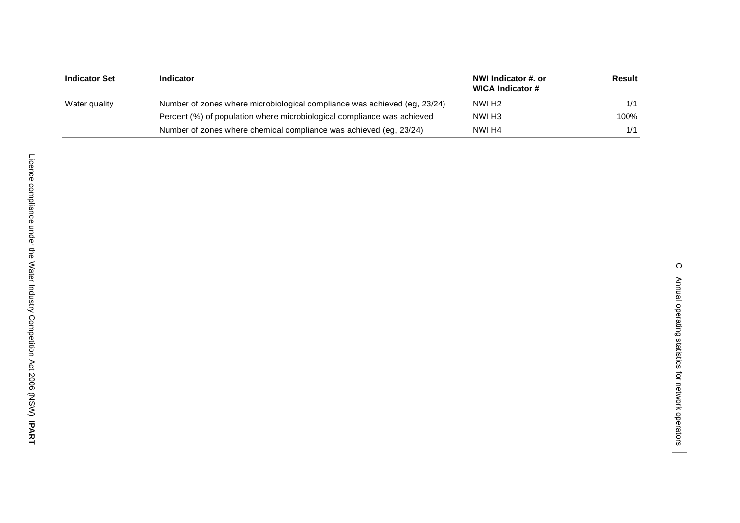| Indicator Set | Indicator | NWI Indicator #. or WICA Indicator # | Result |
|---|---|---|---|
| Water quality | Number of zones where microbiological compliance was achieved (eg, 23/24) | NWI H2 | 1/1 |
| | Percent (%) of population where microbiological compliance was achieved | NWI H3 | 100% |
| | Number of zones where chemical compliance was achieved (eg, 23/24) | NWI H4 | 1/1 |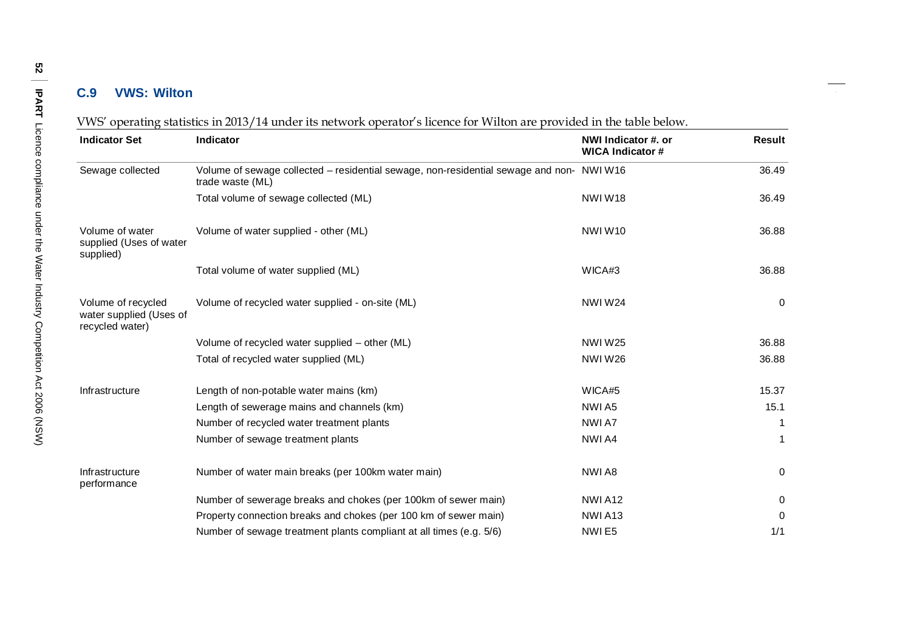## C.9 VWS: Wilton

VWS' operating statistics in 2013/14 under its network operator's licence for Wilton are provided in the table below.

| Indicator Set | Indicator | NWI Indicator #. or WICA Indicator # | Result |
|---|---|---|---|
| Sewage collected | Volume of sewage collected – residential sewage, non-residential sewage and non-trade waste (ML) | NWI W16 | 36.49 |
| | Total volume of sewage collected (ML) | NWI W18 | 36.49 |
| Volume of water supplied (Uses of water supplied) | Volume of water supplied - other (ML) | NWI W10 | 36.88 |
| | Total volume of water supplied (ML) | WICA#3 | 36.88 |
| Volume of recycled water supplied (Uses of recycled water) | Volume of recycled water supplied - on-site (ML) | NWI W24 | 0 |
| | Volume of recycled water supplied – other (ML) | NWI W25 | 36.88 |
| | Total of recycled water supplied (ML) | NWI W26 | 36.88 |
| Infrastructure | Length of non-potable water mains (km) | WICA#5 | 15.37 |
| | Length of sewerage mains and channels (km) | NWI A5 | 15.1 |
| | Number of recycled water treatment plants | NWI A7 | 1 |
| | Number of sewage treatment plants | NWI A4 | 1 |
| Infrastructure performance | Number of water main breaks (per 100km water main) | NWI A8 | 0 |
| | Number of sewerage breaks and chokes (per 100km of sewer main) | NWI A12 | 0 |
| | Property connection breaks and chokes (per 100 km of sewer main) | NWI A13 | 0 |
| | Number of sewage treatment plants compliant at all times (e.g. 5/6) | NWI E5 | 1/1 |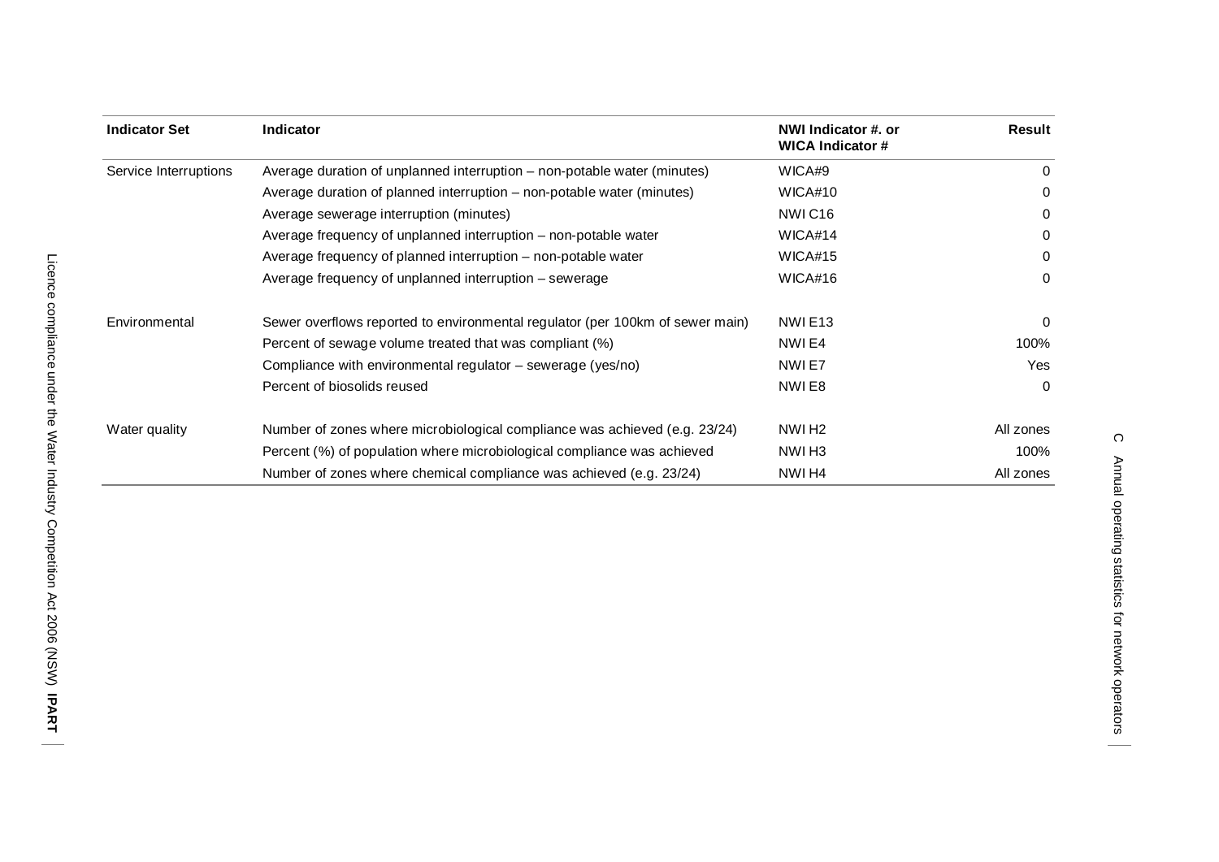| Indicator Set | Indicator | NWI Indicator #. or WICA Indicator # | Result |
|---|---|---|---|
| Service Interruptions | Average duration of unplanned interruption – non-potable water (minutes) | WICA#9 | 0 |
| | Average duration of planned interruption – non-potable water (minutes) | WICA#10 | 0 |
| | Average sewerage interruption (minutes) | NWI C16 | 0 |
| | Average frequency of unplanned interruption – non-potable water | WICA#14 | 0 |
| | Average frequency of planned interruption – non-potable water | WICA#15 | 0 |
| | Average frequency of unplanned interruption – sewerage | WICA#16 | 0 |
| Environmental | Sewer overflows reported to environmental regulator (per 100km of sewer main) | NWI E13 | 0 |
| | Percent of sewage volume treated that was compliant (%) | NWI E4 | 100% |
| | Compliance with environmental regulator – sewerage (yes/no) | NWI E7 | Yes |
| | Percent of biosolids reused | NWI E8 | 0 |
| Water quality | Number of zones where microbiological compliance was achieved (e.g. 23/24) | NWI H2 | All zones |
| | Percent (%) of population where microbiological compliance was achieved | NWI H3 | 100% |
| | Number of zones where chemical compliance was achieved (e.g. 23/24) | NWI H4 | All zones |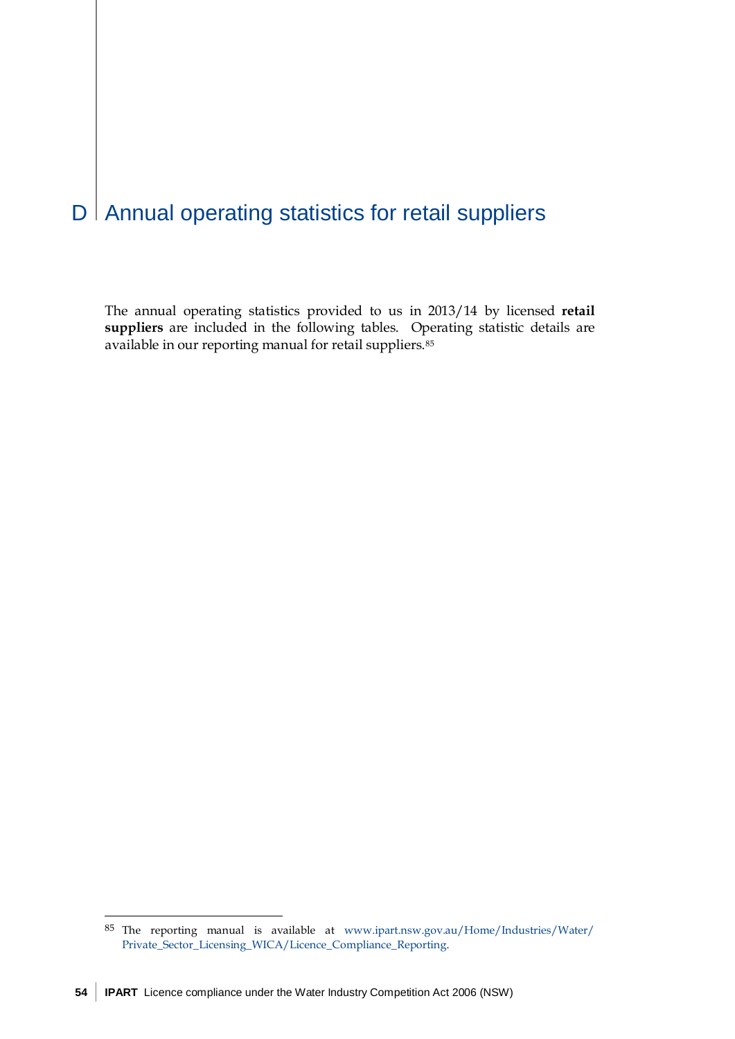# D Annual operating statistics for retail suppliers

The annual operating statistics provided to us in 2013/14 by licensed **retail suppliers** are included in the following tables. Operating statistic details are available in our reporting manual for retail suppliers.[85]

[85] The reporting manual is available at www.ipart.nsw.gov.au/Home/Industries/Water/Private_Sector_Licensing_WICA/Licence_Compliance_Reporting.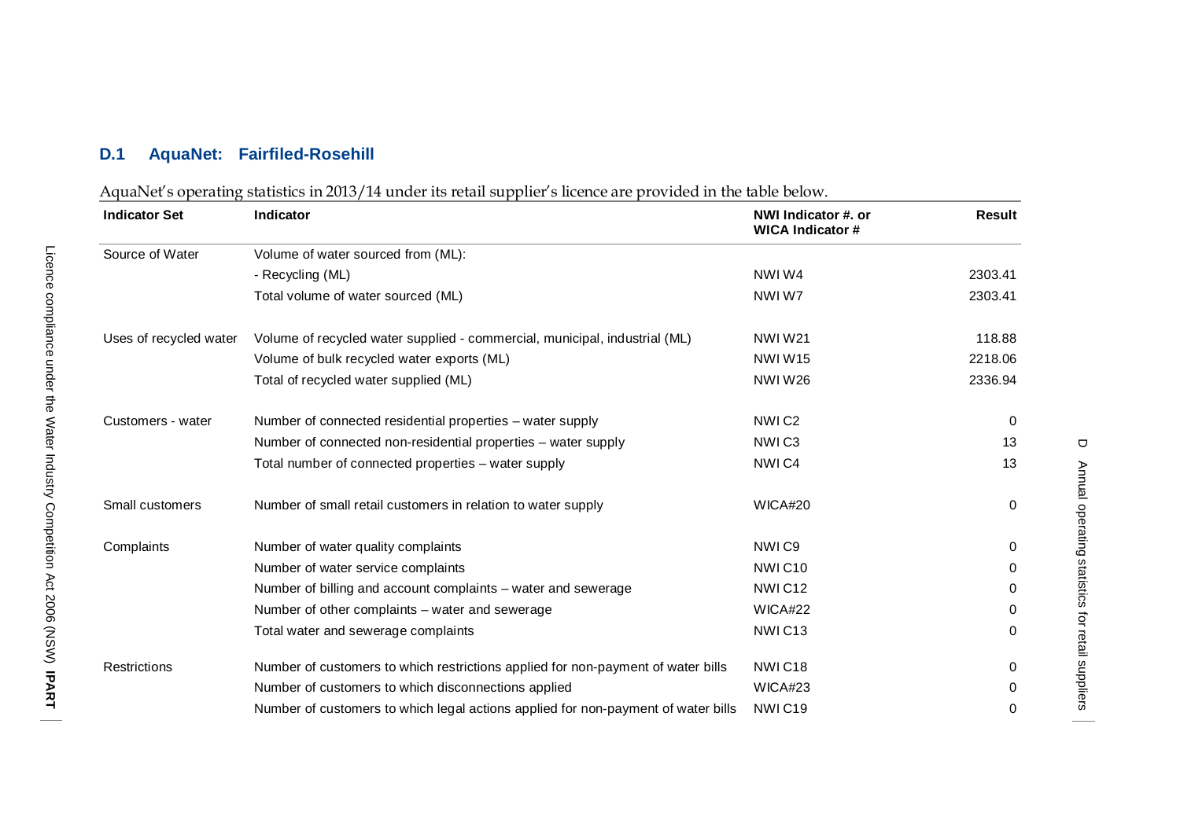### D.1 AquaNet: Fairfiled-Rosehill

AquaNet's operating statistics in 2013/14 under its retail supplier's licence are provided in the table below.

| Indicator Set | Indicator | NWI Indicator #. or WICA Indicator # | Result |
|---|---|---|---|
| Source of Water | Volume of water sourced from (ML): | | |
| | - Recycling (ML) | NWI W4 | 2303.41 |
| | Total volume of water sourced (ML) | NWI W7 | 2303.41 |
| Uses of recycled water | Volume of recycled water supplied - commercial, municipal, industrial (ML) | NWI W21 | 118.88 |
| | Volume of bulk recycled water exports (ML) | NWI W15 | 2218.06 |
| | Total of recycled water supplied (ML) | NWI W26 | 2336.94 |
| Customers - water | Number of connected residential properties – water supply | NWI C2 | 0 |
| | Number of connected non-residential properties – water supply | NWI C3 | 13 |
| | Total number of connected properties – water supply | NWI C4 | 13 |
| Small customers | Number of small retail customers in relation to water supply | WICA#20 | 0 |
| Complaints | Number of water quality complaints | NWI C9 | 0 |
| | Number of water service complaints | NWI C10 | 0 |
| | Number of billing and account complaints – water and sewerage | NWI C12 | 0 |
| | Number of other complaints – water and sewerage | WICA#22 | 0 |
| | Total water and sewerage complaints | NWI C13 | 0 |
| Restrictions | Number of customers to which restrictions applied for non-payment of water bills | NWI C18 | 0 |
| | Number of customers to which disconnections applied | WICA#23 | 0 |
| | Number of customers to which legal actions applied for non-payment of water bills | NWI C19 | 0 |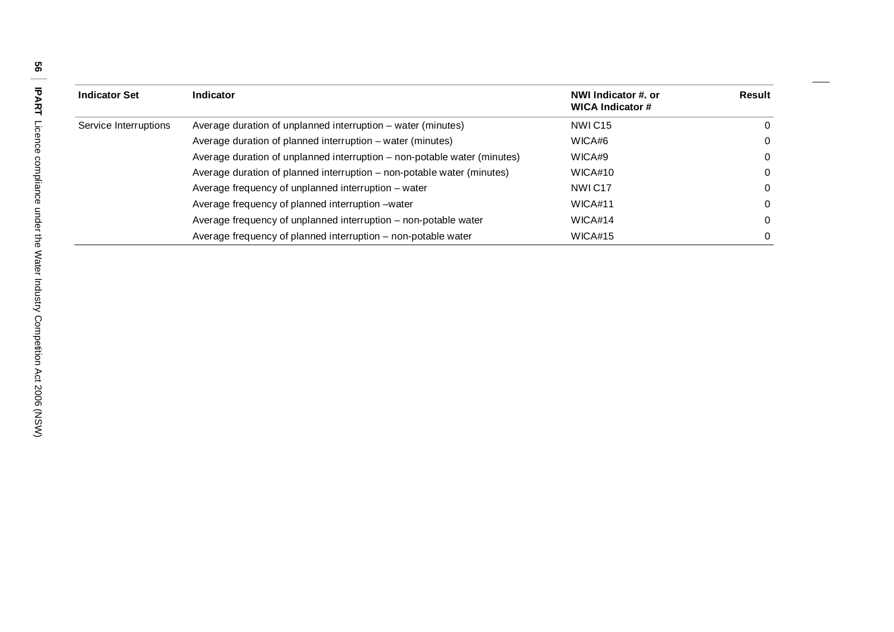| Indicator Set | Indicator | NWI Indicator #. or WICA Indicator # | Result |
|---|---|---|---|
| Service Interruptions | Average duration of unplanned interruption – water (minutes) | NWI C15 | 0 |
| | Average duration of planned interruption – water (minutes) | WICA#6 | 0 |
| | Average duration of unplanned interruption – non-potable water (minutes) | WICA#9 | 0 |
| | Average duration of planned interruption – non-potable water (minutes) | WICA#10 | 0 |
| | Average frequency of unplanned interruption – water | NWI C17 | 0 |
| | Average frequency of planned interruption –water | WICA#11 | 0 |
| | Average frequency of unplanned interruption – non-potable water | WICA#14 | 0 |
| | Average frequency of planned interruption – non-potable water | WICA#15 | 0 |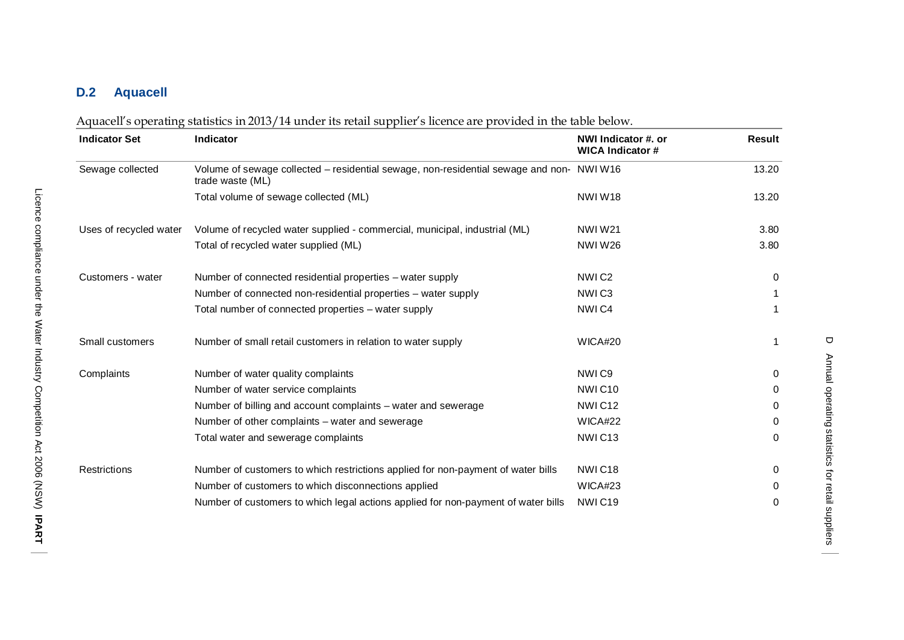## D.2 Aquacell

Aquacell's operating statistics in 2013/14 under its retail supplier's licence are provided in the table below.

| Indicator Set | Indicator | NWI Indicator #. or WICA Indicator # | Result |
|---|---|---|---|
| Sewage collected | Volume of sewage collected – residential sewage, non-residential sewage and non-trade waste (ML) | NWI W16 | 13.20 |
| | Total volume of sewage collected (ML) | NWI W18 | 13.20 |
| Uses of recycled water | Volume of recycled water supplied - commercial, municipal, industrial (ML) | NWI W21 | 3.80 |
| | Total of recycled water supplied (ML) | NWI W26 | 3.80 |
| Customers - water | Number of connected residential properties – water supply | NWI C2 | 0 |
| | Number of connected non-residential properties – water supply | NWI C3 | 1 |
| | Total number of connected properties – water supply | NWI C4 | 1 |
| Small customers | Number of small retail customers in relation to water supply | WICA#20 | 1 |
| Complaints | Number of water quality complaints | NWI C9 | 0 |
| | Number of water service complaints | NWI C10 | 0 |
| | Number of billing and account complaints – water and sewerage | NWI C12 | 0 |
| | Number of other complaints – water and sewerage | WICA#22 | 0 |
| | Total water and sewerage complaints | NWI C13 | 0 |
| Restrictions | Number of customers to which restrictions applied for non-payment of water bills | NWI C18 | 0 |
| | Number of customers to which disconnections applied | WICA#23 | 0 |
| | Number of customers to which legal actions applied for non-payment of water bills | NWI C19 | 0 |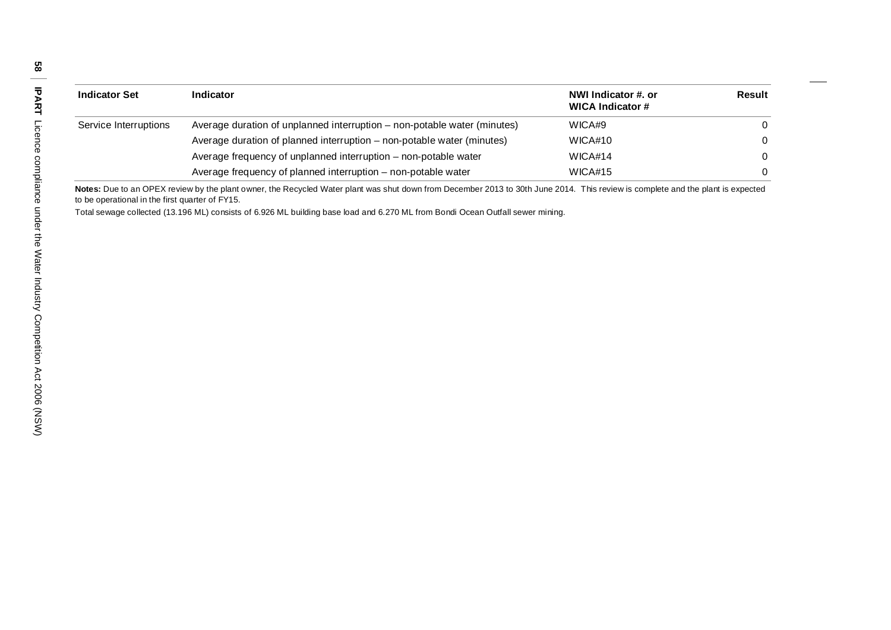| Indicator Set | Indicator | NWI Indicator #. or WICA Indicator # | Result |
|---|---|---|---|
| Service Interruptions | Average duration of unplanned interruption – non-potable water (minutes) | WICA#9 | 0 |
| | Average duration of planned interruption – non-potable water (minutes) | WICA#10 | 0 |
| | Average frequency of unplanned interruption – non-potable water | WICA#14 | 0 |
| | Average frequency of planned interruption – non-potable water | WICA#15 | 0 |

**Notes:** Due to an OPEX review by the plant owner, the Recycled Water plant was shut down from December 2013 to 30th June 2014. This review is complete and the plant is expected to be operational in the first quarter of FY15.

Total sewage collected (13.196 ML) consists of 6.926 ML building base load and 6.270 ML from Bondi Ocean Outfall sewer mining.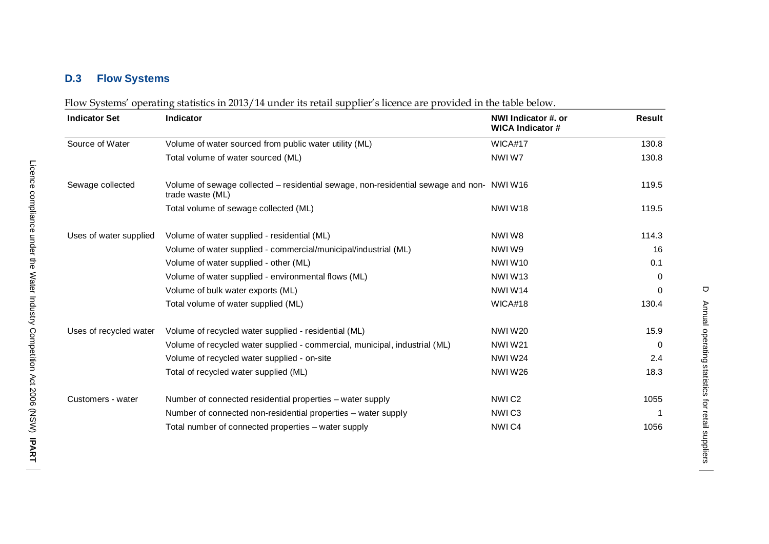## D.3 Flow Systems

Flow Systems' operating statistics in 2013/14 under its retail supplier's licence are provided in the table below.

| Indicator Set | Indicator | NWI Indicator #. or WICA Indicator # | Result |
|---|---|---|---|
| Source of Water | Volume of water sourced from public water utility (ML) | WICA#17 | 130.8 |
| | Total volume of water sourced (ML) | NWI W7 | 130.8 |
| Sewage collected | Volume of sewage collected – residential sewage, non-residential sewage and non-trade waste (ML) | NWI W16 | 119.5 |
| | Total volume of sewage collected (ML) | NWI W18 | 119.5 |
| Uses of water supplied | Volume of water supplied - residential (ML) | NWI W8 | 114.3 |
| | Volume of water supplied - commercial/municipal/industrial (ML) | NWI W9 | 16 |
| | Volume of water supplied - other (ML) | NWI W10 | 0.1 |
| | Volume of water supplied - environmental flows (ML) | NWI W13 | 0 |
| | Volume of bulk water exports (ML) | NWI W14 | 0 |
| | Total volume of water supplied (ML) | WICA#18 | 130.4 |
| Uses of recycled water | Volume of recycled water supplied - residential (ML) | NWI W20 | 15.9 |
| | Volume of recycled water supplied - commercial, municipal, industrial (ML) | NWI W21 | 0 |
| | Volume of recycled water supplied - on-site | NWI W24 | 2.4 |
| | Total of recycled water supplied (ML) | NWI W26 | 18.3 |
| Customers - water | Number of connected residential properties – water supply | NWI C2 | 1055 |
| | Number of connected non-residential properties – water supply | NWI C3 | 1 |
| | Total number of connected properties – water supply | NWI C4 | 1056 |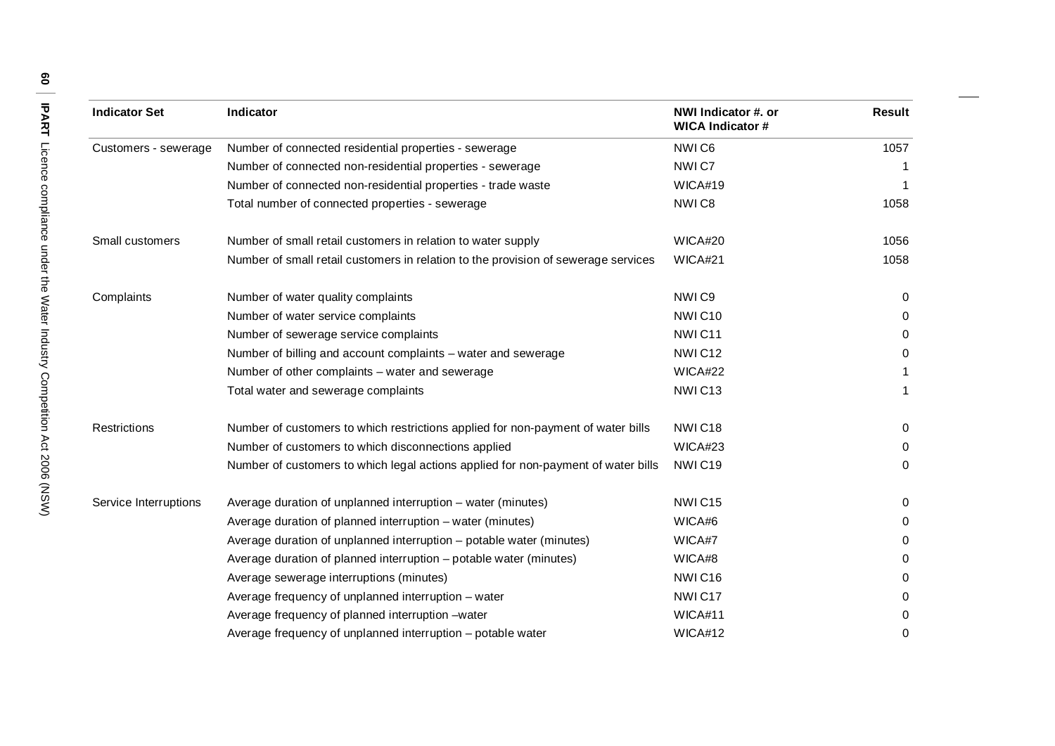| Indicator Set | Indicator | NWI Indicator #. or WICA Indicator # | Result |
|---|---|---|---|
| Customers - sewerage | Number of connected residential properties - sewerage | NWI C6 | 1057 |
| | Number of connected non-residential properties - sewerage | NWI C7 | 1 |
| | Number of connected non-residential properties - trade waste | WICA#19 | 1 |
| | Total number of connected properties - sewerage | NWI C8 | 1058 |
| Small customers | Number of small retail customers in relation to water supply | WICA#20 | 1056 |
| | Number of small retail customers in relation to the provision of sewerage services | WICA#21 | 1058 |
| Complaints | Number of water quality complaints | NWI C9 | 0 |
| | Number of water service complaints | NWI C10 | 0 |
| | Number of sewerage service complaints | NWI C11 | 0 |
| | Number of billing and account complaints – water and sewerage | NWI C12 | 0 |
| | Number of other complaints – water and sewerage | WICA#22 | 1 |
| | Total water and sewerage complaints | NWI C13 | 1 |
| Restrictions | Number of customers to which restrictions applied for non-payment of water bills | NWI C18 | 0 |
| | Number of customers to which disconnections applied | WICA#23 | 0 |
| | Number of customers to which legal actions applied for non-payment of water bills | NWI C19 | 0 |
| Service Interruptions | Average duration of unplanned interruption – water (minutes) | NWI C15 | 0 |
| | Average duration of planned interruption – water (minutes) | WICA#6 | 0 |
| | Average duration of unplanned interruption – potable water (minutes) | WICA#7 | 0 |
| | Average duration of planned interruption – potable water (minutes) | WICA#8 | 0 |
| | Average sewerage interruptions (minutes) | NWI C16 | 0 |
| | Average frequency of unplanned interruption – water | NWI C17 | 0 |
| | Average frequency of planned interruption –water | WICA#11 | 0 |
| | Average frequency of unplanned interruption – potable water | WICA#12 | 0 |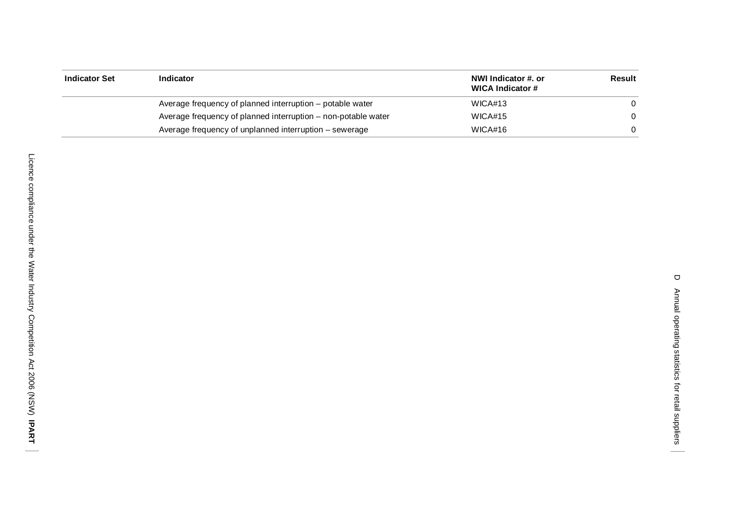| Indicator Set | Indicator | NWI Indicator #. or WICA Indicator # | Result |
|---|---|---|---|
| | Average frequency of planned interruption – potable water | WICA#13 | 0 |
| | Average frequency of planned interruption – non-potable water | WICA#15 | 0 |
| | Average frequency of unplanned interruption – sewerage | WICA#16 | 0 |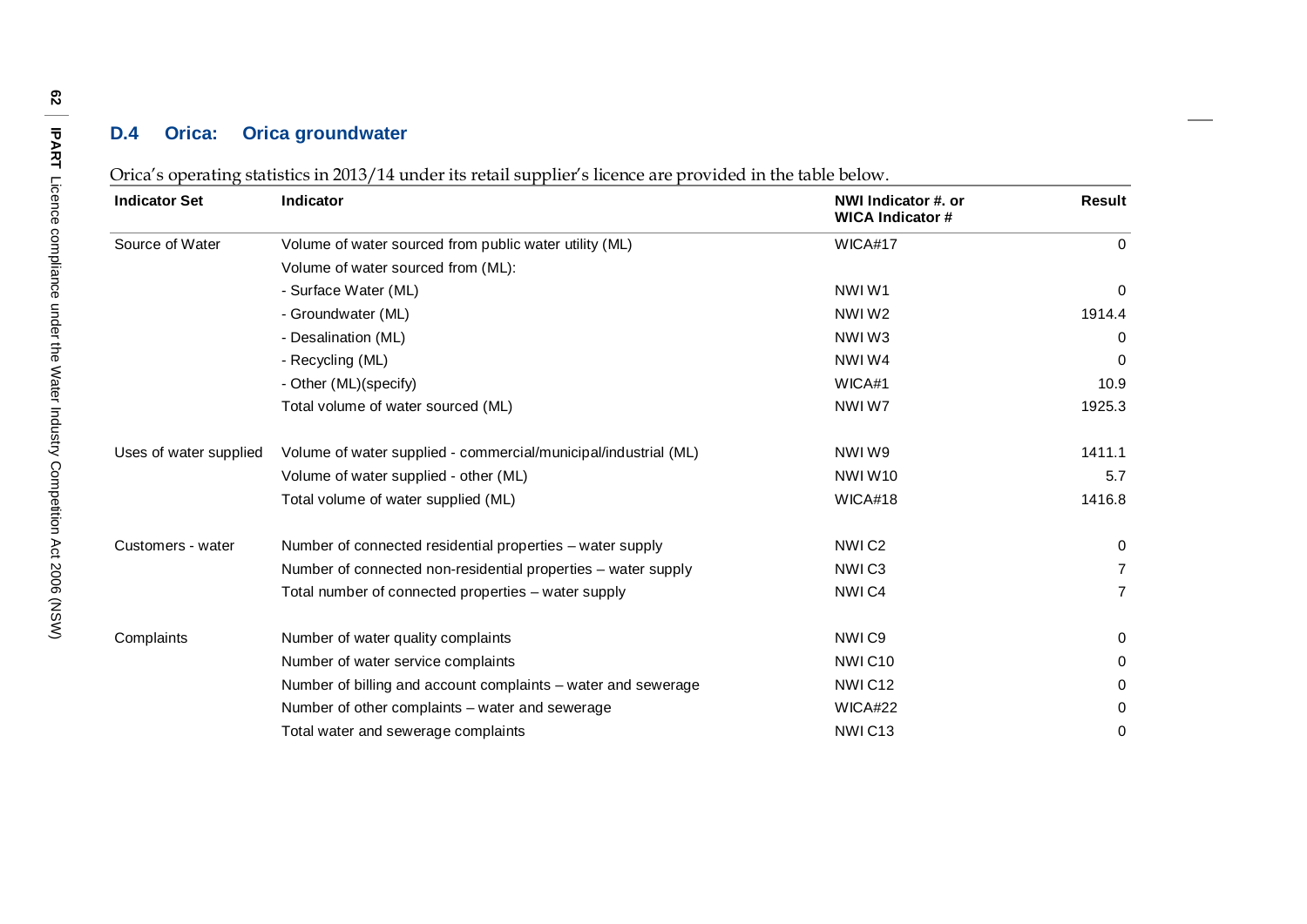### D.4 Orica: Orica groundwater

Orica's operating statistics in 2013/14 under its retail supplier's licence are provided in the table below.

| Indicator Set | Indicator | NWI Indicator #. or WICA Indicator # | Result |
|---|---|---|---|
| Source of Water | Volume of water sourced from public water utility (ML) | WICA#17 | 0 |
| | Volume of water sourced from (ML): | | |
| | - Surface Water (ML) | NWI W1 | 0 |
| | - Groundwater (ML) | NWI W2 | 1914.4 |
| | - Desalination (ML) | NWI W3 | 0 |
| | - Recycling (ML) | NWI W4 | 0 |
| | - Other (ML)(specify) | WICA#1 | 10.9 |
| | Total volume of water sourced (ML) | NWI W7 | 1925.3 |
| Uses of water supplied | Volume of water supplied - commercial/municipal/industrial (ML) | NWI W9 | 1411.1 |
| | Volume of water supplied - other (ML) | NWI W10 | 5.7 |
| | Total volume of water supplied (ML) | WICA#18 | 1416.8 |
| Customers - water | Number of connected residential properties – water supply | NWI C2 | 0 |
| | Number of connected non-residential properties – water supply | NWI C3 | 7 |
| | Total number of connected properties – water supply | NWI C4 | 7 |
| Complaints | Number of water quality complaints | NWI C9 | 0 |
| | Number of water service complaints | NWI C10 | 0 |
| | Number of billing and account complaints – water and sewerage | NWI C12 | 0 |
| | Number of other complaints – water and sewerage | WICA#22 | 0 |
| | Total water and sewerage complaints | NWI C13 | 0 |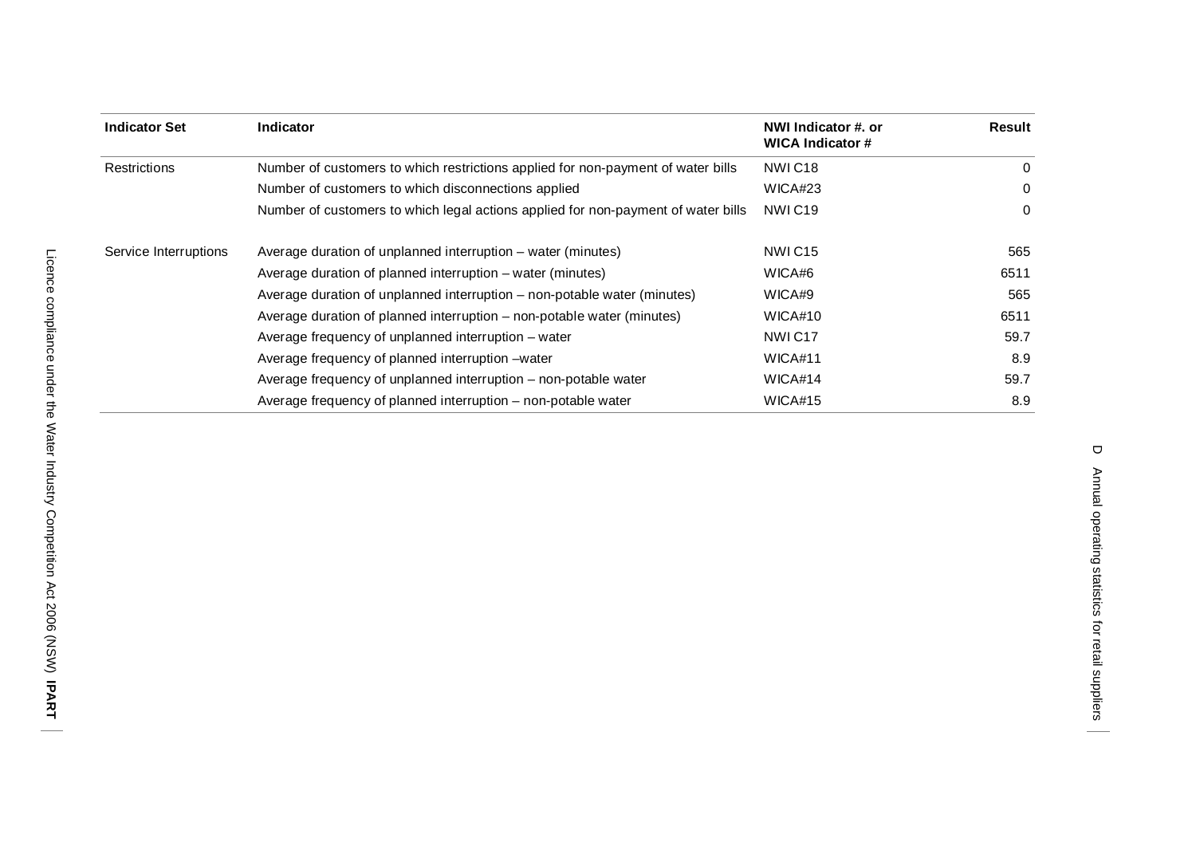| Indicator Set | Indicator | NWI Indicator #. or WICA Indicator # | Result |
|---|---|---|---|
| Restrictions | Number of customers to which restrictions applied for non-payment of water bills | NWI C18 | 0 |
| | Number of customers to which disconnections applied | WICA#23 | 0 |
| | Number of customers to which legal actions applied for non-payment of water bills | NWI C19 | 0 |
| Service Interruptions | Average duration of unplanned interruption – water (minutes) | NWI C15 | 565 |
| | Average duration of planned interruption – water (minutes) | WICA#6 | 6511 |
| | Average duration of unplanned interruption – non-potable water (minutes) | WICA#9 | 565 |
| | Average duration of planned interruption – non-potable water (minutes) | WICA#10 | 6511 |
| | Average frequency of unplanned interruption – water | NWI C17 | 59.7 |
| | Average frequency of planned interruption –water | WICA#11 | 8.9 |
| | Average frequency of unplanned interruption – non-potable water | WICA#14 | 59.7 |
| | Average frequency of planned interruption – non-potable water | WICA#15 | 8.9 |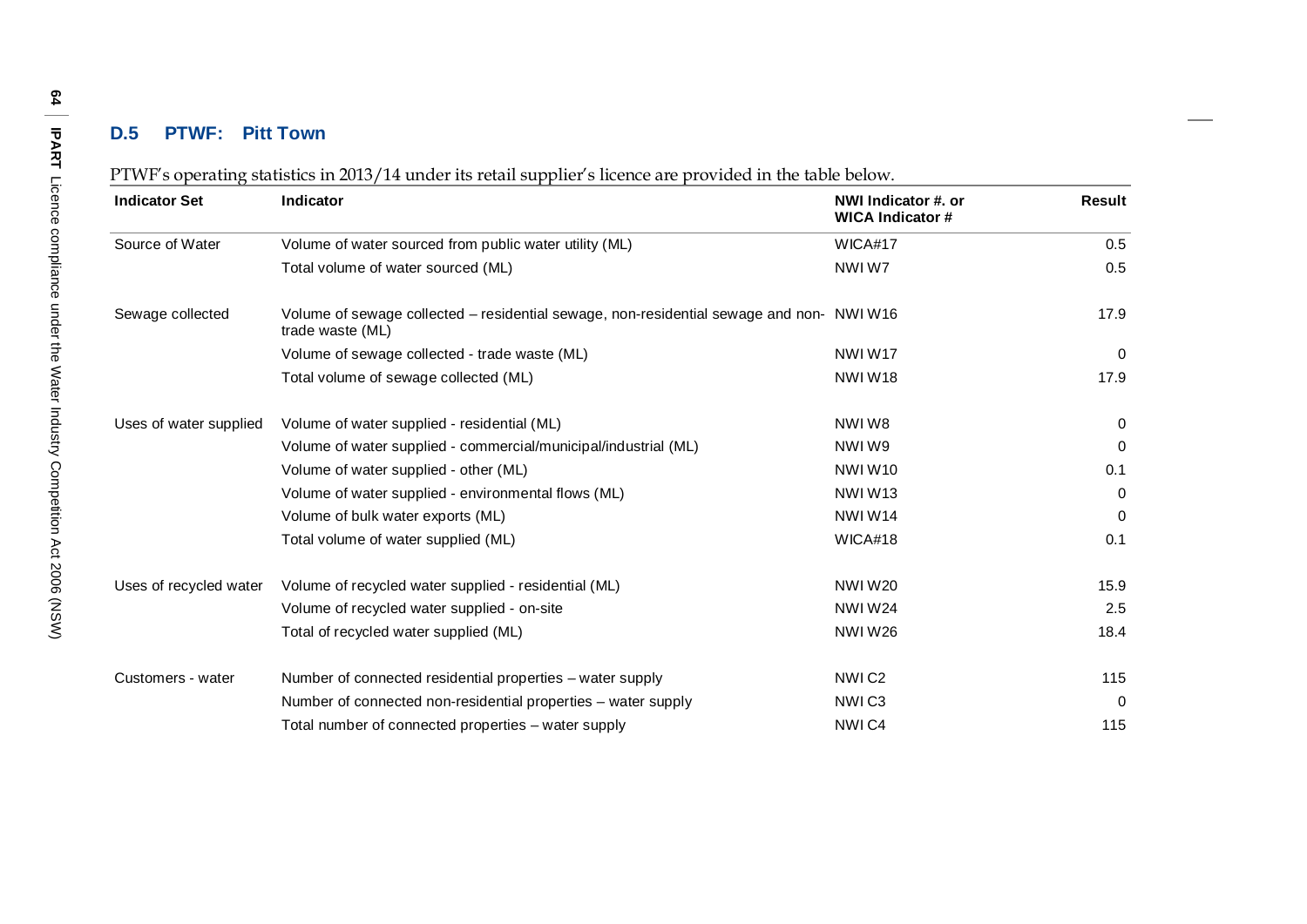## D.5 PTWF: Pitt Town

PTWF's operating statistics in 2013/14 under its retail supplier's licence are provided in the table below.

| Indicator Set | Indicator | NWI Indicator #. or WICA Indicator # | Result |
|---|---|---|---|
| Source of Water | Volume of water sourced from public water utility (ML) | WICA#17 | 0.5 |
| | Total volume of water sourced (ML) | NWI W7 | 0.5 |
| Sewage collected | Volume of sewage collected – residential sewage, non-residential sewage and non-trade waste (ML) | NWI W16 | 17.9 |
| | Volume of sewage collected - trade waste (ML) | NWI W17 | 0 |
| | Total volume of sewage collected (ML) | NWI W18 | 17.9 |
| Uses of water supplied | Volume of water supplied - residential (ML) | NWI W8 | 0 |
| | Volume of water supplied - commercial/municipal/industrial (ML) | NWI W9 | 0 |
| | Volume of water supplied - other (ML) | NWI W10 | 0.1 |
| | Volume of water supplied - environmental flows (ML) | NWI W13 | 0 |
| | Volume of bulk water exports (ML) | NWI W14 | 0 |
| | Total volume of water supplied (ML) | WICA#18 | 0.1 |
| Uses of recycled water | Volume of recycled water supplied - residential (ML) | NWI W20 | 15.9 |
| | Volume of recycled water supplied - on-site | NWI W24 | 2.5 |
| | Total of recycled water supplied (ML) | NWI W26 | 18.4 |
| Customers - water | Number of connected residential properties – water supply | NWI C2 | 115 |
| | Number of connected non-residential properties – water supply | NWI C3 | 0 |
| | Total number of connected properties – water supply | NWI C4 | 115 |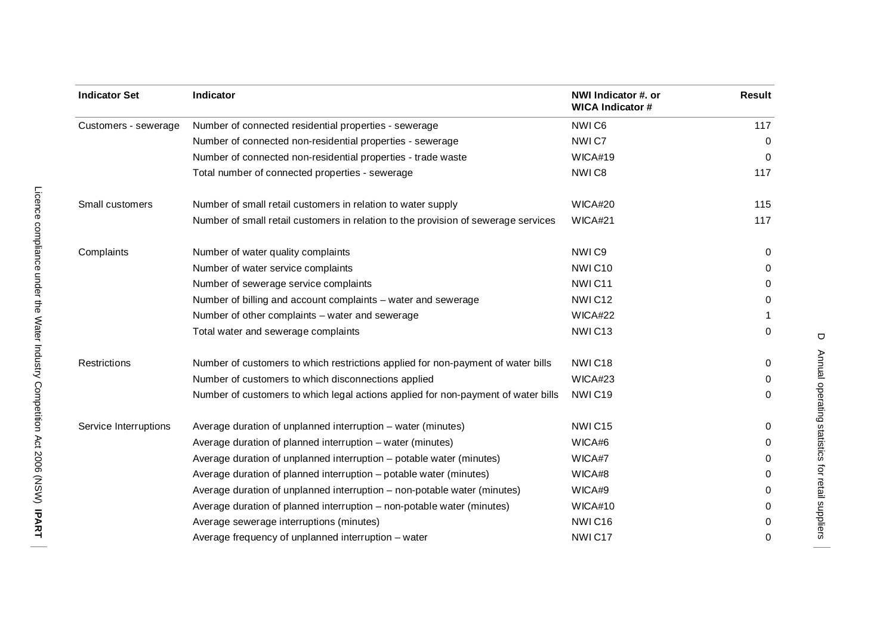| Indicator Set | Indicator | NWI Indicator #. or WICA Indicator # | Result |
|---|---|---|---|
| Customers - sewerage | Number of connected residential properties - sewerage | NWI C6 | 117 |
| | Number of connected non-residential properties - sewerage | NWI C7 | 0 |
| | Number of connected non-residential properties - trade waste | WICA#19 | 0 |
| | Total number of connected properties - sewerage | NWI C8 | 117 |
| Small customers | Number of small retail customers in relation to water supply | WICA#20 | 115 |
| | Number of small retail customers in relation to the provision of sewerage services | WICA#21 | 117 |
| Complaints | Number of water quality complaints | NWI C9 | 0 |
| | Number of water service complaints | NWI C10 | 0 |
| | Number of sewerage service complaints | NWI C11 | 0 |
| | Number of billing and account complaints – water and sewerage | NWI C12 | 0 |
| | Number of other complaints – water and sewerage | WICA#22 | 1 |
| | Total water and sewerage complaints | NWI C13 | 0 |
| Restrictions | Number of customers to which restrictions applied for non-payment of water bills | NWI C18 | 0 |
| | Number of customers to which disconnections applied | WICA#23 | 0 |
| | Number of customers to which legal actions applied for non-payment of water bills | NWI C19 | 0 |
| Service Interruptions | Average duration of unplanned interruption – water (minutes) | NWI C15 | 0 |
| | Average duration of planned interruption – water (minutes) | WICA#6 | 0 |
| | Average duration of unplanned interruption – potable water (minutes) | WICA#7 | 0 |
| | Average duration of planned interruption – potable water (minutes) | WICA#8 | 0 |
| | Average duration of unplanned interruption – non-potable water (minutes) | WICA#9 | 0 |
| | Average duration of planned interruption – non-potable water (minutes) | WICA#10 | 0 |
| | Average sewerage interruptions (minutes) | NWI C16 | 0 |
| | Average frequency of unplanned interruption – water | NWI C17 | 0 |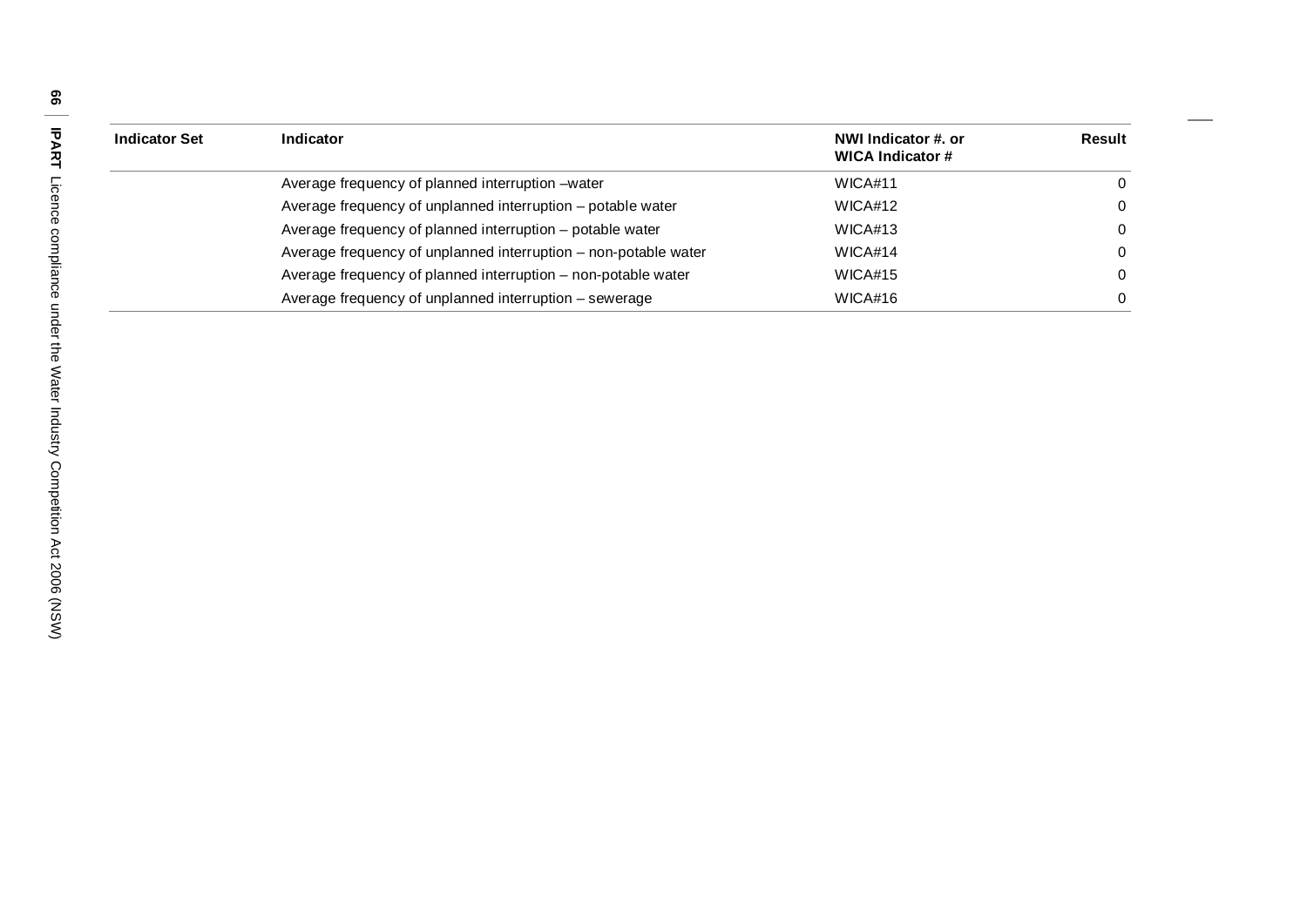| Indicator Set | Indicator | NWI Indicator #. or WICA Indicator # | Result |
|---|---|---|---|
| | Average frequency of planned interruption –water | WICA#11 | 0 |
| | Average frequency of unplanned interruption – potable water | WICA#12 | 0 |
| | Average frequency of planned interruption – potable water | WICA#13 | 0 |
| | Average frequency of unplanned interruption – non-potable water | WICA#14 | 0 |
| | Average frequency of planned interruption – non-potable water | WICA#15 | 0 |
| | Average frequency of unplanned interruption – sewerage | WICA#16 | 0 |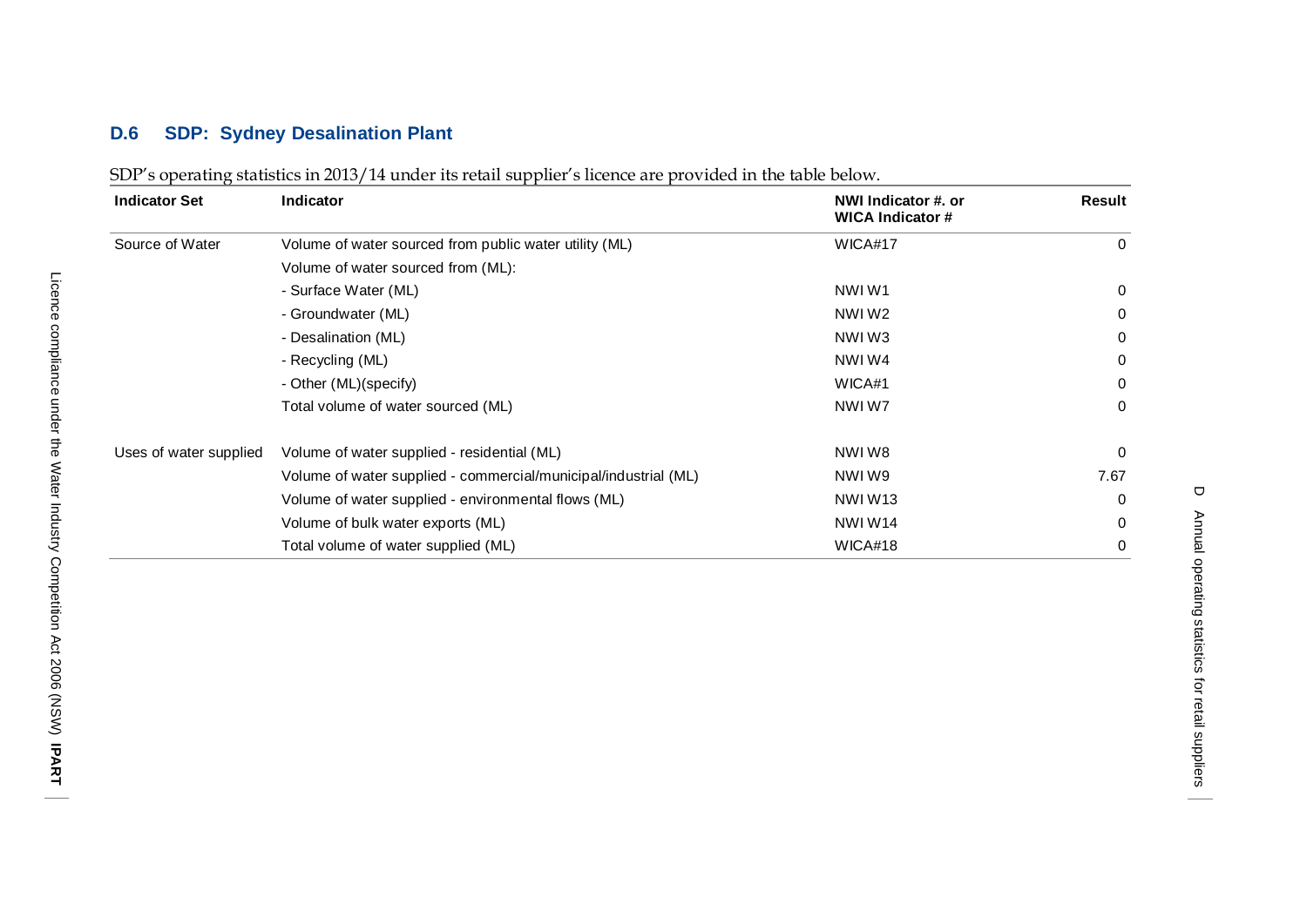### D.6 SDP: Sydney Desalination Plant

SDP's operating statistics in 2013/14 under its retail supplier's licence are provided in the table below.

| Indicator Set | Indicator | NWI Indicator #. or WICA Indicator # | Result |
|---|---|---|---|
| Source of Water | Volume of water sourced from public water utility (ML) | WICA#17 | 0 |
| | Volume of water sourced from (ML): | | |
| | - Surface Water (ML) | NWI W1 | 0 |
| | - Groundwater (ML) | NWI W2 | 0 |
| | - Desalination (ML) | NWI W3 | 0 |
| | - Recycling (ML) | NWI W4 | 0 |
| | - Other (ML)(specify) | WICA#1 | 0 |
| | Total volume of water sourced (ML) | NWI W7 | 0 |
| Uses of water supplied | Volume of water supplied - residential (ML) | NWI W8 | 0 |
| | Volume of water supplied - commercial/municipal/industrial (ML) | NWI W9 | 7.67 |
| | Volume of water supplied - environmental flows (ML) | NWI W13 | 0 |
| | Volume of bulk water exports (ML) | NWI W14 | 0 |
| | Total volume of water supplied (ML) | WICA#18 | 0 |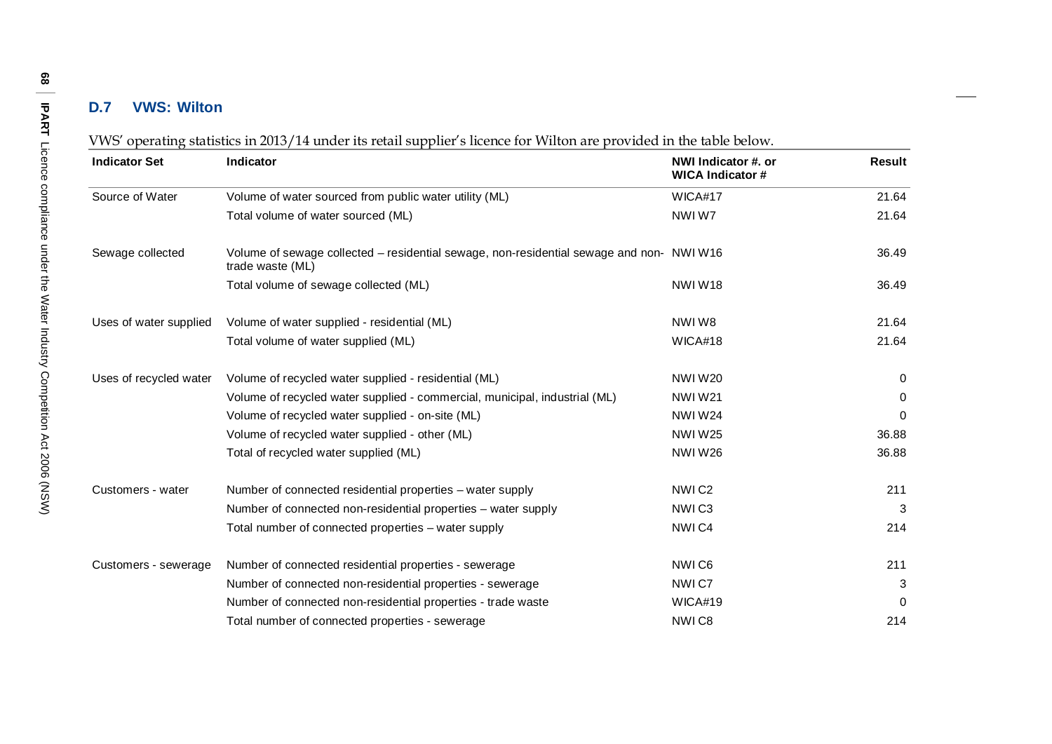## D.7 VWS: Wilton

VWS' operating statistics in 2013/14 under its retail supplier's licence for Wilton are provided in the table below.

| Indicator Set | Indicator | NWI Indicator #. or WICA Indicator # | Result |
|---|---|---|---|
| Source of Water | Volume of water sourced from public water utility (ML) | WICA#17 | 21.64 |
| | Total volume of water sourced (ML) | NWI W7 | 21.64 |
| Sewage collected | Volume of sewage collected – residential sewage, non-residential sewage and non-trade waste (ML) | NWI W16 | 36.49 |
| | Total volume of sewage collected (ML) | NWI W18 | 36.49 |
| Uses of water supplied | Volume of water supplied - residential (ML) | NWI W8 | 21.64 |
| | Total volume of water supplied (ML) | WICA#18 | 21.64 |
| Uses of recycled water | Volume of recycled water supplied - residential (ML) | NWI W20 | 0 |
| | Volume of recycled water supplied - commercial, municipal, industrial (ML) | NWI W21 | 0 |
| | Volume of recycled water supplied - on-site (ML) | NWI W24 | 0 |
| | Volume of recycled water supplied - other (ML) | NWI W25 | 36.88 |
| | Total of recycled water supplied (ML) | NWI W26 | 36.88 |
| Customers - water | Number of connected residential properties – water supply | NWI C2 | 211 |
| | Number of connected non-residential properties – water supply | NWI C3 | 3 |
| | Total number of connected properties – water supply | NWI C4 | 214 |
| Customers - sewerage | Number of connected residential properties - sewerage | NWI C6 | 211 |
| | Number of connected non-residential properties - sewerage | NWI C7 | 3 |
| | Number of connected non-residential properties - trade waste | WICA#19 | 0 |
| | Total number of connected properties - sewerage | NWI C8 | 214 |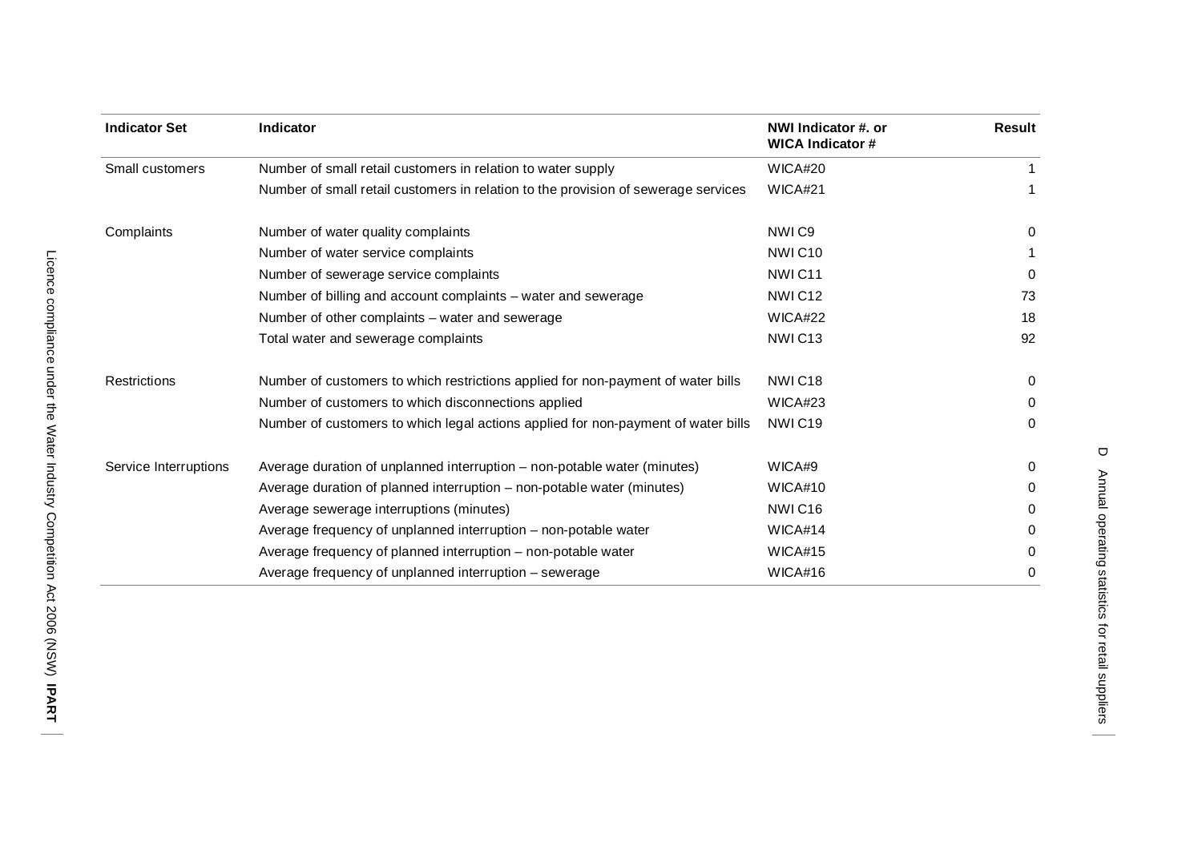| Indicator Set | Indicator | NWI Indicator #. or WICA Indicator # | Result |
|---|---|---|---|
| Small customers | Number of small retail customers in relation to water supply | WICA#20 | 1 |
| | Number of small retail customers in relation to the provision of sewerage services | WICA#21 | 1 |
| Complaints | Number of water quality complaints | NWI C9 | 0 |
| | Number of water service complaints | NWI C10 | 1 |
| | Number of sewerage service complaints | NWI C11 | 0 |
| | Number of billing and account complaints – water and sewerage | NWI C12 | 73 |
| | Number of other complaints – water and sewerage | WICA#22 | 18 |
| | Total water and sewerage complaints | NWI C13 | 92 |
| Restrictions | Number of customers to which restrictions applied for non-payment of water bills | NWI C18 | 0 |
| | Number of customers to which disconnections applied | WICA#23 | 0 |
| | Number of customers to which legal actions applied for non-payment of water bills | NWI C19 | 0 |
| Service Interruptions | Average duration of unplanned interruption – non-potable water (minutes) | WICA#9 | 0 |
| | Average duration of planned interruption – non-potable water (minutes) | WICA#10 | 0 |
| | Average sewerage interruptions (minutes) | NWI C16 | 0 |
| | Average frequency of unplanned interruption – non-potable water | WICA#14 | 0 |
| | Average frequency of planned interruption – non-potable water | WICA#15 | 0 |
| | Average frequency of unplanned interruption – sewerage | WICA#16 | 0 |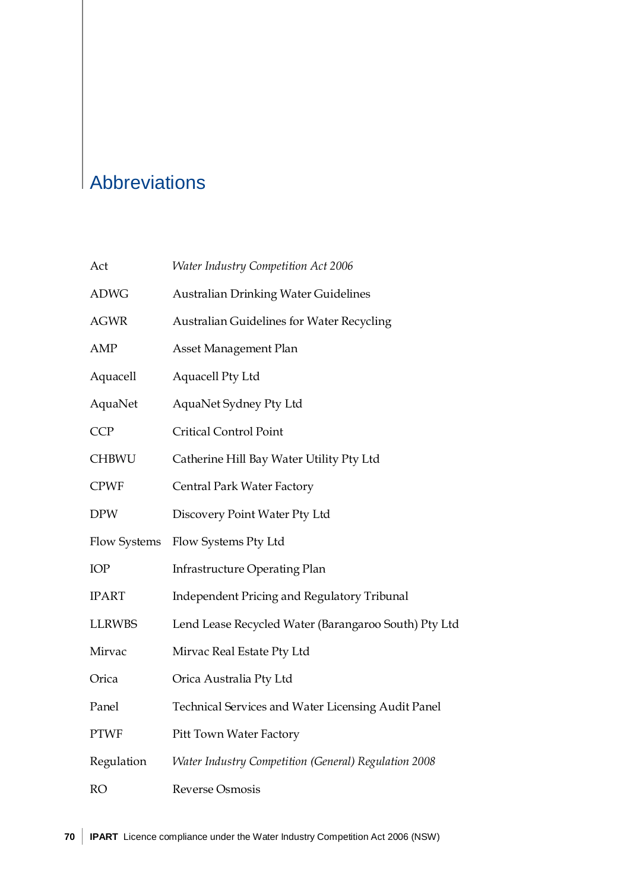# Abbreviations

| | |
|---|---|
| Act | *Water Industry Competition Act 2006* |
| ADWG | Australian Drinking Water Guidelines |
| AGWR | Australian Guidelines for Water Recycling |
| AMP | Asset Management Plan |
| Aquacell | Aquacell Pty Ltd |
| AquaNet | AquaNet Sydney Pty Ltd |
| CCP | Critical Control Point |
| CHBWU | Catherine Hill Bay Water Utility Pty Ltd |
| CPWF | Central Park Water Factory |
| DPW | Discovery Point Water Pty Ltd |
| Flow Systems | Flow Systems Pty Ltd |
| IOP | Infrastructure Operating Plan |
| IPART | Independent Pricing and Regulatory Tribunal |
| LLRWBS | Lend Lease Recycled Water (Barangaroo South) Pty Ltd |
| Mirvac | Mirvac Real Estate Pty Ltd |
| Orica | Orica Australia Pty Ltd |
| Panel | Technical Services and Water Licensing Audit Panel |
| PTWF | Pitt Town Water Factory |
| Regulation | *Water Industry Competition (General) Regulation 2008* |
| RO | Reverse Osmosis |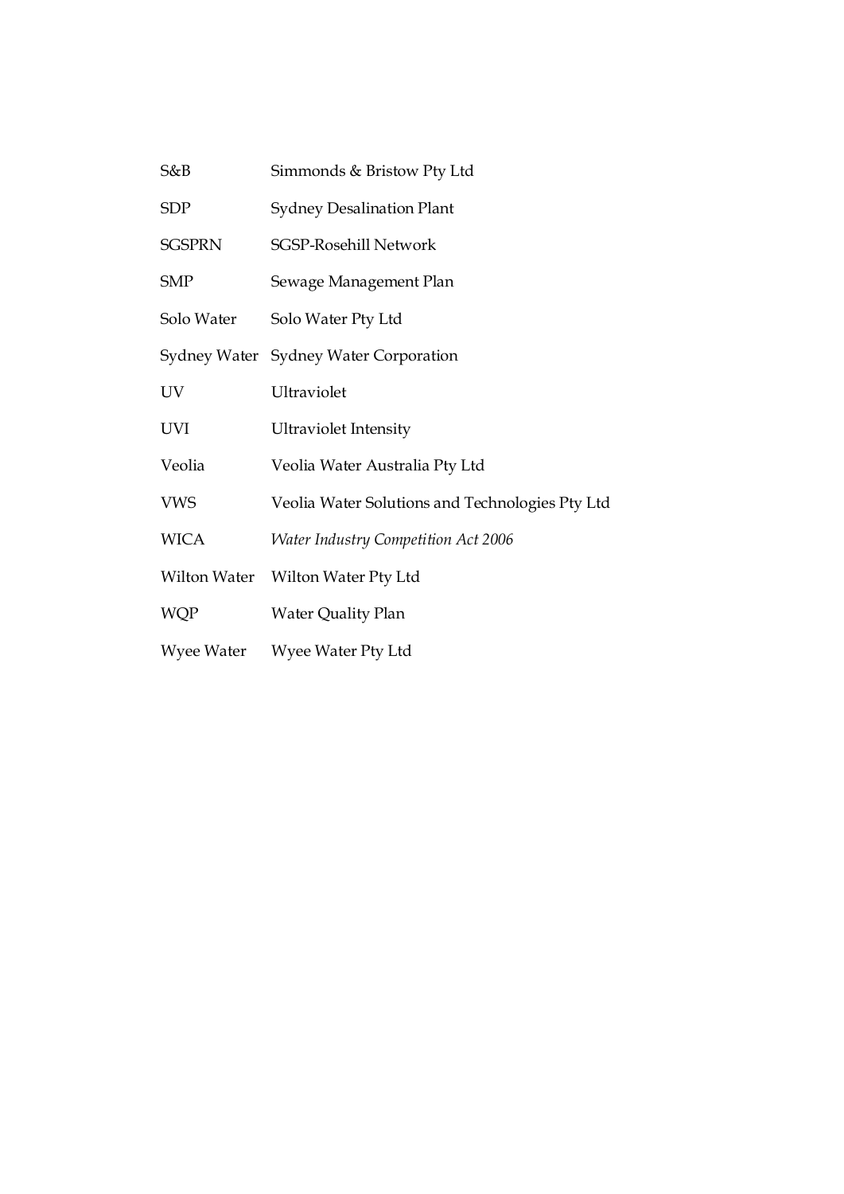| | |
|---|---|
| S&B | Simmonds & Bristow Pty Ltd |
| SDP | Sydney Desalination Plant |
| SGSPRN | SGSP-Rosehill Network |
| SMP | Sewage Management Plan |
| Solo Water | Solo Water Pty Ltd |
| Sydney Water | Sydney Water Corporation |
| UV | Ultraviolet |
| UVI | Ultraviolet Intensity |
| Veolia | Veolia Water Australia Pty Ltd |
| VWS | Veolia Water Solutions and Technologies Pty Ltd |
| WICA | *Water Industry Competition Act 2006* |
| Wilton Water | Wilton Water Pty Ltd |
| WQP | Water Quality Plan |
| Wyee Water | Wyee Water Pty Ltd |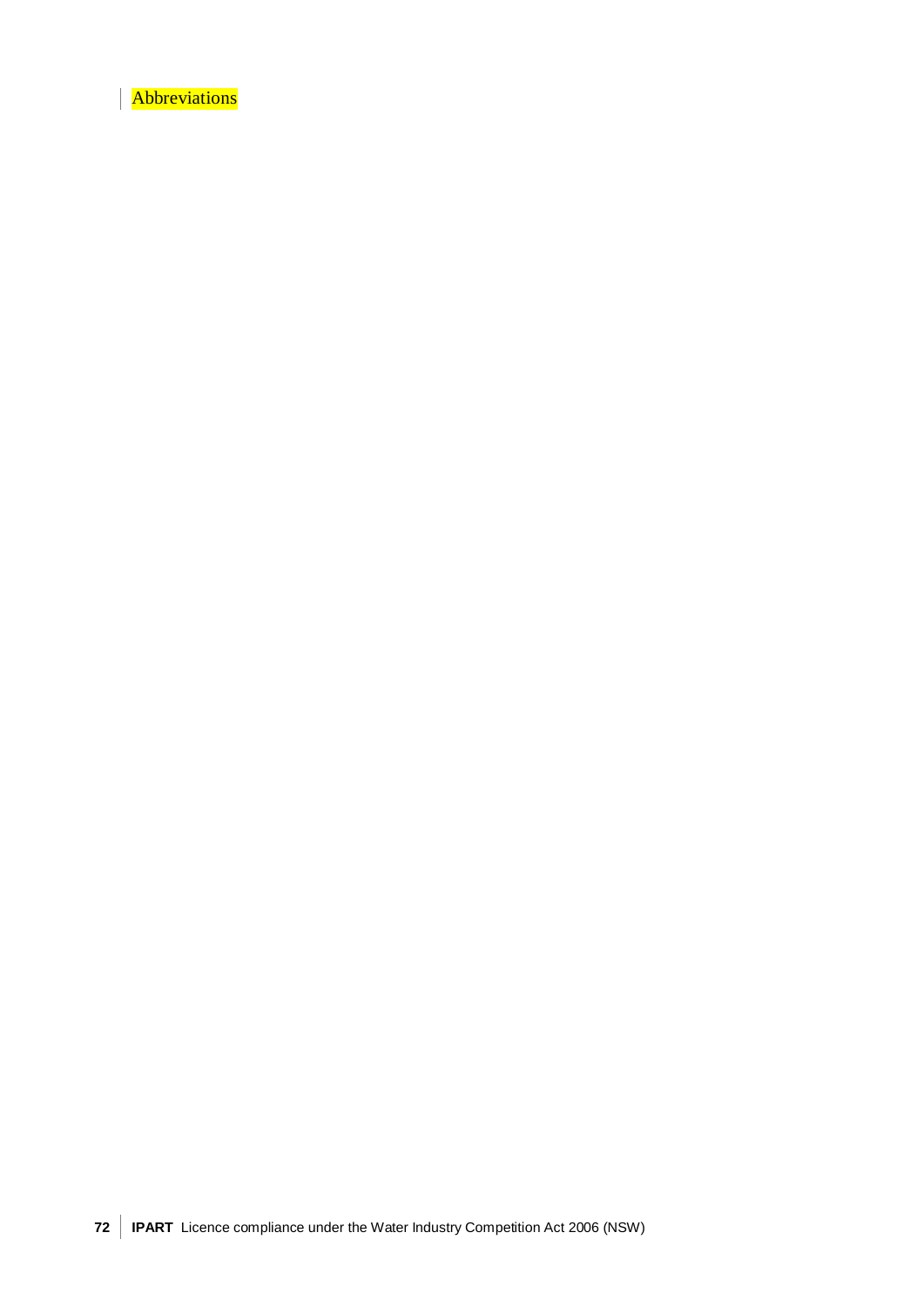# Abbreviations